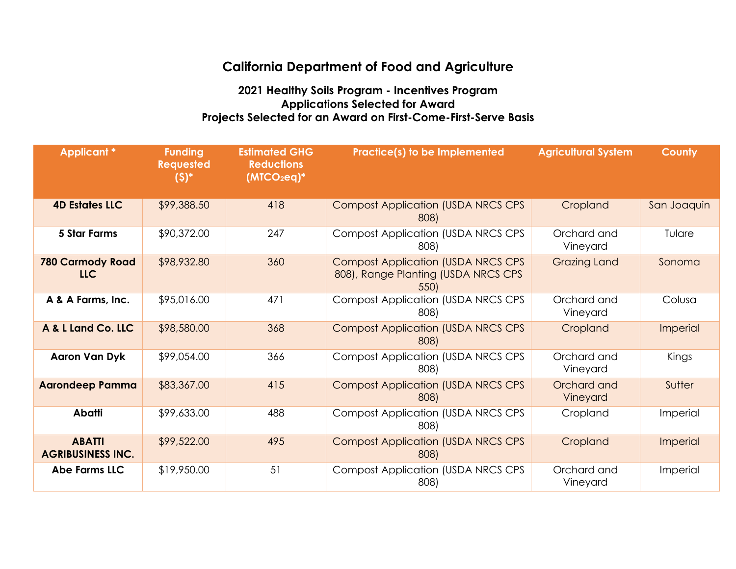# California Department of Food and Agriculture

## 2021 Healthy Soils Program - Incentives Program
## Applications Selected for Award
## Projects Selected for an Award on First-Come-First-Serve Basis

| Applicant * | Funding Requested ($)* | Estimated GHG Reductions ($MTCO_2eq$)* | Practice(s) to be Implemented | Agricultural System | County |
|---|---|---|---|---|---|
| **4D Estates LLC** | $99,388.50 | 418 | Compost Application (USDA NRCS CPS 808) | Cropland | San Joaquin |
| **5 Star Farms** | $90,372.00 | 247 | Compost Application (USDA NRCS CPS 808) | Orchard and Vineyard | Tulare |
| **780 Carmody Road LLC** | $98,932.80 | 360 | Compost Application (USDA NRCS CPS 808), Range Planting (USDA NRCS CPS 550) | Grazing Land | Sonoma |
| **A & A Farms, Inc.** | $95,016.00 | 471 | Compost Application (USDA NRCS CPS 808) | Orchard and Vineyard | Colusa |
| **A & L Land Co. LLC** | $98,580.00 | 368 | Compost Application (USDA NRCS CPS 808) | Cropland | Imperial |
| **Aaron Van Dyk** | $99,054.00 | 366 | Compost Application (USDA NRCS CPS 808) | Orchard and Vineyard | Kings |
| **Aarondeep Pamma** | $83,367.00 | 415 | Compost Application (USDA NRCS CPS 808) | Orchard and Vineyard | Sutter |
| **Abatti** | $99,633.00 | 488 | Compost Application (USDA NRCS CPS 808) | Cropland | Imperial |
| **ABATTI AGRIBUSINESS INC.** | $99,522.00 | 495 | Compost Application (USDA NRCS CPS 808) | Cropland | Imperial |
| **Abe Farms LLC** | $19,950.00 | 51 | Compost Application (USDA NRCS CPS 808) | Orchard and Vineyard | Imperial |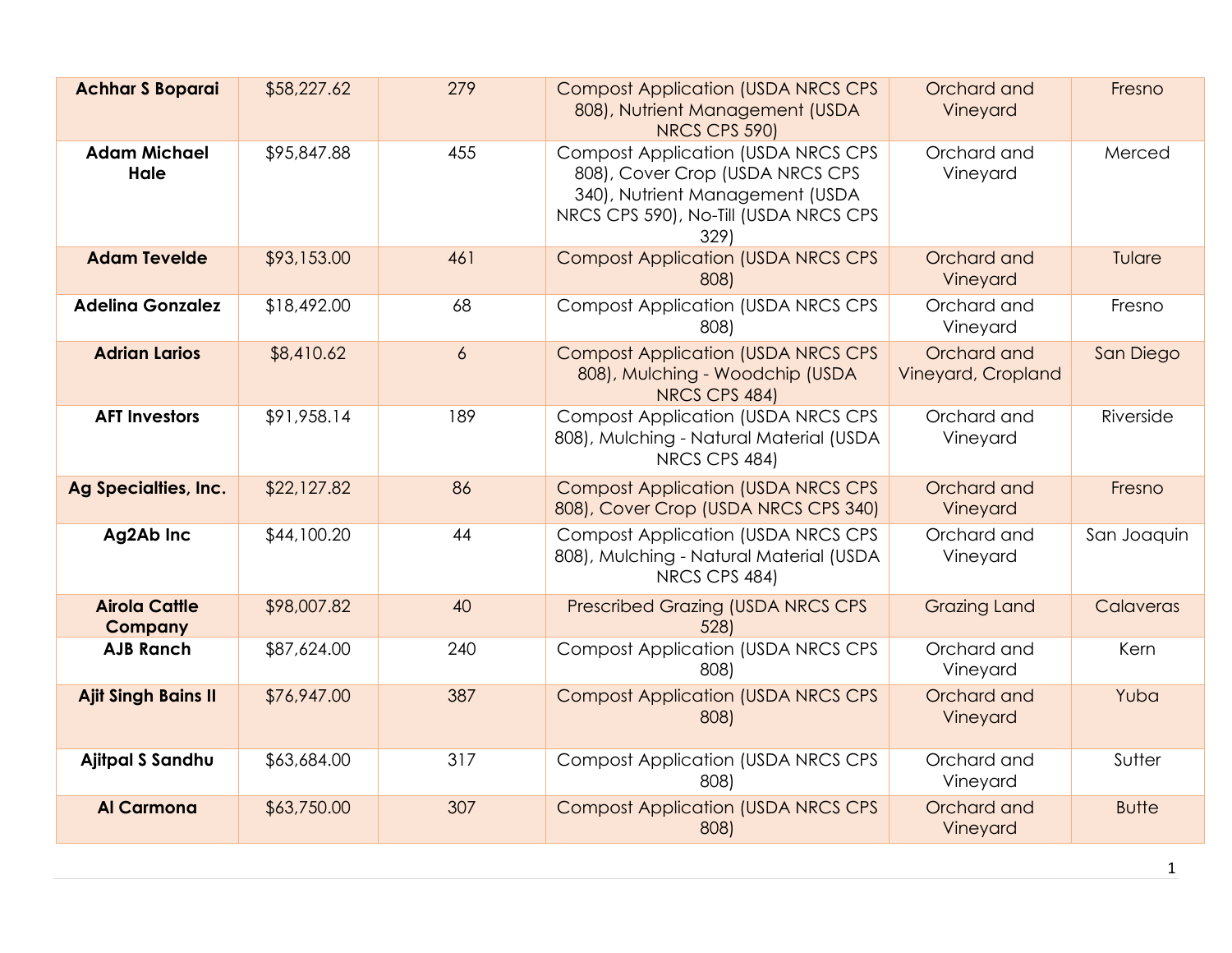| | | | | | |
|---|---|---|---|---|---|
| **Achhar S Boparai** | $58,227.62 | 279 | Compost Application (USDA NRCS CPS 808), Nutrient Management (USDA NRCS CPS 590) | Orchard and Vineyard | Fresno |
| **Adam Michael Hale** | $95,847.88 | 455 | Compost Application (USDA NRCS CPS 808), Cover Crop (USDA NRCS CPS 340), Nutrient Management (USDA NRCS CPS 590), No-Till (USDA NRCS CPS 329) | Orchard and Vineyard | Merced |
| **Adam Tevelde** | $93,153.00 | 461 | Compost Application (USDA NRCS CPS 808) | Orchard and Vineyard | Tulare |
| **Adelina Gonzalez** | $18,492.00 | 68 | Compost Application (USDA NRCS CPS 808) | Orchard and Vineyard | Fresno |
| **Adrian Larios** | $8,410.62 | 6 | Compost Application (USDA NRCS CPS 808), Mulching - Woodchip (USDA NRCS CPS 484) | Orchard and Vineyard, Cropland | San Diego |
| **AFT Investors** | $91,958.14 | 189 | Compost Application (USDA NRCS CPS 808), Mulching - Natural Material (USDA NRCS CPS 484) | Orchard and Vineyard | Riverside |
| **Ag Specialties, Inc.** | $22,127.82 | 86 | Compost Application (USDA NRCS CPS 808), Cover Crop (USDA NRCS CPS 340) | Orchard and Vineyard | Fresno |
| **Ag2Ab Inc** | $44,100.20 | 44 | Compost Application (USDA NRCS CPS 808), Mulching - Natural Material (USDA NRCS CPS 484) | Orchard and Vineyard | San Joaquin |
| **Airola Cattle Company** | $98,007.82 | 40 | Prescribed Grazing (USDA NRCS CPS 528) | Grazing Land | Calaveras |
| **AJB Ranch** | $87,624.00 | 240 | Compost Application (USDA NRCS CPS 808) | Orchard and Vineyard | Kern |
| **Ajit Singh Bains II** | $76,947.00 | 387 | Compost Application (USDA NRCS CPS 808) | Orchard and Vineyard | Yuba |
| **Ajitpal S Sandhu** | $63,684.00 | 317 | Compost Application (USDA NRCS CPS 808) | Orchard and Vineyard | Sutter |
| **Al Carmona** | $63,750.00 | 307 | Compost Application (USDA NRCS CPS 808) | Orchard and Vineyard | Butte |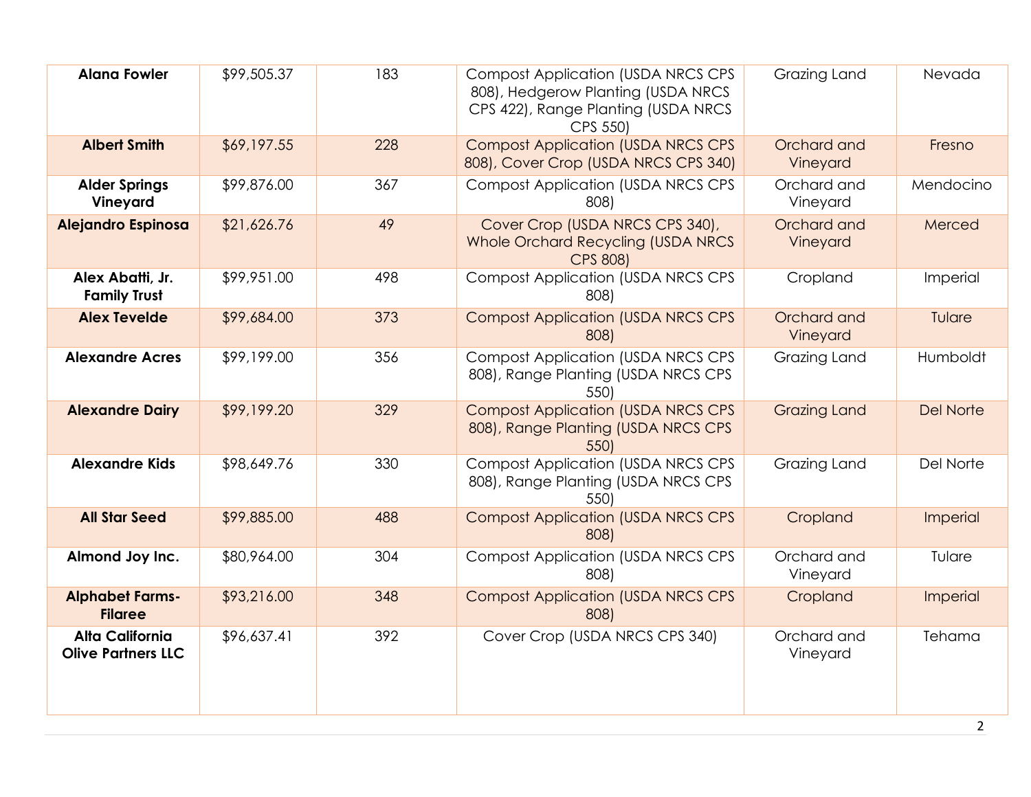| | | | | | |
|---|---|---|---|---|---|
| **Alana Fowler** | $99,505.37 | 183 | Compost Application (USDA NRCS CPS 808), Hedgerow Planting (USDA NRCS CPS 422), Range Planting (USDA NRCS CPS 550) | Grazing Land | Nevada |
| **Albert Smith** | $69,197.55 | 228 | Compost Application (USDA NRCS CPS 808), Cover Crop (USDA NRCS CPS 340) | Orchard and Vineyard | Fresno |
| **Alder Springs Vineyard** | $99,876.00 | 367 | Compost Application (USDA NRCS CPS 808) | Orchard and Vineyard | Mendocino |
| **Alejandro Espinosa** | $21,626.76 | 49 | Cover Crop (USDA NRCS CPS 340), Whole Orchard Recycling (USDA NRCS CPS 808) | Orchard and Vineyard | Merced |
| **Alex Abatti, Jr. Family Trust** | $99,951.00 | 498 | Compost Application (USDA NRCS CPS 808) | Cropland | Imperial |
| **Alex Tevelde** | $99,684.00 | 373 | Compost Application (USDA NRCS CPS 808) | Orchard and Vineyard | Tulare |
| **Alexandre Acres** | $99,199.00 | 356 | Compost Application (USDA NRCS CPS 808), Range Planting (USDA NRCS CPS 550) | Grazing Land | Humboldt |
| **Alexandre Dairy** | $99,199.20 | 329 | Compost Application (USDA NRCS CPS 808), Range Planting (USDA NRCS CPS 550) | Grazing Land | Del Norte |
| **Alexandre Kids** | $98,649.76 | 330 | Compost Application (USDA NRCS CPS 808), Range Planting (USDA NRCS CPS 550) | Grazing Land | Del Norte |
| **All Star Seed** | $99,885.00 | 488 | Compost Application (USDA NRCS CPS 808) | Cropland | Imperial |
| **Almond Joy Inc.** | $80,964.00 | 304 | Compost Application (USDA NRCS CPS 808) | Orchard and Vineyard | Tulare |
| **Alphabet Farms-Filaree** | $93,216.00 | 348 | Compost Application (USDA NRCS CPS 808) | Cropland | Imperial |
| **Alta California Olive Partners LLC** | $96,637.41 | 392 | Cover Crop (USDA NRCS CPS 340) | Orchard and Vineyard | Tehama |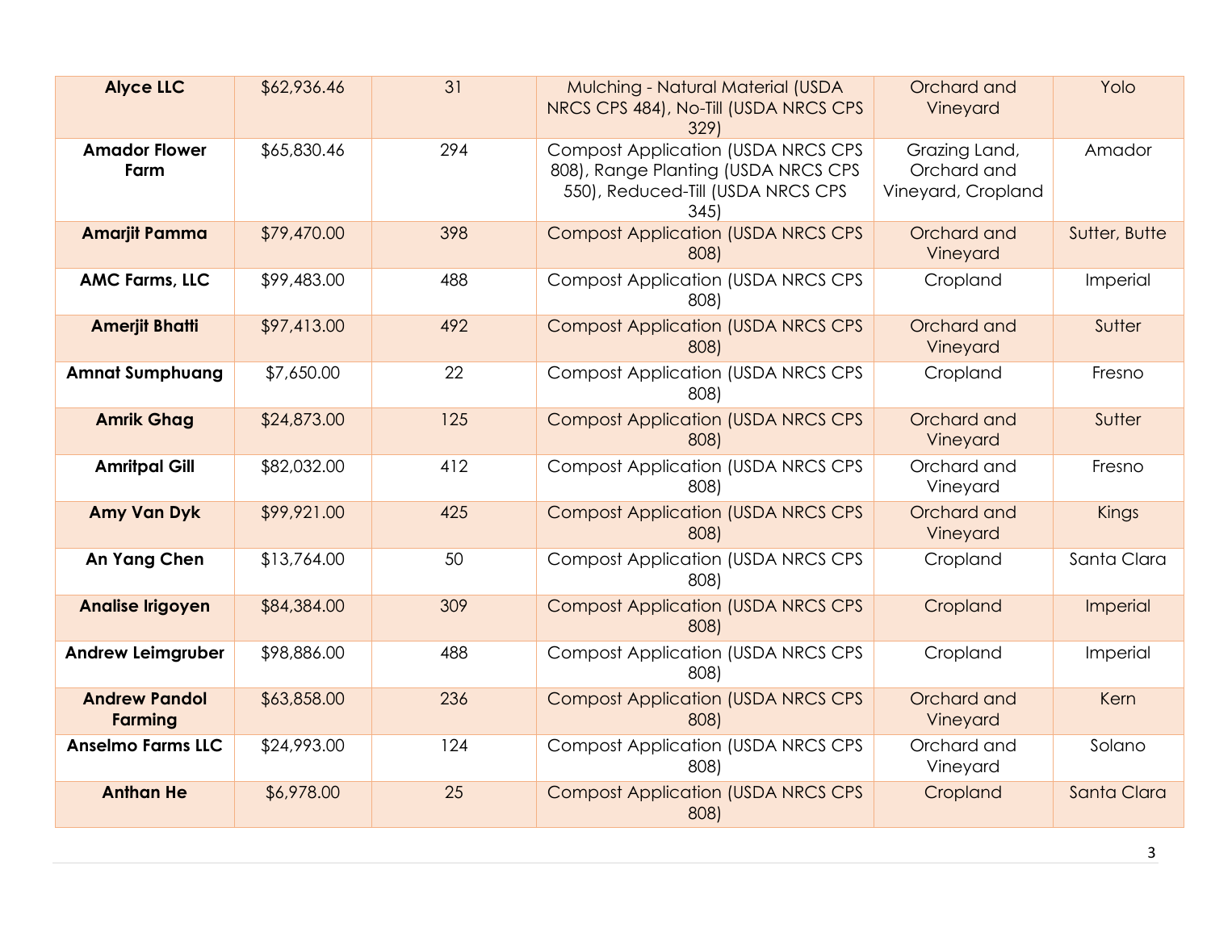| | | | | | |
|---|---|---|---|---|---|
| **Alyce LLC** | $62,936.46 | 31 | Mulching - Natural Material (USDA NRCS CPS 484), No-Till (USDA NRCS CPS 329) | Orchard and Vineyard | Yolo |
| **Amador Flower Farm** | $65,830.46 | 294 | Compost Application (USDA NRCS CPS 808), Range Planting (USDA NRCS CPS 550), Reduced-Till (USDA NRCS CPS 345) | Grazing Land, Orchard and Vineyard, Cropland | Amador |
| **Amarjit Pamma** | $79,470.00 | 398 | Compost Application (USDA NRCS CPS 808) | Orchard and Vineyard | Sutter, Butte |
| **AMC Farms, LLC** | $99,483.00 | 488 | Compost Application (USDA NRCS CPS 808) | Cropland | Imperial |
| **Amerjit Bhatti** | $97,413.00 | 492 | Compost Application (USDA NRCS CPS 808) | Orchard and Vineyard | Sutter |
| **Amnat Sumphuang** | $7,650.00 | 22 | Compost Application (USDA NRCS CPS 808) | Cropland | Fresno |
| **Amrik Ghag** | $24,873.00 | 125 | Compost Application (USDA NRCS CPS 808) | Orchard and Vineyard | Sutter |
| **Amritpal Gill** | $82,032.00 | 412 | Compost Application (USDA NRCS CPS 808) | Orchard and Vineyard | Fresno |
| **Amy Van Dyk** | $99,921.00 | 425 | Compost Application (USDA NRCS CPS 808) | Orchard and Vineyard | Kings |
| **An Yang Chen** | $13,764.00 | 50 | Compost Application (USDA NRCS CPS 808) | Cropland | Santa Clara |
| **Analise Irigoyen** | $84,384.00 | 309 | Compost Application (USDA NRCS CPS 808) | Cropland | Imperial |
| **Andrew Leimgruber** | $98,886.00 | 488 | Compost Application (USDA NRCS CPS 808) | Cropland | Imperial |
| **Andrew Pandol Farming** | $63,858.00 | 236 | Compost Application (USDA NRCS CPS 808) | Orchard and Vineyard | Kern |
| **Anselmo Farms LLC** | $24,993.00 | 124 | Compost Application (USDA NRCS CPS 808) | Orchard and Vineyard | Solano |
| **Anthan He** | $6,978.00 | 25 | Compost Application (USDA NRCS CPS 808) | Cropland | Santa Clara |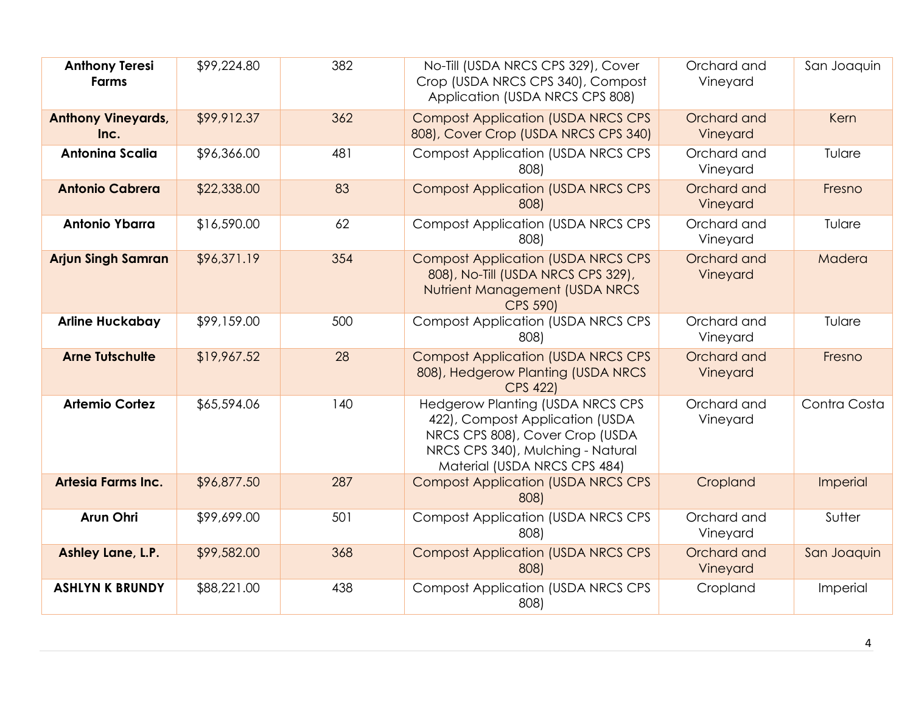| **Anthony Teresi Farms** | $99,224.80 | 382 | No-Till (USDA NRCS CPS 329), Cover Crop (USDA NRCS CPS 340), Compost Application (USDA NRCS CPS 808) | Orchard and Vineyard | San Joaquin |
|---|---|---|---|---|---|
| **Anthony Vineyards, Inc.** | $99,912.37 | 362 | Compost Application (USDA NRCS CPS 808), Cover Crop (USDA NRCS CPS 340) | Orchard and Vineyard | Kern |
| **Antonina Scalia** | $96,366.00 | 481 | Compost Application (USDA NRCS CPS 808) | Orchard and Vineyard | Tulare |
| **Antonio Cabrera** | $22,338.00 | 83 | Compost Application (USDA NRCS CPS 808) | Orchard and Vineyard | Fresno |
| **Antonio Ybarra** | $16,590.00 | 62 | Compost Application (USDA NRCS CPS 808) | Orchard and Vineyard | Tulare |
| **Arjun Singh Samran** | $96,371.19 | 354 | Compost Application (USDA NRCS CPS 808), No-Till (USDA NRCS CPS 329), Nutrient Management (USDA NRCS CPS 590) | Orchard and Vineyard | Madera |
| **Arline Huckabay** | $99,159.00 | 500 | Compost Application (USDA NRCS CPS 808) | Orchard and Vineyard | Tulare |
| **Arne Tutschulte** | $19,967.52 | 28 | Compost Application (USDA NRCS CPS 808), Hedgerow Planting (USDA NRCS CPS 422) | Orchard and Vineyard | Fresno |
| **Artemio Cortez** | $65,594.06 | 140 | Hedgerow Planting (USDA NRCS CPS 422), Compost Application (USDA NRCS CPS 808), Cover Crop (USDA NRCS CPS 340), Mulching - Natural Material (USDA NRCS CPS 484) | Orchard and Vineyard | Contra Costa |
| **Artesia Farms Inc.** | $96,877.50 | 287 | Compost Application (USDA NRCS CPS 808) | Cropland | Imperial |
| **Arun Ohri** | $99,699.00 | 501 | Compost Application (USDA NRCS CPS 808) | Orchard and Vineyard | Sutter |
| **Ashley Lane, L.P.** | $99,582.00 | 368 | Compost Application (USDA NRCS CPS 808) | Orchard and Vineyard | San Joaquin |
| **ASHLYN K BRUNDY** | $88,221.00 | 438 | Compost Application (USDA NRCS CPS 808) | Cropland | Imperial |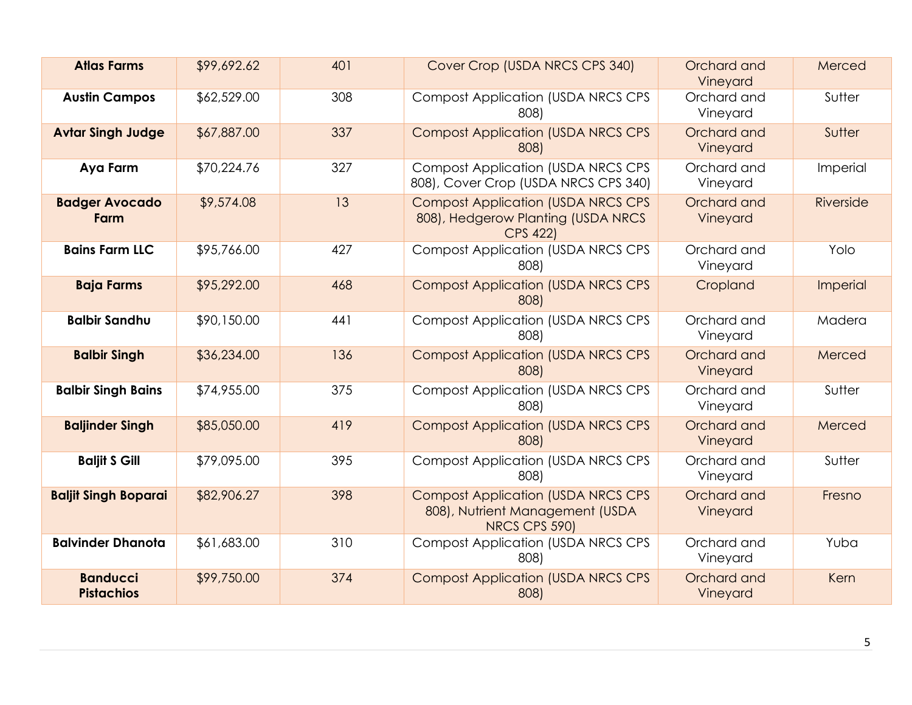| | | | | | |
|---|---|---|---|---|---|
| **Atlas Farms** | $99,692.62 | 401 | Cover Crop (USDA NRCS CPS 340) | Orchard and Vineyard | Merced |
| **Austin Campos** | $62,529.00 | 308 | Compost Application (USDA NRCS CPS 808) | Orchard and Vineyard | Sutter |
| **Avtar Singh Judge** | $67,887.00 | 337 | Compost Application (USDA NRCS CPS 808) | Orchard and Vineyard | Sutter |
| **Aya Farm** | $70,224.76 | 327 | Compost Application (USDA NRCS CPS 808), Cover Crop (USDA NRCS CPS 340) | Orchard and Vineyard | Imperial |
| **Badger Avocado Farm** | $9,574.08 | 13 | Compost Application (USDA NRCS CPS 808), Hedgerow Planting (USDA NRCS CPS 422) | Orchard and Vineyard | Riverside |
| **Bains Farm LLC** | $95,766.00 | 427 | Compost Application (USDA NRCS CPS 808) | Orchard and Vineyard | Yolo |
| **Baja Farms** | $95,292.00 | 468 | Compost Application (USDA NRCS CPS 808) | Cropland | Imperial |
| **Balbir Sandhu** | $90,150.00 | 441 | Compost Application (USDA NRCS CPS 808) | Orchard and Vineyard | Madera |
| **Balbir Singh** | $36,234.00 | 136 | Compost Application (USDA NRCS CPS 808) | Orchard and Vineyard | Merced |
| **Balbir Singh Bains** | $74,955.00 | 375 | Compost Application (USDA NRCS CPS 808) | Orchard and Vineyard | Sutter |
| **Baljinder Singh** | $85,050.00 | 419 | Compost Application (USDA NRCS CPS 808) | Orchard and Vineyard | Merced |
| **Baljit S Gill** | $79,095.00 | 395 | Compost Application (USDA NRCS CPS 808) | Orchard and Vineyard | Sutter |
| **Baljit Singh Boparai** | $82,906.27 | 398 | Compost Application (USDA NRCS CPS 808), Nutrient Management (USDA NRCS CPS 590) | Orchard and Vineyard | Fresno |
| **Balvinder Dhanota** | $61,683.00 | 310 | Compost Application (USDA NRCS CPS 808) | Orchard and Vineyard | Yuba |
| **Banducci Pistachios** | $99,750.00 | 374 | Compost Application (USDA NRCS CPS 808) | Orchard and Vineyard | Kern |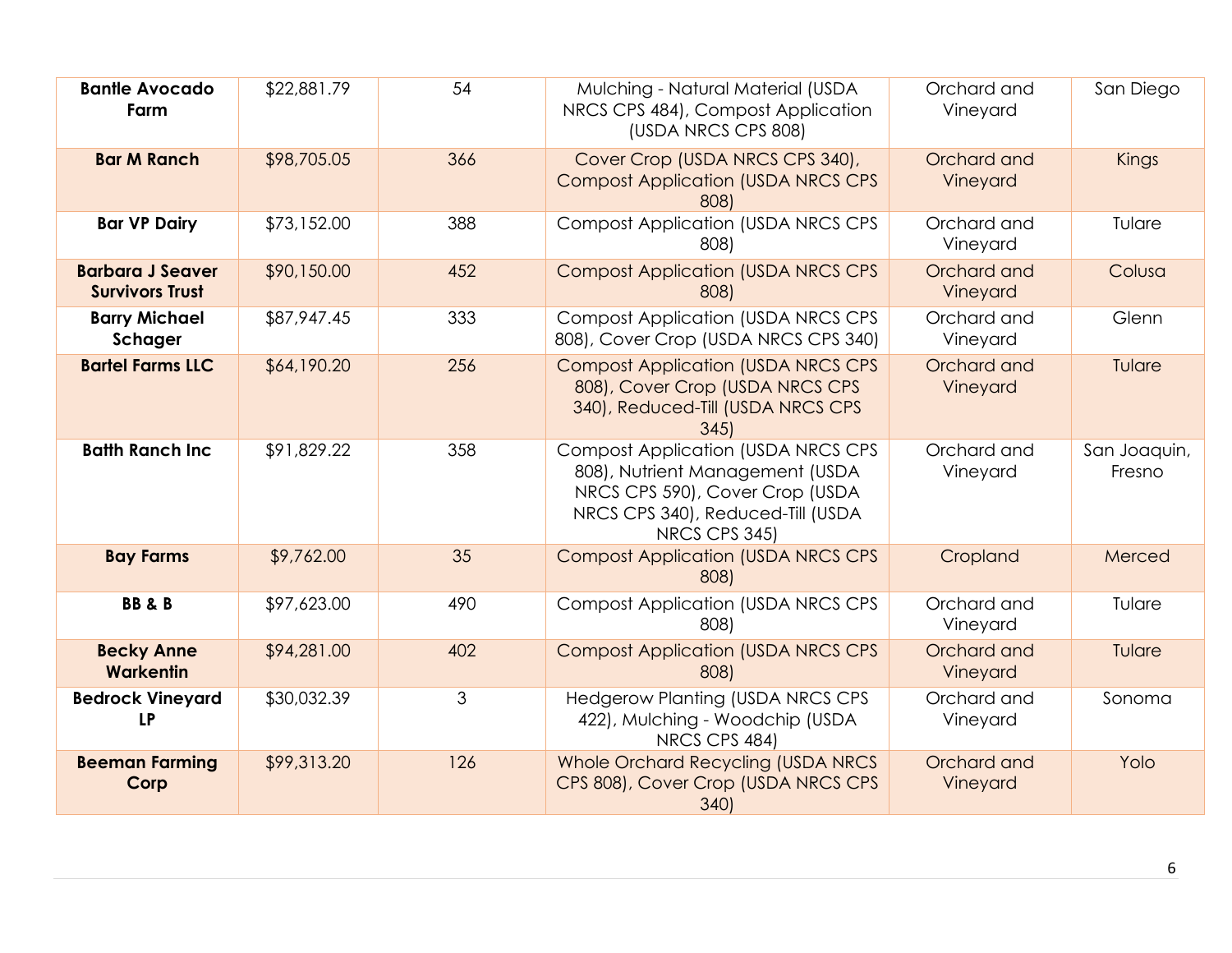| **Bantle Avocado Farm** | $22,881.79 | 54 | Mulching - Natural Material (USDA NRCS CPS 484), Compost Application (USDA NRCS CPS 808) | Orchard and Vineyard | San Diego |
|---|---|---|---|---|---|
| **Bar M Ranch** | $98,705.05 | 366 | Cover Crop (USDA NRCS CPS 340), Compost Application (USDA NRCS CPS 808) | Orchard and Vineyard | Kings |
| **Bar VP Dairy** | $73,152.00 | 388 | Compost Application (USDA NRCS CPS 808) | Orchard and Vineyard | Tulare |
| **Barbara J Seaver Survivors Trust** | $90,150.00 | 452 | Compost Application (USDA NRCS CPS 808) | Orchard and Vineyard | Colusa |
| **Barry Michael Schager** | $87,947.45 | 333 | Compost Application (USDA NRCS CPS 808), Cover Crop (USDA NRCS CPS 340) | Orchard and Vineyard | Glenn |
| **Bartel Farms LLC** | $64,190.20 | 256 | Compost Application (USDA NRCS CPS 808), Cover Crop (USDA NRCS CPS 340), Reduced-Till (USDA NRCS CPS 345) | Orchard and Vineyard | Tulare |
| **Batth Ranch Inc** | $91,829.22 | 358 | Compost Application (USDA NRCS CPS 808), Nutrient Management (USDA NRCS CPS 590), Cover Crop (USDA NRCS CPS 340), Reduced-Till (USDA NRCS CPS 345) | Orchard and Vineyard | San Joaquin, Fresno |
| **Bay Farms** | $9,762.00 | 35 | Compost Application (USDA NRCS CPS 808) | Cropland | Merced |
| **BB & B** | $97,623.00 | 490 | Compost Application (USDA NRCS CPS 808) | Orchard and Vineyard | Tulare |
| **Becky Anne Warkentin** | $94,281.00 | 402 | Compost Application (USDA NRCS CPS 808) | Orchard and Vineyard | Tulare |
| **Bedrock Vineyard LP** | $30,032.39 | 3 | Hedgerow Planting (USDA NRCS CPS 422), Mulching - Woodchip (USDA NRCS CPS 484) | Orchard and Vineyard | Sonoma |
| **Beeman Farming Corp** | $99,313.20 | 126 | Whole Orchard Recycling (USDA NRCS CPS 808), Cover Crop (USDA NRCS CPS 340) | Orchard and Vineyard | Yolo |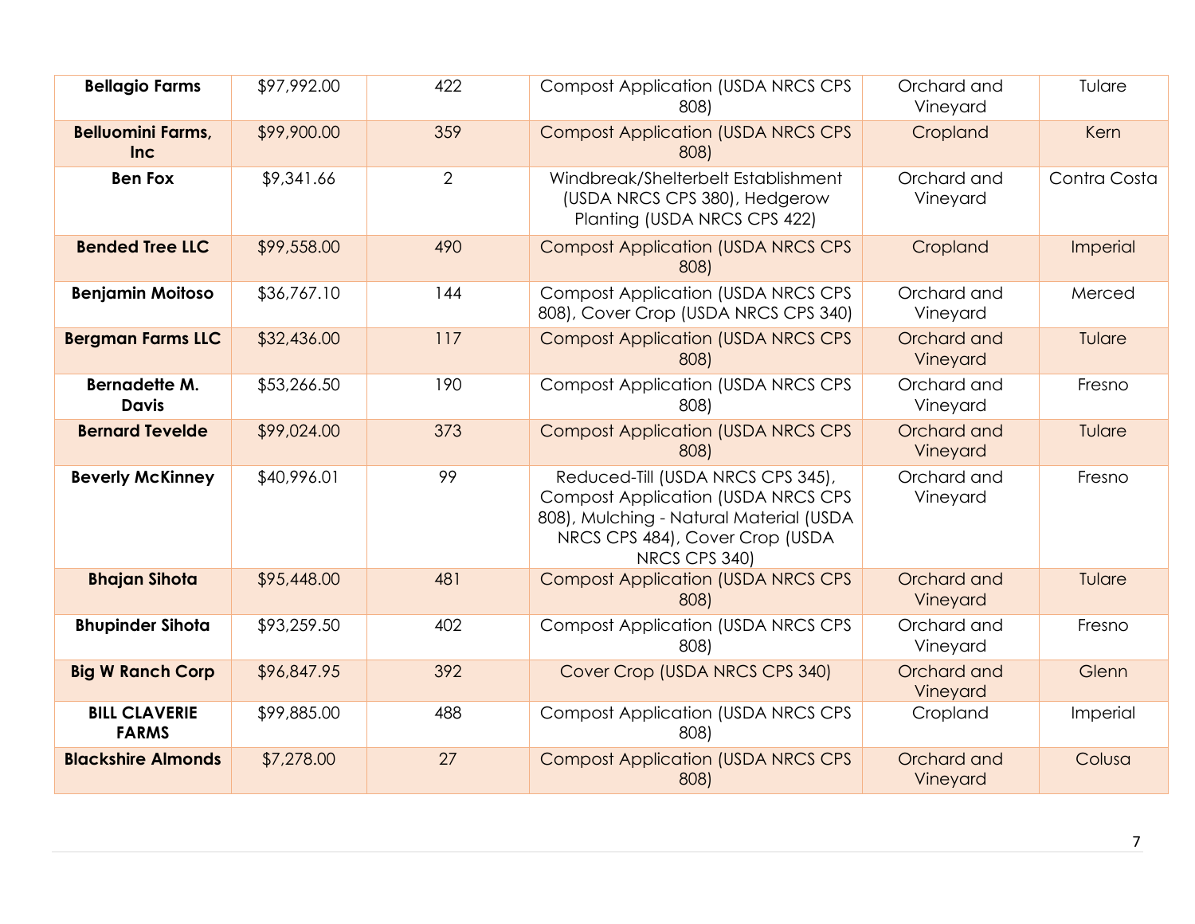| **Bellagio Farms** | $97,992.00 | 422 | Compost Application (USDA NRCS CPS 808) | Orchard and Vineyard | Tulare |
|---|---|---|---|---|---|
| **Belluomini Farms, Inc** | $99,900.00 | 359 | Compost Application (USDA NRCS CPS 808) | Cropland | Kern |
| **Ben Fox** | $9,341.66 | 2 | Windbreak/Shelterbelt Establishment (USDA NRCS CPS 380), Hedgerow Planting (USDA NRCS CPS 422) | Orchard and Vineyard | Contra Costa |
| **Bended Tree LLC** | $99,558.00 | 490 | Compost Application (USDA NRCS CPS 808) | Cropland | Imperial |
| **Benjamin Moitoso** | $36,767.10 | 144 | Compost Application (USDA NRCS CPS 808), Cover Crop (USDA NRCS CPS 340) | Orchard and Vineyard | Merced |
| **Bergman Farms LLC** | $32,436.00 | 117 | Compost Application (USDA NRCS CPS 808) | Orchard and Vineyard | Tulare |
| **Bernadette M. Davis** | $53,266.50 | 190 | Compost Application (USDA NRCS CPS 808) | Orchard and Vineyard | Fresno |
| **Bernard Tevelde** | $99,024.00 | 373 | Compost Application (USDA NRCS CPS 808) | Orchard and Vineyard | Tulare |
| **Beverly McKinney** | $40,996.01 | 99 | Reduced-Till (USDA NRCS CPS 345), Compost Application (USDA NRCS CPS 808), Mulching - Natural Material (USDA NRCS CPS 484), Cover Crop (USDA NRCS CPS 340) | Orchard and Vineyard | Fresno |
| **Bhajan Sihota** | $95,448.00 | 481 | Compost Application (USDA NRCS CPS 808) | Orchard and Vineyard | Tulare |
| **Bhupinder Sihota** | $93,259.50 | 402 | Compost Application (USDA NRCS CPS 808) | Orchard and Vineyard | Fresno |
| **Big W Ranch Corp** | $96,847.95 | 392 | Cover Crop (USDA NRCS CPS 340) | Orchard and Vineyard | Glenn |
| **BILL CLAVERIE FARMS** | $99,885.00 | 488 | Compost Application (USDA NRCS CPS 808) | Cropland | Imperial |
| **Blackshire Almonds** | $7,278.00 | 27 | Compost Application (USDA NRCS CPS 808) | Orchard and Vineyard | Colusa |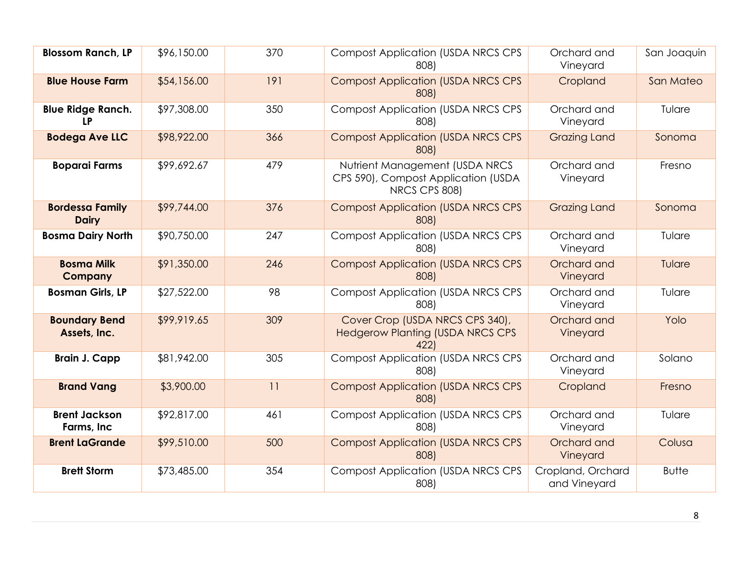| | | | | | |
|---|---|---|---|---|---|
| **Blossom Ranch, LP** | $96,150.00 | 370 | Compost Application (USDA NRCS CPS 808) | Orchard and Vineyard | San Joaquin |
| **Blue House Farm** | $54,156.00 | 191 | Compost Application (USDA NRCS CPS 808) | Cropland | San Mateo |
| **Blue Ridge Ranch. LP** | $97,308.00 | 350 | Compost Application (USDA NRCS CPS 808) | Orchard and Vineyard | Tulare |
| **Bodega Ave LLC** | $98,922.00 | 366 | Compost Application (USDA NRCS CPS 808) | Grazing Land | Sonoma |
| **Boparai Farms** | $99,692.67 | 479 | Nutrient Management (USDA NRCS CPS 590), Compost Application (USDA NRCS CPS 808) | Orchard and Vineyard | Fresno |
| **Bordessa Family Dairy** | $99,744.00 | 376 | Compost Application (USDA NRCS CPS 808) | Grazing Land | Sonoma |
| **Bosma Dairy North** | $90,750.00 | 247 | Compost Application (USDA NRCS CPS 808) | Orchard and Vineyard | Tulare |
| **Bosma Milk Company** | $91,350.00 | 246 | Compost Application (USDA NRCS CPS 808) | Orchard and Vineyard | Tulare |
| **Bosman Girls, LP** | $27,522.00 | 98 | Compost Application (USDA NRCS CPS 808) | Orchard and Vineyard | Tulare |
| **Boundary Bend Assets, Inc.** | $99,919.65 | 309 | Cover Crop (USDA NRCS CPS 340), Hedgerow Planting (USDA NRCS CPS 422) | Orchard and Vineyard | Yolo |
| **Brain J. Capp** | $81,942.00 | 305 | Compost Application (USDA NRCS CPS 808) | Orchard and Vineyard | Solano |
| **Brand Vang** | $3,900.00 | 11 | Compost Application (USDA NRCS CPS 808) | Cropland | Fresno |
| **Brent Jackson Farms, Inc** | $92,817.00 | 461 | Compost Application (USDA NRCS CPS 808) | Orchard and Vineyard | Tulare |
| **Brent LaGrande** | $99,510.00 | 500 | Compost Application (USDA NRCS CPS 808) | Orchard and Vineyard | Colusa |
| **Brett Storm** | $73,485.00 | 354 | Compost Application (USDA NRCS CPS 808) | Cropland, Orchard and Vineyard | Butte |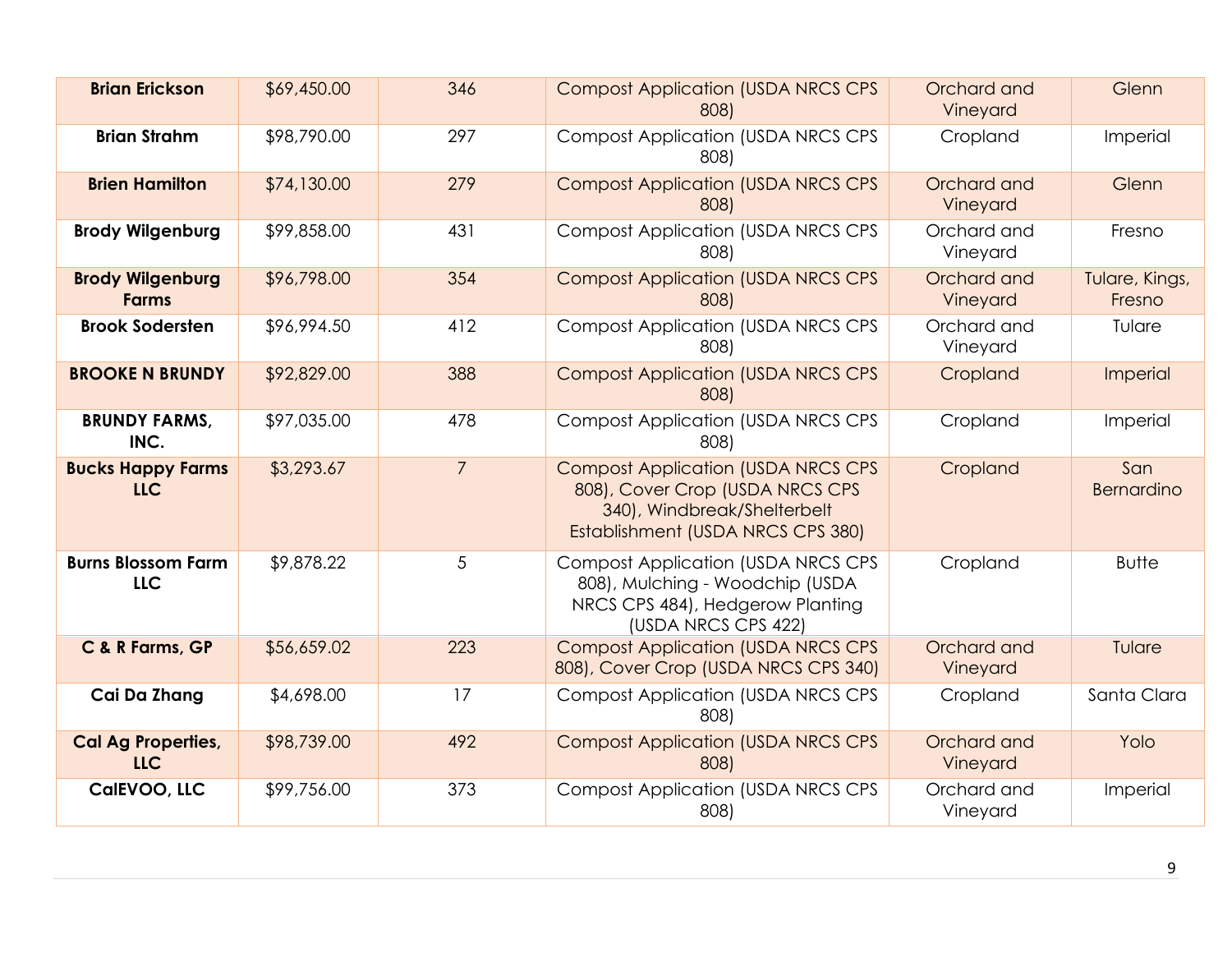| **Brian Erickson** | $69,450.00 | 346 | Compost Application (USDA NRCS CPS 808) | Orchard and Vineyard | Glenn |
|---|---|---|---|---|---|
| **Brian Strahm** | $98,790.00 | 297 | Compost Application (USDA NRCS CPS 808) | Cropland | Imperial |
| **Brien Hamilton** | $74,130.00 | 279 | Compost Application (USDA NRCS CPS 808) | Orchard and Vineyard | Glenn |
| **Brody Wilgenburg** | $99,858.00 | 431 | Compost Application (USDA NRCS CPS 808) | Orchard and Vineyard | Fresno |
| **Brody Wilgenburg Farms** | $96,798.00 | 354 | Compost Application (USDA NRCS CPS 808) | Orchard and Vineyard | Tulare, Kings, Fresno |
| **Brook Sodersten** | $96,994.50 | 412 | Compost Application (USDA NRCS CPS 808) | Orchard and Vineyard | Tulare |
| **BROOKE N BRUNDY** | $92,829.00 | 388 | Compost Application (USDA NRCS CPS 808) | Cropland | Imperial |
| **BRUNDY FARMS, INC.** | $97,035.00 | 478 | Compost Application (USDA NRCS CPS 808) | Cropland | Imperial |
| **Bucks Happy Farms LLC** | $3,293.67 | 7 | Compost Application (USDA NRCS CPS 808), Cover Crop (USDA NRCS CPS 340), Windbreak/Shelterbelt Establishment (USDA NRCS CPS 380) | Cropland | San Bernardino |
| **Burns Blossom Farm LLC** | $9,878.22 | 5 | Compost Application (USDA NRCS CPS 808), Mulching - Woodchip (USDA NRCS CPS 484), Hedgerow Planting (USDA NRCS CPS 422) | Cropland | Butte |
| **C & R Farms, GP** | $56,659.02 | 223 | Compost Application (USDA NRCS CPS 808), Cover Crop (USDA NRCS CPS 340) | Orchard and Vineyard | Tulare |
| **Cai Da Zhang** | $4,698.00 | 17 | Compost Application (USDA NRCS CPS 808) | Cropland | Santa Clara |
| **Cal Ag Properties, LLC** | $98,739.00 | 492 | Compost Application (USDA NRCS CPS 808) | Orchard and Vineyard | Yolo |
| **CalEVOO, LLC** | $99,756.00 | 373 | Compost Application (USDA NRCS CPS 808) | Orchard and Vineyard | Imperial |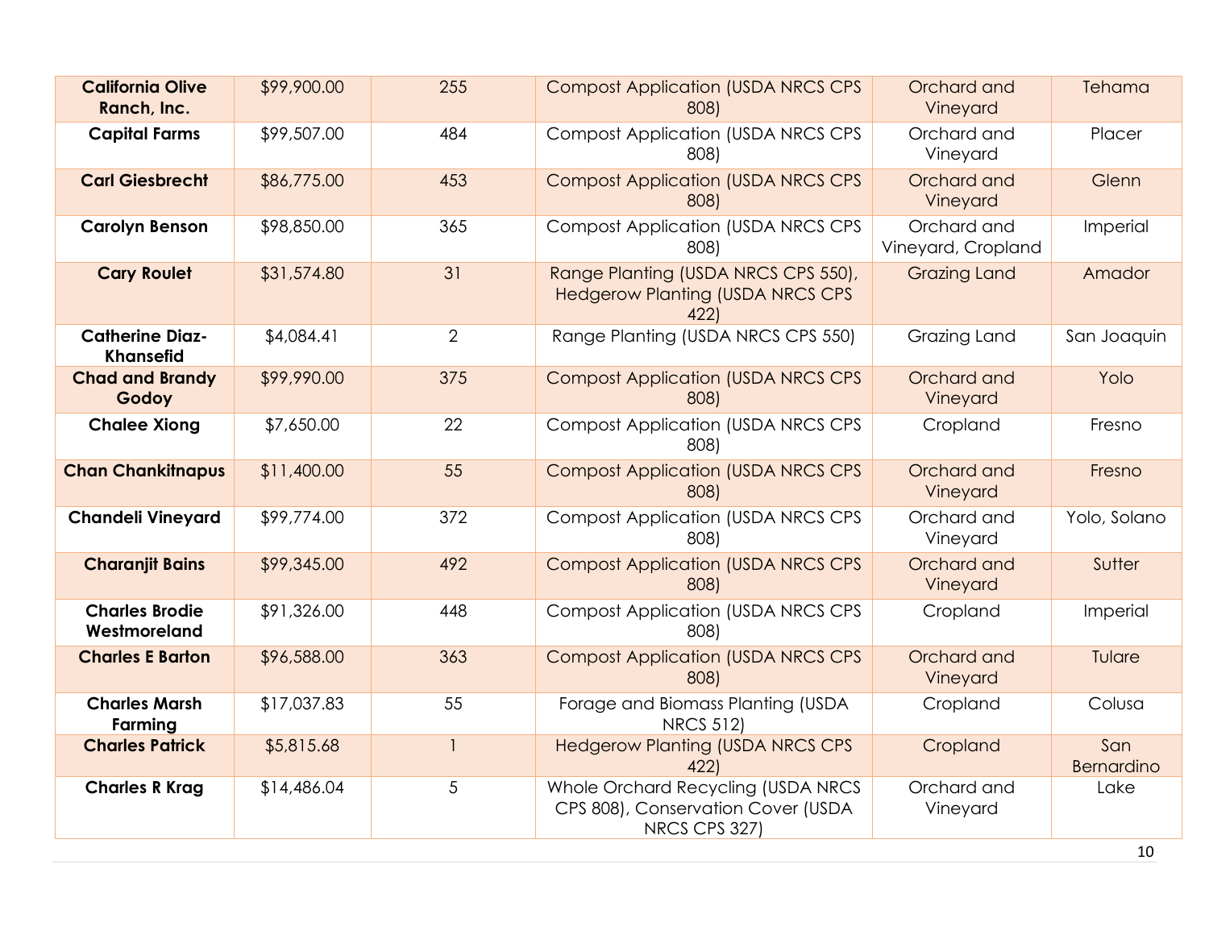| | | | | | |
|---|---|---|---|---|---|
| **California Olive Ranch, Inc.** | $99,900.00 | 255 | Compost Application (USDA NRCS CPS 808) | Orchard and Vineyard | Tehama |
| **Capital Farms** | $99,507.00 | 484 | Compost Application (USDA NRCS CPS 808) | Orchard and Vineyard | Placer |
| **Carl Giesbrecht** | $86,775.00 | 453 | Compost Application (USDA NRCS CPS 808) | Orchard and Vineyard | Glenn |
| **Carolyn Benson** | $98,850.00 | 365 | Compost Application (USDA NRCS CPS 808) | Orchard and Vineyard, Cropland | Imperial |
| **Cary Roulet** | $31,574.80 | 31 | Range Planting (USDA NRCS CPS 550), Hedgerow Planting (USDA NRCS CPS 422) | Grazing Land | Amador |
| **Catherine Diaz-Khansefid** | $4,084.41 | 2 | Range Planting (USDA NRCS CPS 550) | Grazing Land | San Joaquin |
| **Chad and Brandy Godoy** | $99,990.00 | 375 | Compost Application (USDA NRCS CPS 808) | Orchard and Vineyard | Yolo |
| **Chalee Xiong** | $7,650.00 | 22 | Compost Application (USDA NRCS CPS 808) | Cropland | Fresno |
| **Chan Chankitnapus** | $11,400.00 | 55 | Compost Application (USDA NRCS CPS 808) | Orchard and Vineyard | Fresno |
| **Chandeli Vineyard** | $99,774.00 | 372 | Compost Application (USDA NRCS CPS 808) | Orchard and Vineyard | Yolo, Solano |
| **Charanjit Bains** | $99,345.00 | 492 | Compost Application (USDA NRCS CPS 808) | Orchard and Vineyard | Sutter |
| **Charles Brodie Westmoreland** | $91,326.00 | 448 | Compost Application (USDA NRCS CPS 808) | Cropland | Imperial |
| **Charles E Barton** | $96,588.00 | 363 | Compost Application (USDA NRCS CPS 808) | Orchard and Vineyard | Tulare |
| **Charles Marsh Farming** | $17,037.83 | 55 | Forage and Biomass Planting (USDA NRCS 512) | Cropland | Colusa |
| **Charles Patrick** | $5,815.68 | 1 | Hedgerow Planting (USDA NRCS CPS 422) | Cropland | San Bernardino |
| **Charles R Krag** | $14,486.04 | 5 | Whole Orchard Recycling (USDA NRCS CPS 808), Conservation Cover (USDA NRCS CPS 327) | Orchard and Vineyard | Lake |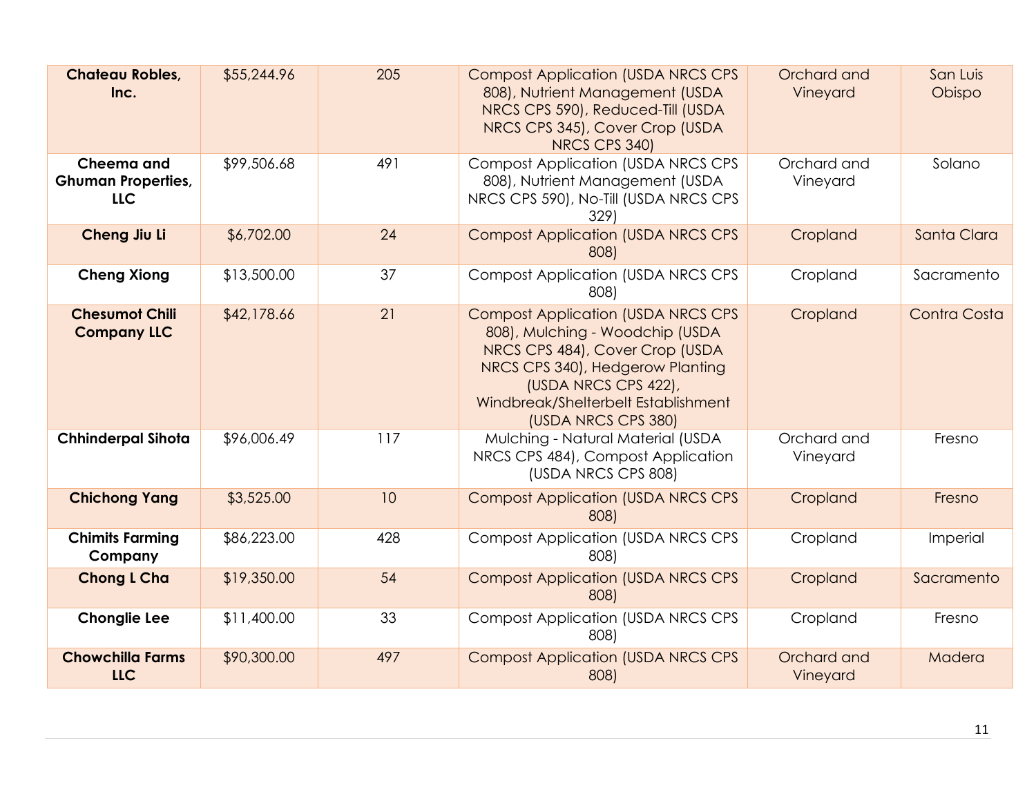| | | | | | |
|---|---|---|---|---|---|
| **Chateau Robles, Inc.** | $55,244.96 | 205 | Compost Application (USDA NRCS CPS 808), Nutrient Management (USDA NRCS CPS 590), Reduced-Till (USDA NRCS CPS 345), Cover Crop (USDA NRCS CPS 340) | Orchard and Vineyard | San Luis Obispo |
| **Cheema and Ghuman Properties, LLC** | $99,506.68 | 491 | Compost Application (USDA NRCS CPS 808), Nutrient Management (USDA NRCS CPS 590), No-Till (USDA NRCS CPS 329) | Orchard and Vineyard | Solano |
| **Cheng Jiu Li** | $6,702.00 | 24 | Compost Application (USDA NRCS CPS 808) | Cropland | Santa Clara |
| **Cheng Xiong** | $13,500.00 | 37 | Compost Application (USDA NRCS CPS 808) | Cropland | Sacramento |
| **Chesumot Chili Company LLC** | $42,178.66 | 21 | Compost Application (USDA NRCS CPS 808), Mulching - Woodchip (USDA NRCS CPS 484), Cover Crop (USDA NRCS CPS 340), Hedgerow Planting (USDA NRCS CPS 422), Windbreak/Shelterbelt Establishment (USDA NRCS CPS 380) | Cropland | Contra Costa |
| **Chhinderpal Sihota** | $96,006.49 | 117 | Mulching - Natural Material (USDA NRCS CPS 484), Compost Application (USDA NRCS CPS 808) | Orchard and Vineyard | Fresno |
| **Chichong Yang** | $3,525.00 | 10 | Compost Application (USDA NRCS CPS 808) | Cropland | Fresno |
| **Chimits Farming Company** | $86,223.00 | 428 | Compost Application (USDA NRCS CPS 808) | Cropland | Imperial |
| **Chong L Cha** | $19,350.00 | 54 | Compost Application (USDA NRCS CPS 808) | Cropland | Sacramento |
| **Chonglie Lee** | $11,400.00 | 33 | Compost Application (USDA NRCS CPS 808) | Cropland | Fresno |
| **Chowchilla Farms LLC** | $90,300.00 | 497 | Compost Application (USDA NRCS CPS 808) | Orchard and Vineyard | Madera |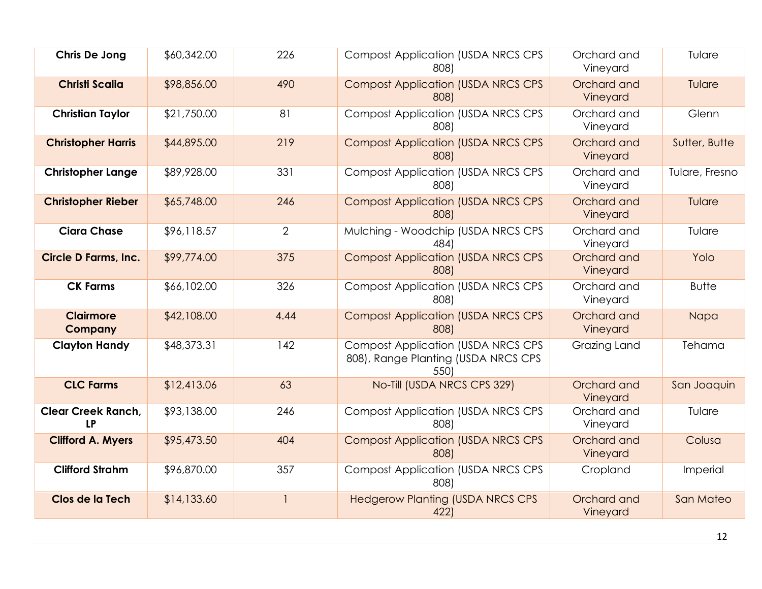| Chris De Jong | $60,342.00 | 226 | Compost Application (USDA NRCS CPS 808) | Orchard and Vineyard | Tulare |
|---|---|---|---|---|---|
| **Christi Scalia** | $98,856.00 | 490 | Compost Application (USDA NRCS CPS 808) | Orchard and Vineyard | Tulare |
| **Christian Taylor** | $21,750.00 | 81 | Compost Application (USDA NRCS CPS 808) | Orchard and Vineyard | Glenn |
| **Christopher Harris** | $44,895.00 | 219 | Compost Application (USDA NRCS CPS 808) | Orchard and Vineyard | Sutter, Butte |
| **Christopher Lange** | $89,928.00 | 331 | Compost Application (USDA NRCS CPS 808) | Orchard and Vineyard | Tulare, Fresno |
| **Christopher Rieber** | $65,748.00 | 246 | Compost Application (USDA NRCS CPS 808) | Orchard and Vineyard | Tulare |
| **Ciara Chase** | $96,118.57 | 2 | Mulching - Woodchip (USDA NRCS CPS 484) | Orchard and Vineyard | Tulare |
| **Circle D Farms, Inc.** | $99,774.00 | 375 | Compost Application (USDA NRCS CPS 808) | Orchard and Vineyard | Yolo |
| **CK Farms** | $66,102.00 | 326 | Compost Application (USDA NRCS CPS 808) | Orchard and Vineyard | Butte |
| **Clairmore Company** | $42,108.00 | 4.44 | Compost Application (USDA NRCS CPS 808) | Orchard and Vineyard | Napa |
| **Clayton Handy** | $48,373.31 | 142 | Compost Application (USDA NRCS CPS 808), Range Planting (USDA NRCS CPS 550) | Grazing Land | Tehama |
| **CLC Farms** | $12,413.06 | 63 | No-Till (USDA NRCS CPS 329) | Orchard and Vineyard | San Joaquin |
| **Clear Creek Ranch, LP** | $93,138.00 | 246 | Compost Application (USDA NRCS CPS 808) | Orchard and Vineyard | Tulare |
| **Clifford A. Myers** | $95,473.50 | 404 | Compost Application (USDA NRCS CPS 808) | Orchard and Vineyard | Colusa |
| **Clifford Strahm** | $96,870.00 | 357 | Compost Application (USDA NRCS CPS 808) | Cropland | Imperial |
| **Clos de la Tech** | $14,133.60 | 1 | Hedgerow Planting (USDA NRCS CPS 422) | Orchard and Vineyard | San Mateo |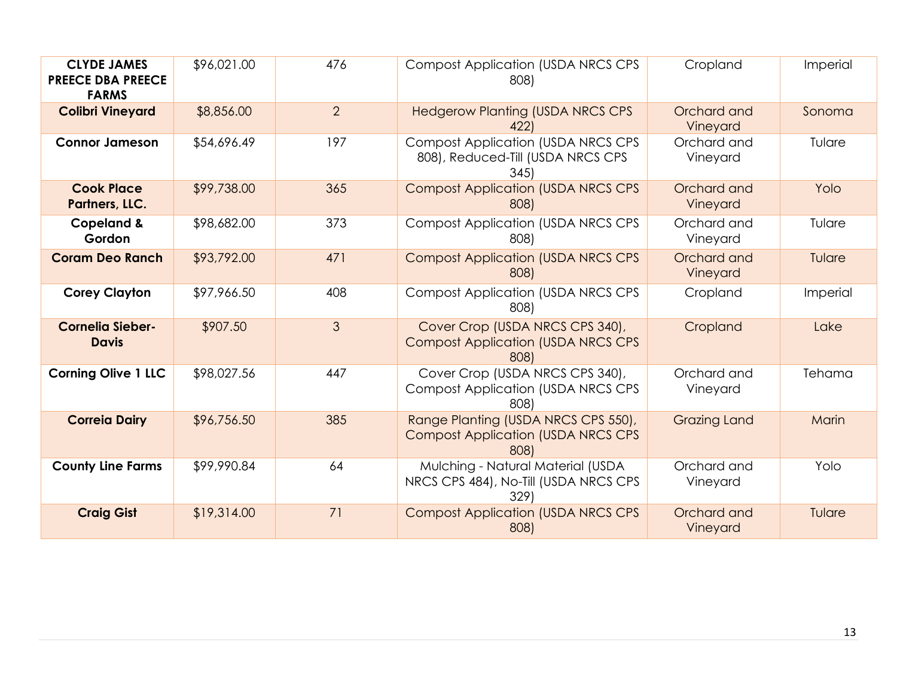| **CLYDE JAMES PREECE DBA PREECE FARMS** | $96,021.00 | 476 | Compost Application (USDA NRCS CPS 808) | Cropland | Imperial |
|---|---|---|---|---|---|
| **Colibri Vineyard** | $8,856.00 | 2 | Hedgerow Planting (USDA NRCS CPS 422) | Orchard and Vineyard | Sonoma |
| **Connor Jameson** | $54,696.49 | 197 | Compost Application (USDA NRCS CPS 808), Reduced-Till (USDA NRCS CPS 345) | Orchard and Vineyard | Tulare |
| **Cook Place Partners, LLC.** | $99,738.00 | 365 | Compost Application (USDA NRCS CPS 808) | Orchard and Vineyard | Yolo |
| **Copeland & Gordon** | $98,682.00 | 373 | Compost Application (USDA NRCS CPS 808) | Orchard and Vineyard | Tulare |
| **Coram Deo Ranch** | $93,792.00 | 471 | Compost Application (USDA NRCS CPS 808) | Orchard and Vineyard | Tulare |
| **Corey Clayton** | $97,966.50 | 408 | Compost Application (USDA NRCS CPS 808) | Cropland | Imperial |
| **Cornelia Sieber-Davis** | $907.50 | 3 | Cover Crop (USDA NRCS CPS 340), Compost Application (USDA NRCS CPS 808) | Cropland | Lake |
| **Corning Olive 1 LLC** | $98,027.56 | 447 | Cover Crop (USDA NRCS CPS 340), Compost Application (USDA NRCS CPS 808) | Orchard and Vineyard | Tehama |
| **Correia Dairy** | $96,756.50 | 385 | Range Planting (USDA NRCS CPS 550), Compost Application (USDA NRCS CPS 808) | Grazing Land | Marin |
| **County Line Farms** | $99,990.84 | 64 | Mulching - Natural Material (USDA NRCS CPS 484), No-Till (USDA NRCS CPS 329) | Orchard and Vineyard | Yolo |
| **Craig Gist** | $19,314.00 | 71 | Compost Application (USDA NRCS CPS 808) | Orchard and Vineyard | Tulare |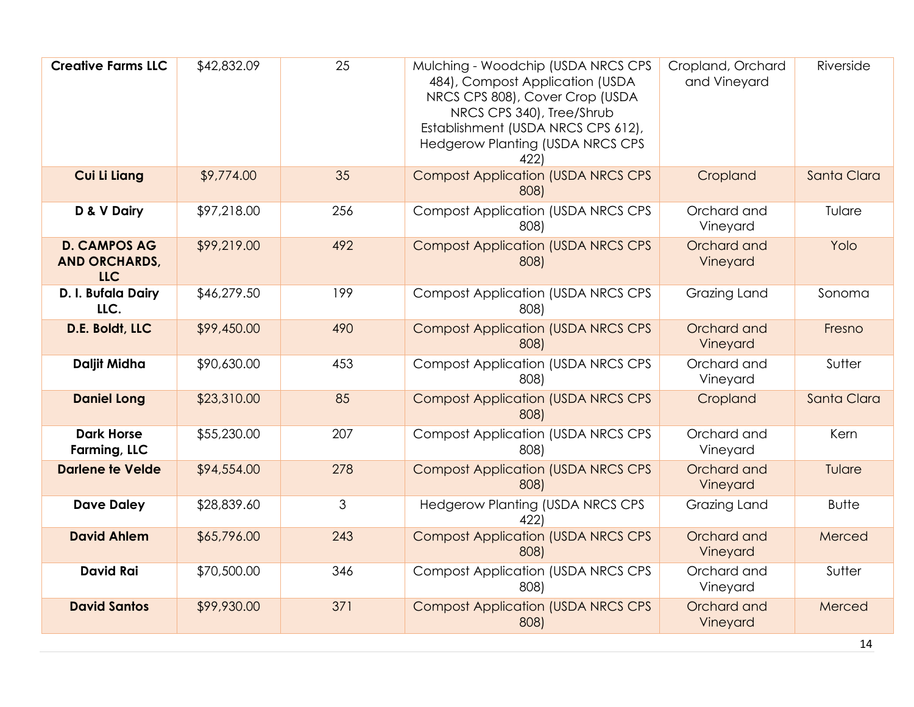| | | | | | |
|---|---|---|---|---|---|
| **Creative Farms LLC** | $42,832.09 | 25 | Mulching - Woodchip (USDA NRCS CPS 484), Compost Application (USDA NRCS CPS 808), Cover Crop (USDA NRCS CPS 340), Tree/Shrub Establishment (USDA NRCS CPS 612), Hedgerow Planting (USDA NRCS CPS 422) | Cropland, Orchard and Vineyard | Riverside |
| **Cui Li Liang** | $9,774.00 | 35 | Compost Application (USDA NRCS CPS 808) | Cropland | Santa Clara |
| **D & V Dairy** | $97,218.00 | 256 | Compost Application (USDA NRCS CPS 808) | Orchard and Vineyard | Tulare |
| **D. CAMPOS AG AND ORCHARDS, LLC** | $99,219.00 | 492 | Compost Application (USDA NRCS CPS 808) | Orchard and Vineyard | Yolo |
| **D. I. Bufala Dairy LLC.** | $46,279.50 | 199 | Compost Application (USDA NRCS CPS 808) | Grazing Land | Sonoma |
| **D.E. Boldt, LLC** | $99,450.00 | 490 | Compost Application (USDA NRCS CPS 808) | Orchard and Vineyard | Fresno |
| **Daljit Midha** | $90,630.00 | 453 | Compost Application (USDA NRCS CPS 808) | Orchard and Vineyard | Sutter |
| **Daniel Long** | $23,310.00 | 85 | Compost Application (USDA NRCS CPS 808) | Cropland | Santa Clara |
| **Dark Horse Farming, LLC** | $55,230.00 | 207 | Compost Application (USDA NRCS CPS 808) | Orchard and Vineyard | Kern |
| **Darlene te Velde** | $94,554.00 | 278 | Compost Application (USDA NRCS CPS 808) | Orchard and Vineyard | Tulare |
| **Dave Daley** | $28,839.60 | 3 | Hedgerow Planting (USDA NRCS CPS 422) | Grazing Land | Butte |
| **David Ahlem** | $65,796.00 | 243 | Compost Application (USDA NRCS CPS 808) | Orchard and Vineyard | Merced |
| **David Rai** | $70,500.00 | 346 | Compost Application (USDA NRCS CPS 808) | Orchard and Vineyard | Sutter |
| **David Santos** | $99,930.00 | 371 | Compost Application (USDA NRCS CPS 808) | Orchard and Vineyard | Merced |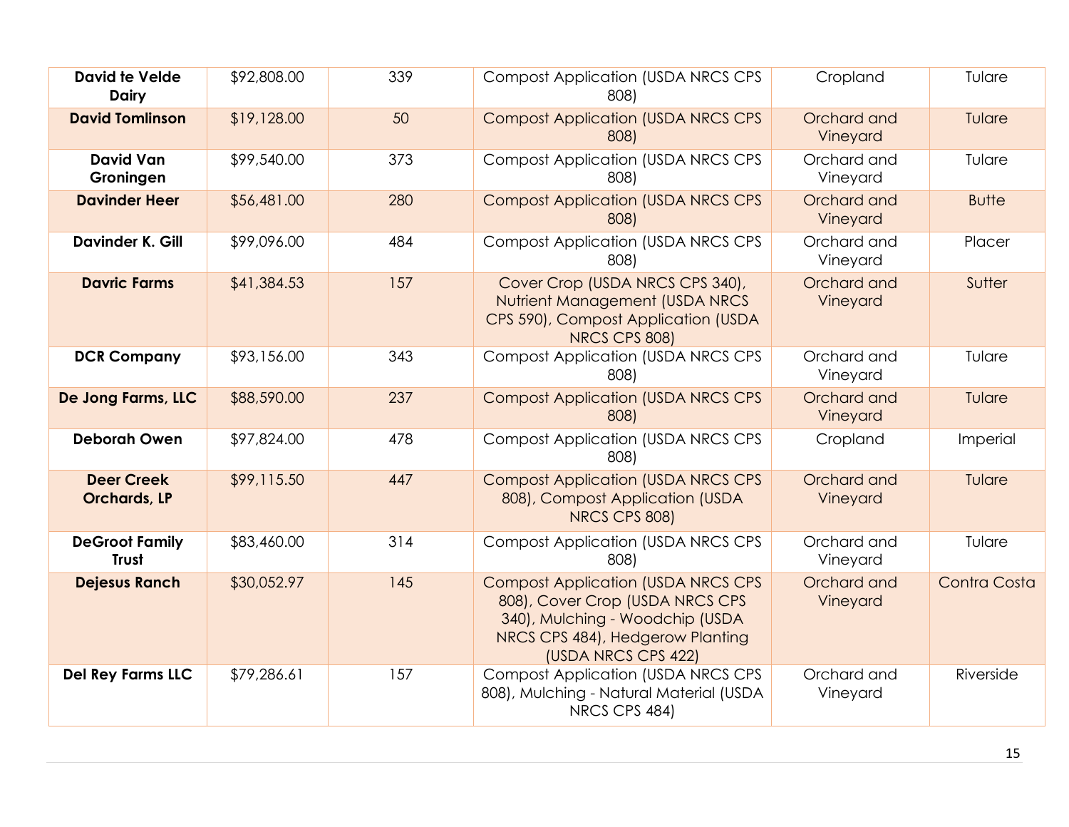| | | | | | |
|---|---|---|---|---|---|
| **David te Velde Dairy** | $92,808.00 | 339 | Compost Application (USDA NRCS CPS 808) | Cropland | Tulare |
| **David Tomlinson** | $19,128.00 | 50 | Compost Application (USDA NRCS CPS 808) | Orchard and Vineyard | Tulare |
| **David Van Groningen** | $99,540.00 | 373 | Compost Application (USDA NRCS CPS 808) | Orchard and Vineyard | Tulare |
| **Davinder Heer** | $56,481.00 | 280 | Compost Application (USDA NRCS CPS 808) | Orchard and Vineyard | Butte |
| **Davinder K. Gill** | $99,096.00 | 484 | Compost Application (USDA NRCS CPS 808) | Orchard and Vineyard | Placer |
| **Davric Farms** | $41,384.53 | 157 | Cover Crop (USDA NRCS CPS 340), Nutrient Management (USDA NRCS CPS 590), Compost Application (USDA NRCS CPS 808) | Orchard and Vineyard | Sutter |
| **DCR Company** | $93,156.00 | 343 | Compost Application (USDA NRCS CPS 808) | Orchard and Vineyard | Tulare |
| **De Jong Farms, LLC** | $88,590.00 | 237 | Compost Application (USDA NRCS CPS 808) | Orchard and Vineyard | Tulare |
| **Deborah Owen** | $97,824.00 | 478 | Compost Application (USDA NRCS CPS 808) | Cropland | Imperial |
| **Deer Creek Orchards, LP** | $99,115.50 | 447 | Compost Application (USDA NRCS CPS 808), Compost Application (USDA NRCS CPS 808) | Orchard and Vineyard | Tulare |
| **DeGroot Family Trust** | $83,460.00 | 314 | Compost Application (USDA NRCS CPS 808) | Orchard and Vineyard | Tulare |
| **Dejesus Ranch** | $30,052.97 | 145 | Compost Application (USDA NRCS CPS 808), Cover Crop (USDA NRCS CPS 340), Mulching - Woodchip (USDA NRCS CPS 484), Hedgerow Planting (USDA NRCS CPS 422) | Orchard and Vineyard | Contra Costa |
| **Del Rey Farms LLC** | $79,286.61 | 157 | Compost Application (USDA NRCS CPS 808), Mulching - Natural Material (USDA NRCS CPS 484) | Orchard and Vineyard | Riverside |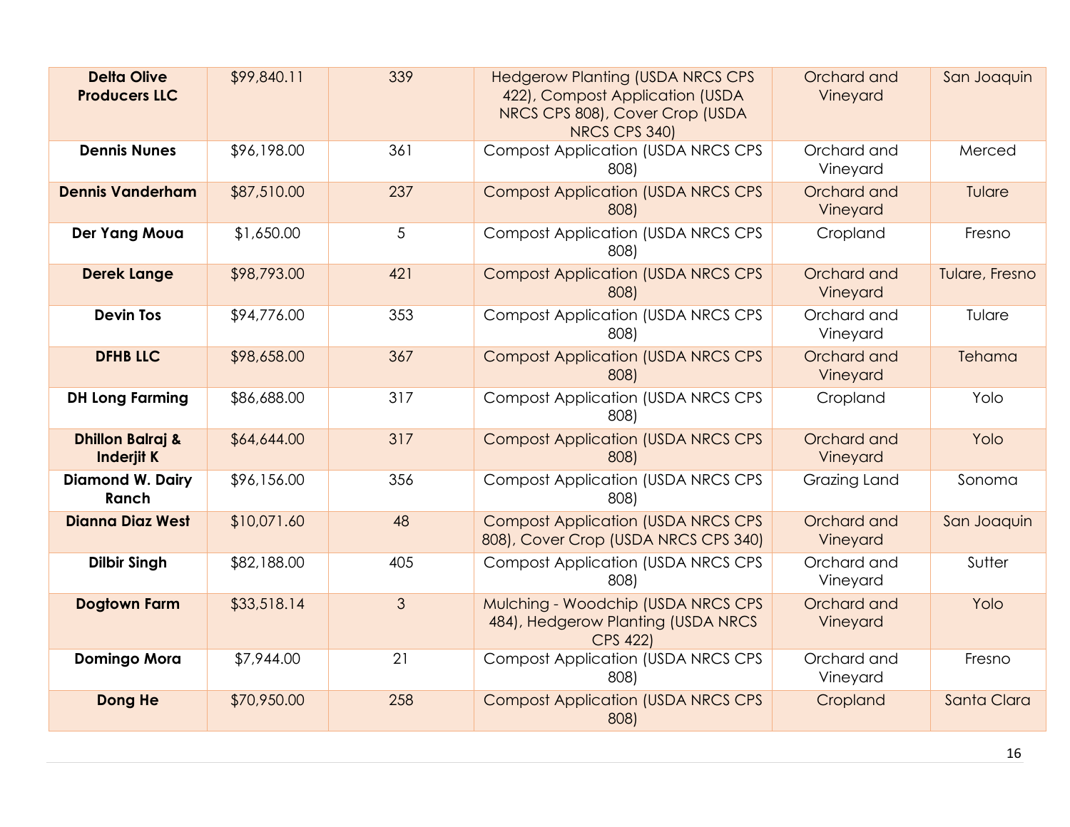| **Delta Olive Producers LLC** | $99,840.11 | 339 | Hedgerow Planting (USDA NRCS CPS 422), Compost Application (USDA NRCS CPS 808), Cover Crop (USDA NRCS CPS 340) | Orchard and Vineyard | San Joaquin |
|---|---|---|---|---|---|
| **Dennis Nunes** | $96,198.00 | 361 | Compost Application (USDA NRCS CPS 808) | Orchard and Vineyard | Merced |
| **Dennis Vanderham** | $87,510.00 | 237 | Compost Application (USDA NRCS CPS 808) | Orchard and Vineyard | Tulare |
| **Der Yang Moua** | $1,650.00 | 5 | Compost Application (USDA NRCS CPS 808) | Cropland | Fresno |
| **Derek Lange** | $98,793.00 | 421 | Compost Application (USDA NRCS CPS 808) | Orchard and Vineyard | Tulare, Fresno |
| **Devin Tos** | $94,776.00 | 353 | Compost Application (USDA NRCS CPS 808) | Orchard and Vineyard | Tulare |
| **DFHB LLC** | $98,658.00 | 367 | Compost Application (USDA NRCS CPS 808) | Orchard and Vineyard | Tehama |
| **DH Long Farming** | $86,688.00 | 317 | Compost Application (USDA NRCS CPS 808) | Cropland | Yolo |
| **Dhillon Balraj & Inderjit K** | $64,644.00 | 317 | Compost Application (USDA NRCS CPS 808) | Orchard and Vineyard | Yolo |
| **Diamond W. Dairy Ranch** | $96,156.00 | 356 | Compost Application (USDA NRCS CPS 808) | Grazing Land | Sonoma |
| **Dianna Diaz West** | $10,071.60 | 48 | Compost Application (USDA NRCS CPS 808), Cover Crop (USDA NRCS CPS 340) | Orchard and Vineyard | San Joaquin |
| **Dilbir Singh** | $82,188.00 | 405 | Compost Application (USDA NRCS CPS 808) | Orchard and Vineyard | Sutter |
| **Dogtown Farm** | $33,518.14 | 3 | Mulching - Woodchip (USDA NRCS CPS 484), Hedgerow Planting (USDA NRCS CPS 422) | Orchard and Vineyard | Yolo |
| **Domingo Mora** | $7,944.00 | 21 | Compost Application (USDA NRCS CPS 808) | Orchard and Vineyard | Fresno |
| **Dong He** | $70,950.00 | 258 | Compost Application (USDA NRCS CPS 808) | Cropland | Santa Clara |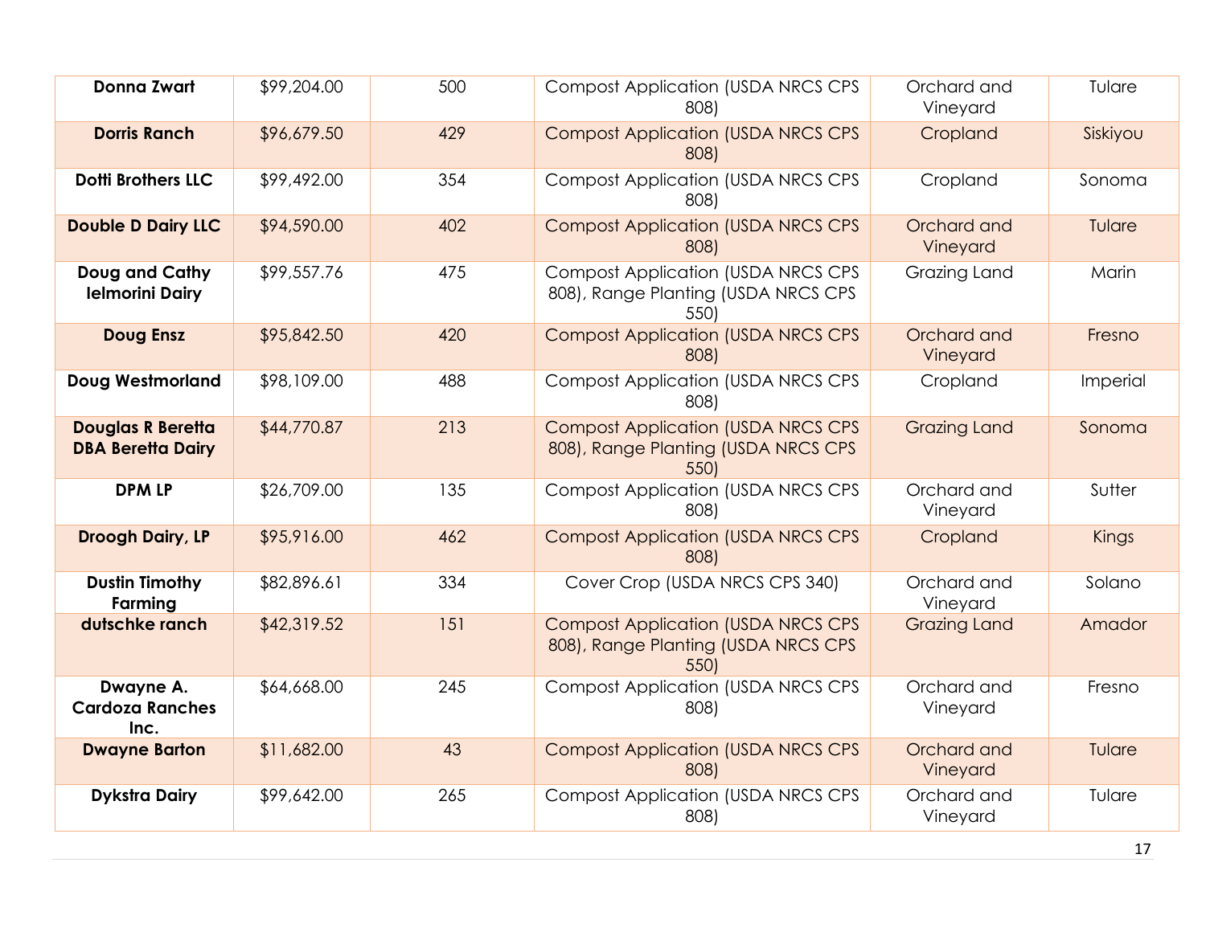| | | | | | |
|---|---|---|---|---|---|
| **Donna Zwart** | $99,204.00 | 500 | Compost Application (USDA NRCS CPS 808) | Orchard and Vineyard | Tulare |
| **Dorris Ranch** | $96,679.50 | 429 | Compost Application (USDA NRCS CPS 808) | Cropland | Siskiyou |
| **Dotti Brothers LLC** | $99,492.00 | 354 | Compost Application (USDA NRCS CPS 808) | Cropland | Sonoma |
| **Double D Dairy LLC** | $94,590.00 | 402 | Compost Application (USDA NRCS CPS 808) | Orchard and Vineyard | Tulare |
| **Doug and Cathy Ielmorini Dairy** | $99,557.76 | 475 | Compost Application (USDA NRCS CPS 808), Range Planting (USDA NRCS CPS 550) | Grazing Land | Marin |
| **Doug Ensz** | $95,842.50 | 420 | Compost Application (USDA NRCS CPS 808) | Orchard and Vineyard | Fresno |
| **Doug Westmorland** | $98,109.00 | 488 | Compost Application (USDA NRCS CPS 808) | Cropland | Imperial |
| **Douglas R Beretta DBA Beretta Dairy** | $44,770.87 | 213 | Compost Application (USDA NRCS CPS 808), Range Planting (USDA NRCS CPS 550) | Grazing Land | Sonoma |
| **DPM LP** | $26,709.00 | 135 | Compost Application (USDA NRCS CPS 808) | Orchard and Vineyard | Sutter |
| **Droogh Dairy, LP** | $95,916.00 | 462 | Compost Application (USDA NRCS CPS 808) | Cropland | Kings |
| **Dustin Timothy Farming** | $82,896.61 | 334 | Cover Crop (USDA NRCS CPS 340) | Orchard and Vineyard | Solano |
| **dutschke ranch** | $42,319.52 | 151 | Compost Application (USDA NRCS CPS 808), Range Planting (USDA NRCS CPS 550) | Grazing Land | Amador |
| **Dwayne A. Cardoza Ranches Inc.** | $64,668.00 | 245 | Compost Application (USDA NRCS CPS 808) | Orchard and Vineyard | Fresno |
| **Dwayne Barton** | $11,682.00 | 43 | Compost Application (USDA NRCS CPS 808) | Orchard and Vineyard | Tulare |
| **Dykstra Dairy** | $99,642.00 | 265 | Compost Application (USDA NRCS CPS 808) | Orchard and Vineyard | Tulare |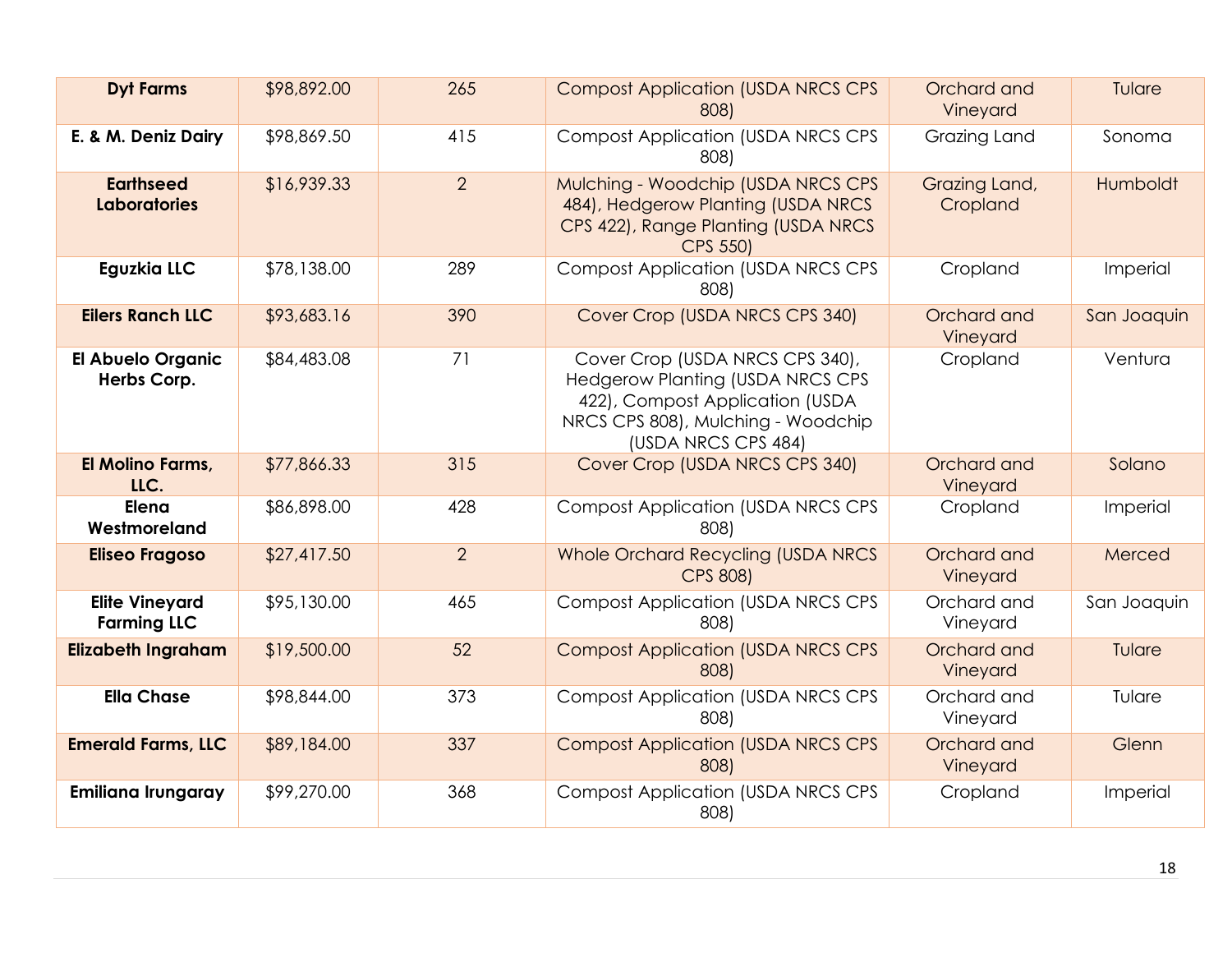| **Dyt Farms** | $98,892.00 | 265 | Compost Application (USDA NRCS CPS 808) | Orchard and Vineyard | Tulare |
|---|---|---|---|---|---|
| **E. & M. Deniz Dairy** | $98,869.50 | 415 | Compost Application (USDA NRCS CPS 808) | Grazing Land | Sonoma |
| **Earthseed Laboratories** | $16,939.33 | 2 | Mulching - Woodchip (USDA NRCS CPS 484), Hedgerow Planting (USDA NRCS CPS 422), Range Planting (USDA NRCS CPS 550) | Grazing Land, Cropland | Humboldt |
| **Eguzkia LLC** | $78,138.00 | 289 | Compost Application (USDA NRCS CPS 808) | Cropland | Imperial |
| **Eilers Ranch LLC** | $93,683.16 | 390 | Cover Crop (USDA NRCS CPS 340) | Orchard and Vineyard | San Joaquin |
| **El Abuelo Organic Herbs Corp.** | $84,483.08 | 71 | Cover Crop (USDA NRCS CPS 340), Hedgerow Planting (USDA NRCS CPS 422), Compost Application (USDA NRCS CPS 808), Mulching - Woodchip (USDA NRCS CPS 484) | Cropland | Ventura |
| **El Molino Farms, LLC.** | $77,866.33 | 315 | Cover Crop (USDA NRCS CPS 340) | Orchard and Vineyard | Solano |
| **Elena Westmoreland** | $86,898.00 | 428 | Compost Application (USDA NRCS CPS 808) | Cropland | Imperial |
| **Eliseo Fragoso** | $27,417.50 | 2 | Whole Orchard Recycling (USDA NRCS CPS 808) | Orchard and Vineyard | Merced |
| **Elite Vineyard Farming LLC** | $95,130.00 | 465 | Compost Application (USDA NRCS CPS 808) | Orchard and Vineyard | San Joaquin |
| **Elizabeth Ingraham** | $19,500.00 | 52 | Compost Application (USDA NRCS CPS 808) | Orchard and Vineyard | Tulare |
| **Ella Chase** | $98,844.00 | 373 | Compost Application (USDA NRCS CPS 808) | Orchard and Vineyard | Tulare |
| **Emerald Farms, LLC** | $89,184.00 | 337 | Compost Application (USDA NRCS CPS 808) | Orchard and Vineyard | Glenn |
| **Emiliana Irungaray** | $99,270.00 | 368 | Compost Application (USDA NRCS CPS 808) | Cropland | Imperial |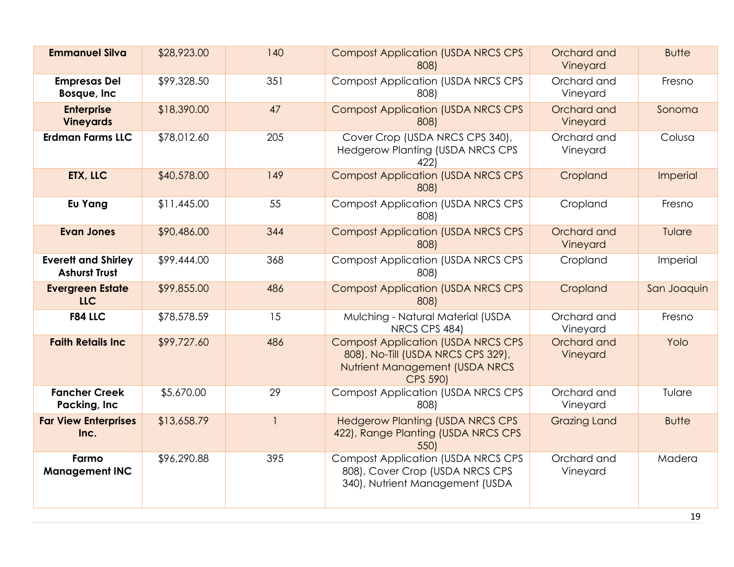| | | | | | |
|---|---|---|---|---|---|
| **Emmanuel Silva** | $28,923.00 | 140 | Compost Application (USDA NRCS CPS 808) | Orchard and Vineyard | Butte |
| **Empresas Del Bosque, Inc** | $99,328.50 | 351 | Compost Application (USDA NRCS CPS 808) | Orchard and Vineyard | Fresno |
| **Enterprise Vineyards** | $18,390.00 | 47 | Compost Application (USDA NRCS CPS 808) | Orchard and Vineyard | Sonoma |
| **Erdman Farms LLC** | $78,012.60 | 205 | Cover Crop (USDA NRCS CPS 340), Hedgerow Planting (USDA NRCS CPS 422) | Orchard and Vineyard | Colusa |
| **ETX, LLC** | $40,578.00 | 149 | Compost Application (USDA NRCS CPS 808) | Cropland | Imperial |
| **Eu Yang** | $11,445.00 | 55 | Compost Application (USDA NRCS CPS 808) | Cropland | Fresno |
| **Evan Jones** | $90,486.00 | 344 | Compost Application (USDA NRCS CPS 808) | Orchard and Vineyard | Tulare |
| **Everett and Shirley Ashurst Trust** | $99,444.00 | 368 | Compost Application (USDA NRCS CPS 808) | Cropland | Imperial |
| **Evergreen Estate LLC** | $99,855.00 | 486 | Compost Application (USDA NRCS CPS 808) | Cropland | San Joaquin |
| **F84 LLC** | $78,578.59 | 15 | Mulching - Natural Material (USDA NRCS CPS 484) | Orchard and Vineyard | Fresno |
| **Faith Retails Inc** | $99,727.60 | 486 | Compost Application (USDA NRCS CPS 808), No-Till (USDA NRCS CPS 329), Nutrient Management (USDA NRCS CPS 590) | Orchard and Vineyard | Yolo |
| **Fancher Creek Packing, Inc** | $5,670.00 | 29 | Compost Application (USDA NRCS CPS 808) | Orchard and Vineyard | Tulare |
| **Far View Enterprises Inc.** | $13,658.79 | 1 | Hedgerow Planting (USDA NRCS CPS 422), Range Planting (USDA NRCS CPS 550) | Grazing Land | Butte |
| **Farmo Management INC** | $96,290.88 | 395 | Compost Application (USDA NRCS CPS 808), Cover Crop (USDA NRCS CPS 340), Nutrient Management (USDA | Orchard and Vineyard | Madera |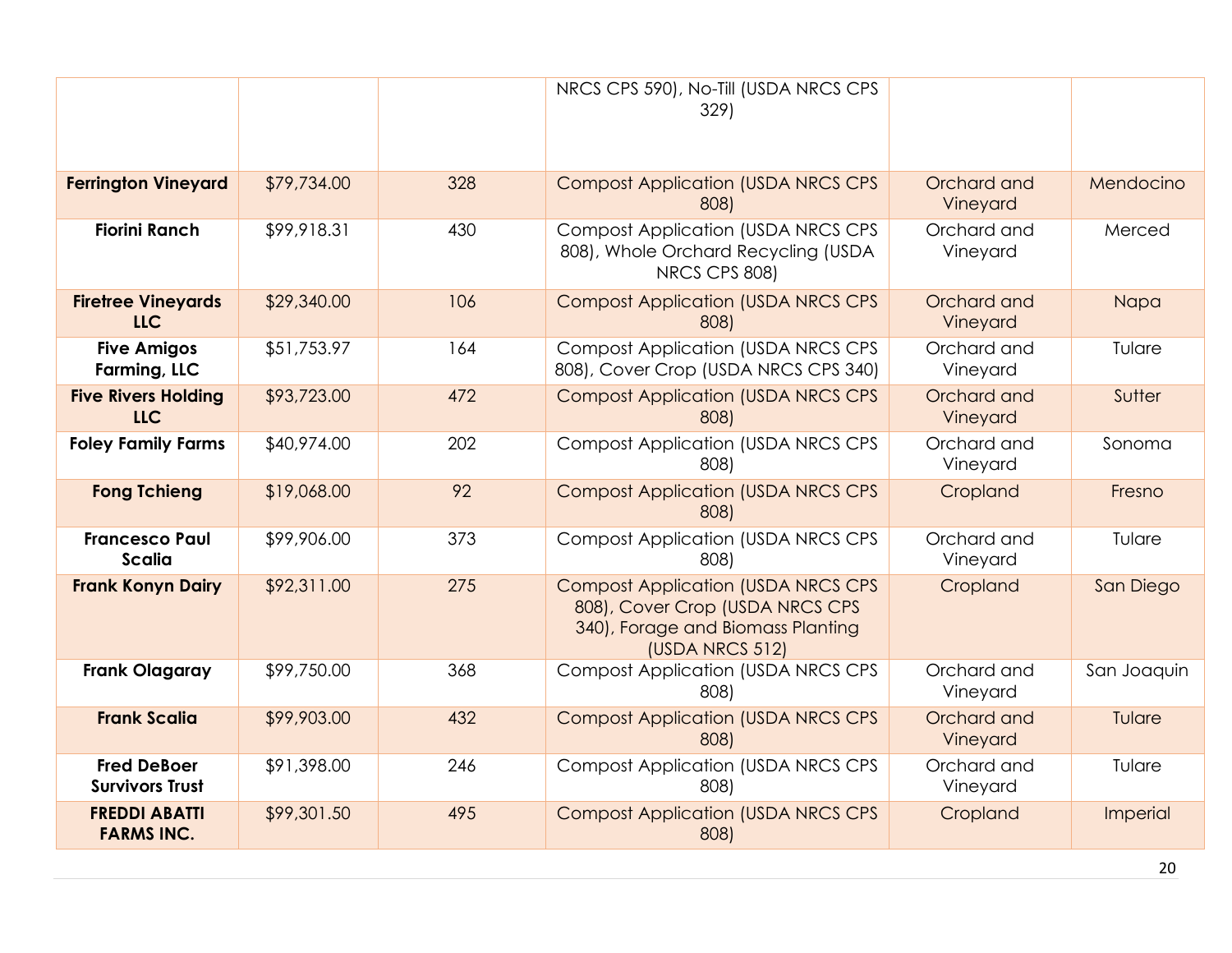| | | | NRCS CPS 590), No-Till (USDA NRCS CPS 329) | | |
|---|---|---|---|---|---|
| **Ferrington Vineyard** | $79,734.00 | 328 | Compost Application (USDA NRCS CPS 808) | Orchard and Vineyard | Mendocino |
| **Fiorini Ranch** | $99,918.31 | 430 | Compost Application (USDA NRCS CPS 808), Whole Orchard Recycling (USDA NRCS CPS 808) | Orchard and Vineyard | Merced |
| **Firetree Vineyards LLC** | $29,340.00 | 106 | Compost Application (USDA NRCS CPS 808) | Orchard and Vineyard | Napa |
| **Five Amigos Farming, LLC** | $51,753.97 | 164 | Compost Application (USDA NRCS CPS 808), Cover Crop (USDA NRCS CPS 340) | Orchard and Vineyard | Tulare |
| **Five Rivers Holding LLC** | $93,723.00 | 472 | Compost Application (USDA NRCS CPS 808) | Orchard and Vineyard | Sutter |
| **Foley Family Farms** | $40,974.00 | 202 | Compost Application (USDA NRCS CPS 808) | Orchard and Vineyard | Sonoma |
| **Fong Tchieng** | $19,068.00 | 92 | Compost Application (USDA NRCS CPS 808) | Cropland | Fresno |
| **Francesco Paul Scalia** | $99,906.00 | 373 | Compost Application (USDA NRCS CPS 808) | Orchard and Vineyard | Tulare |
| **Frank Konyn Dairy** | $92,311.00 | 275 | Compost Application (USDA NRCS CPS 808), Cover Crop (USDA NRCS CPS 340), Forage and Biomass Planting (USDA NRCS 512) | Cropland | San Diego |
| **Frank Olagaray** | $99,750.00 | 368 | Compost Application (USDA NRCS CPS 808) | Orchard and Vineyard | San Joaquin |
| **Frank Scalia** | $99,903.00 | 432 | Compost Application (USDA NRCS CPS 808) | Orchard and Vineyard | Tulare |
| **Fred DeBoer Survivors Trust** | $91,398.00 | 246 | Compost Application (USDA NRCS CPS 808) | Orchard and Vineyard | Tulare |
| **FREDDI ABATTI FARMS INC.** | $99,301.50 | 495 | Compost Application (USDA NRCS CPS 808) | Cropland | Imperial |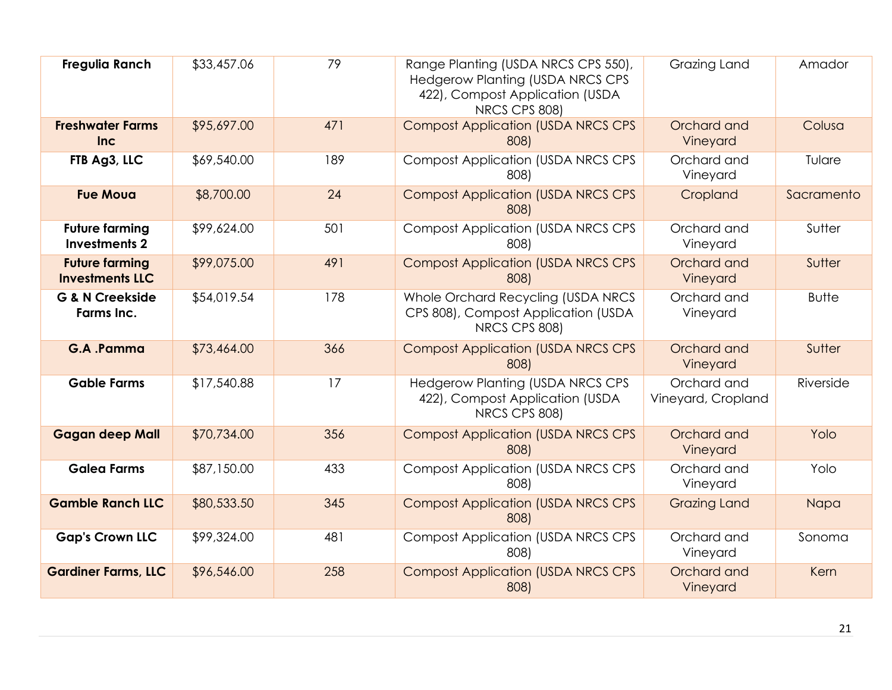| | | | | | |
|---|---|---|---|---|---|
| **Fregulia Ranch** | $33,457.06 | 79 | Range Planting (USDA NRCS CPS 550), Hedgerow Planting (USDA NRCS CPS 422), Compost Application (USDA NRCS CPS 808) | Grazing Land | Amador |
| **Freshwater Farms Inc** | $95,697.00 | 471 | Compost Application (USDA NRCS CPS 808) | Orchard and Vineyard | Colusa |
| **FTB Ag3, LLC** | $69,540.00 | 189 | Compost Application (USDA NRCS CPS 808) | Orchard and Vineyard | Tulare |
| **Fue Moua** | $8,700.00 | 24 | Compost Application (USDA NRCS CPS 808) | Cropland | Sacramento |
| **Future farming Investments 2** | $99,624.00 | 501 | Compost Application (USDA NRCS CPS 808) | Orchard and Vineyard | Sutter |
| **Future farming Investments LLC** | $99,075.00 | 491 | Compost Application (USDA NRCS CPS 808) | Orchard and Vineyard | Sutter |
| **G & N Creekside Farms Inc.** | $54,019.54 | 178 | Whole Orchard Recycling (USDA NRCS CPS 808), Compost Application (USDA NRCS CPS 808) | Orchard and Vineyard | Butte |
| **G.A .Pamma** | $73,464.00 | 366 | Compost Application (USDA NRCS CPS 808) | Orchard and Vineyard | Sutter |
| **Gable Farms** | $17,540.88 | 17 | Hedgerow Planting (USDA NRCS CPS 422), Compost Application (USDA NRCS CPS 808) | Orchard and Vineyard, Cropland | Riverside |
| **Gagan deep Mall** | $70,734.00 | 356 | Compost Application (USDA NRCS CPS 808) | Orchard and Vineyard | Yolo |
| **Galea Farms** | $87,150.00 | 433 | Compost Application (USDA NRCS CPS 808) | Orchard and Vineyard | Yolo |
| **Gamble Ranch LLC** | $80,533.50 | 345 | Compost Application (USDA NRCS CPS 808) | Grazing Land | Napa |
| **Gap's Crown LLC** | $99,324.00 | 481 | Compost Application (USDA NRCS CPS 808) | Orchard and Vineyard | Sonoma |
| **Gardiner Farms, LLC** | $96,546.00 | 258 | Compost Application (USDA NRCS CPS 808) | Orchard and Vineyard | Kern |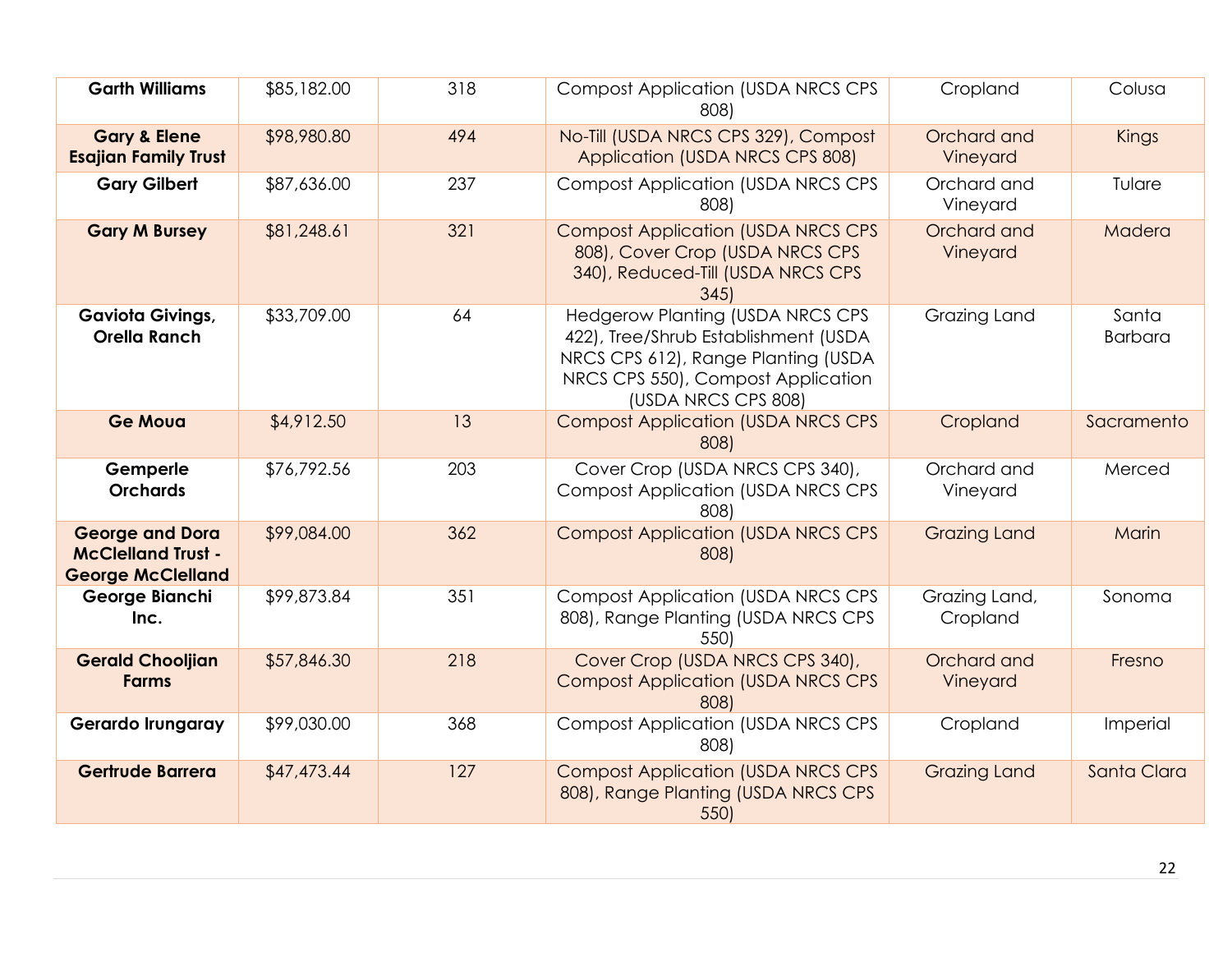| | | | | | |
|---|---|---|---|---|---|
| **Garth Williams** | $85,182.00 | 318 | Compost Application (USDA NRCS CPS 808) | Cropland | Colusa |
| **Gary & Elene Esajian Family Trust** | $98,980.80 | 494 | No-Till (USDA NRCS CPS 329), Compost Application (USDA NRCS CPS 808) | Orchard and Vineyard | Kings |
| **Gary Gilbert** | $87,636.00 | 237 | Compost Application (USDA NRCS CPS 808) | Orchard and Vineyard | Tulare |
| **Gary M Bursey** | $81,248.61 | 321 | Compost Application (USDA NRCS CPS 808), Cover Crop (USDA NRCS CPS 340), Reduced-Till (USDA NRCS CPS 345) | Orchard and Vineyard | Madera |
| **Gaviota Givings, Orella Ranch** | $33,709.00 | 64 | Hedgerow Planting (USDA NRCS CPS 422), Tree/Shrub Establishment (USDA NRCS CPS 612), Range Planting (USDA NRCS CPS 550), Compost Application (USDA NRCS CPS 808) | Grazing Land | Santa Barbara |
| **Ge Moua** | $4,912.50 | 13 | Compost Application (USDA NRCS CPS 808) | Cropland | Sacramento |
| **Gemperle Orchards** | $76,792.56 | 203 | Cover Crop (USDA NRCS CPS 340), Compost Application (USDA NRCS CPS 808) | Orchard and Vineyard | Merced |
| **George and Dora McClelland Trust - George McClelland** | $99,084.00 | 362 | Compost Application (USDA NRCS CPS 808) | Grazing Land | Marin |
| **George Bianchi Inc.** | $99,873.84 | 351 | Compost Application (USDA NRCS CPS 808), Range Planting (USDA NRCS CPS 550) | Grazing Land, Cropland | Sonoma |
| **Gerald Chooljian Farms** | $57,846.30 | 218 | Cover Crop (USDA NRCS CPS 340), Compost Application (USDA NRCS CPS 808) | Orchard and Vineyard | Fresno |
| **Gerardo Irungaray** | $99,030.00 | 368 | Compost Application (USDA NRCS CPS 808) | Cropland | Imperial |
| **Gertrude Barrera** | $47,473.44 | 127 | Compost Application (USDA NRCS CPS 808), Range Planting (USDA NRCS CPS 550) | Grazing Land | Santa Clara |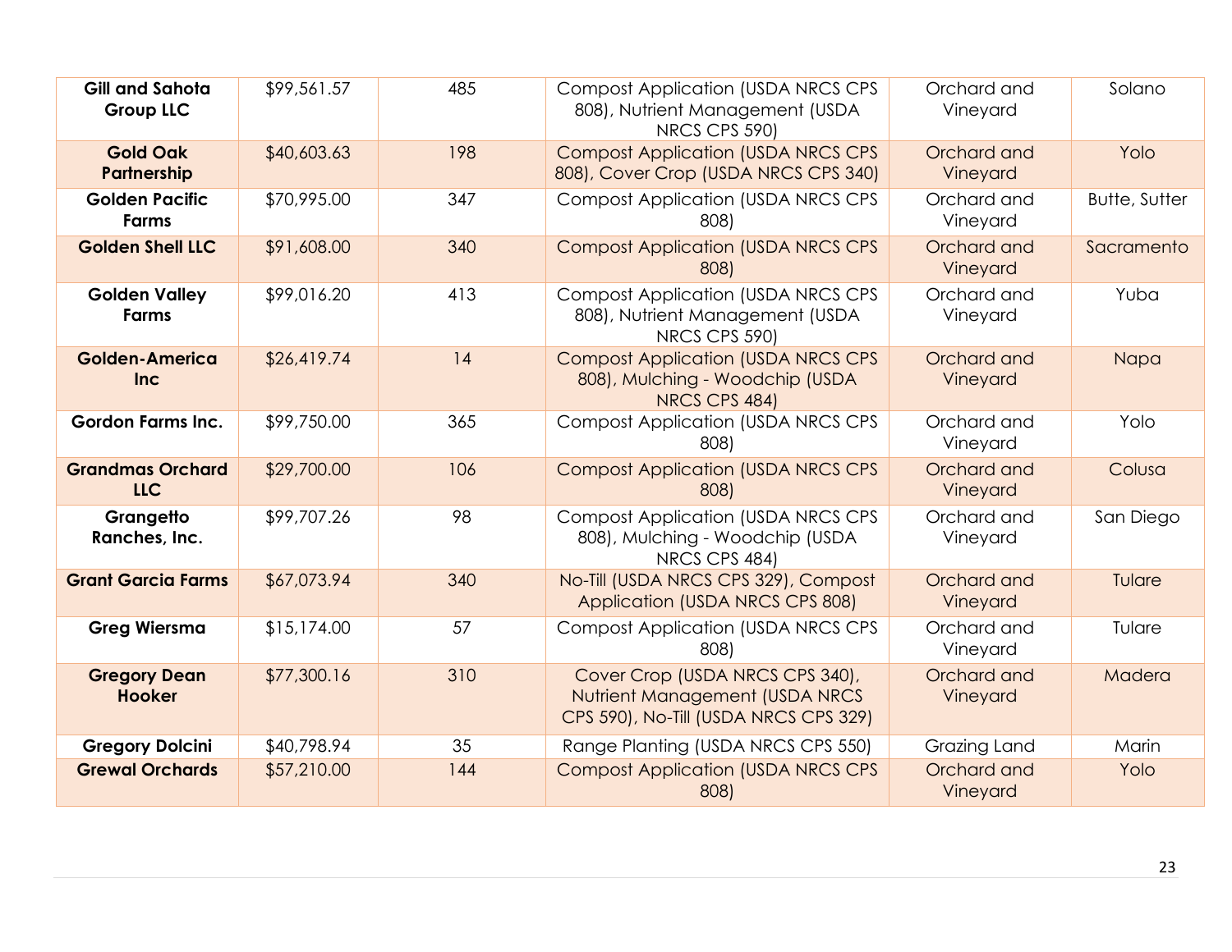| | | | | | |
|---|---|---|---|---|---|
| **Gill and Sahota Group LLC** | $99,561.57 | 485 | Compost Application (USDA NRCS CPS 808), Nutrient Management (USDA NRCS CPS 590) | Orchard and Vineyard | Solano |
| **Gold Oak Partnership** | $40,603.63 | 198 | Compost Application (USDA NRCS CPS 808), Cover Crop (USDA NRCS CPS 340) | Orchard and Vineyard | Yolo |
| **Golden Pacific Farms** | $70,995.00 | 347 | Compost Application (USDA NRCS CPS 808) | Orchard and Vineyard | Butte, Sutter |
| **Golden Shell LLC** | $91,608.00 | 340 | Compost Application (USDA NRCS CPS 808) | Orchard and Vineyard | Sacramento |
| **Golden Valley Farms** | $99,016.20 | 413 | Compost Application (USDA NRCS CPS 808), Nutrient Management (USDA NRCS CPS 590) | Orchard and Vineyard | Yuba |
| **Golden-America Inc** | $26,419.74 | 14 | Compost Application (USDA NRCS CPS 808), Mulching - Woodchip (USDA NRCS CPS 484) | Orchard and Vineyard | Napa |
| **Gordon Farms Inc.** | $99,750.00 | 365 | Compost Application (USDA NRCS CPS 808) | Orchard and Vineyard | Yolo |
| **Grandmas Orchard LLC** | $29,700.00 | 106 | Compost Application (USDA NRCS CPS 808) | Orchard and Vineyard | Colusa |
| **Grangetto Ranches, Inc.** | $99,707.26 | 98 | Compost Application (USDA NRCS CPS 808), Mulching - Woodchip (USDA NRCS CPS 484) | Orchard and Vineyard | San Diego |
| **Grant Garcia Farms** | $67,073.94 | 340 | No-Till (USDA NRCS CPS 329), Compost Application (USDA NRCS CPS 808) | Orchard and Vineyard | Tulare |
| **Greg Wiersma** | $15,174.00 | 57 | Compost Application (USDA NRCS CPS 808) | Orchard and Vineyard | Tulare |
| **Gregory Dean Hooker** | $77,300.16 | 310 | Cover Crop (USDA NRCS CPS 340), Nutrient Management (USDA NRCS CPS 590), No-Till (USDA NRCS CPS 329) | Orchard and Vineyard | Madera |
| **Gregory Dolcini** | $40,798.94 | 35 | Range Planting (USDA NRCS CPS 550) | Grazing Land | Marin |
| **Grewal Orchards** | $57,210.00 | 144 | Compost Application (USDA NRCS CPS 808) | Orchard and Vineyard | Yolo |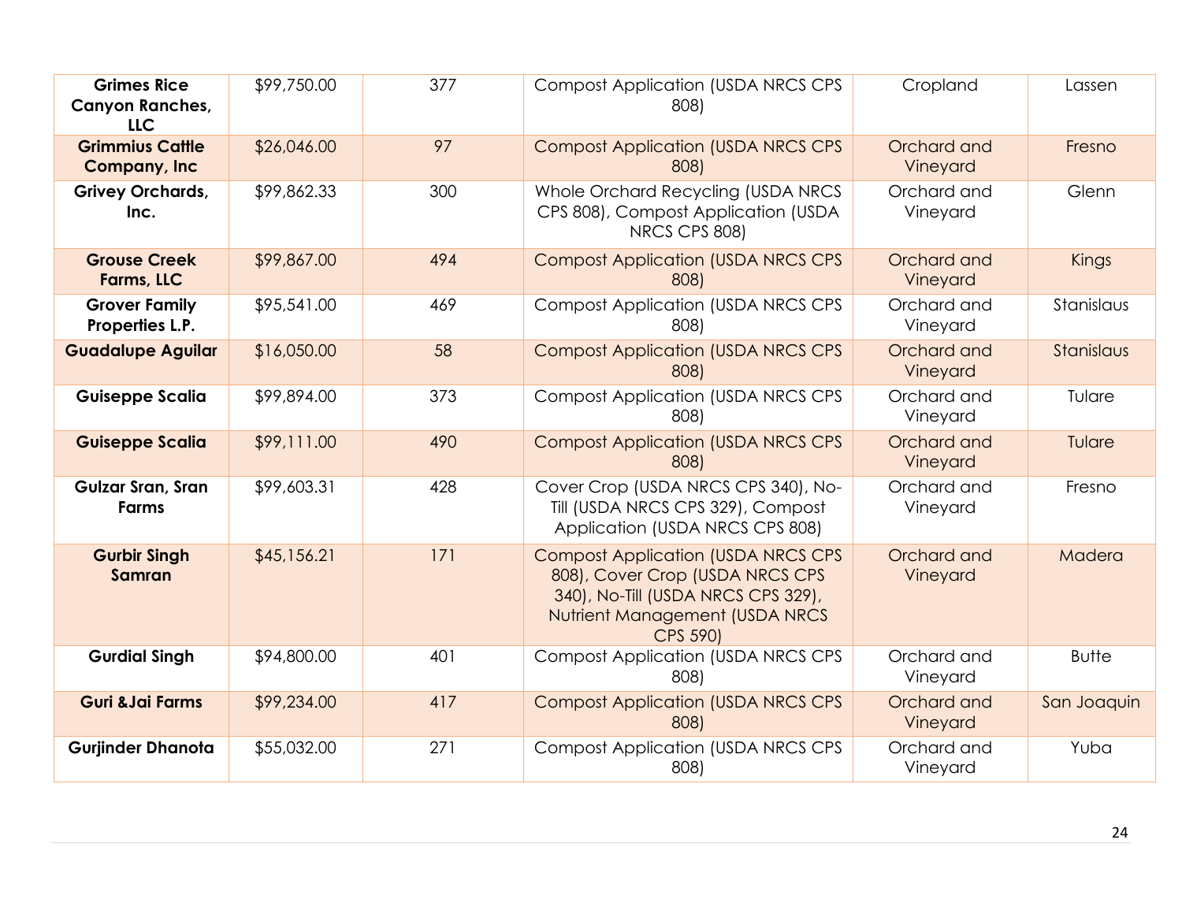| **Grimes Rice Canyon Ranches, LLC** | $99,750.00 | 377 | Compost Application (USDA NRCS CPS 808) | Cropland | Lassen |
|---|---|---|---|---|---|
| **Grimmius Cattle Company, Inc** | $26,046.00 | 97 | Compost Application (USDA NRCS CPS 808) | Orchard and Vineyard | Fresno |
| **Grivey Orchards, Inc.** | $99,862.33 | 300 | Whole Orchard Recycling (USDA NRCS CPS 808), Compost Application (USDA NRCS CPS 808) | Orchard and Vineyard | Glenn |
| **Grouse Creek Farms, LLC** | $99,867.00 | 494 | Compost Application (USDA NRCS CPS 808) | Orchard and Vineyard | Kings |
| **Grover Family Properties L.P.** | $95,541.00 | 469 | Compost Application (USDA NRCS CPS 808) | Orchard and Vineyard | Stanislaus |
| **Guadalupe Aguilar** | $16,050.00 | 58 | Compost Application (USDA NRCS CPS 808) | Orchard and Vineyard | Stanislaus |
| **Guiseppe Scalia** | $99,894.00 | 373 | Compost Application (USDA NRCS CPS 808) | Orchard and Vineyard | Tulare |
| **Guiseppe Scalia** | $99,111.00 | 490 | Compost Application (USDA NRCS CPS 808) | Orchard and Vineyard | Tulare |
| **Gulzar Sran, Sran Farms** | $99,603.31 | 428 | Cover Crop (USDA NRCS CPS 340), No-Till (USDA NRCS CPS 329), Compost Application (USDA NRCS CPS 808) | Orchard and Vineyard | Fresno |
| **Gurbir Singh Samran** | $45,156.21 | 171 | Compost Application (USDA NRCS CPS 808), Cover Crop (USDA NRCS CPS 340), No-Till (USDA NRCS CPS 329), Nutrient Management (USDA NRCS CPS 590) | Orchard and Vineyard | Madera |
| **Gurdial Singh** | $94,800.00 | 401 | Compost Application (USDA NRCS CPS 808) | Orchard and Vineyard | Butte |
| **Guri &Jai Farms** | $99,234.00 | 417 | Compost Application (USDA NRCS CPS 808) | Orchard and Vineyard | San Joaquin |
| **Gurjinder Dhanota** | $55,032.00 | 271 | Compost Application (USDA NRCS CPS 808) | Orchard and Vineyard | Yuba |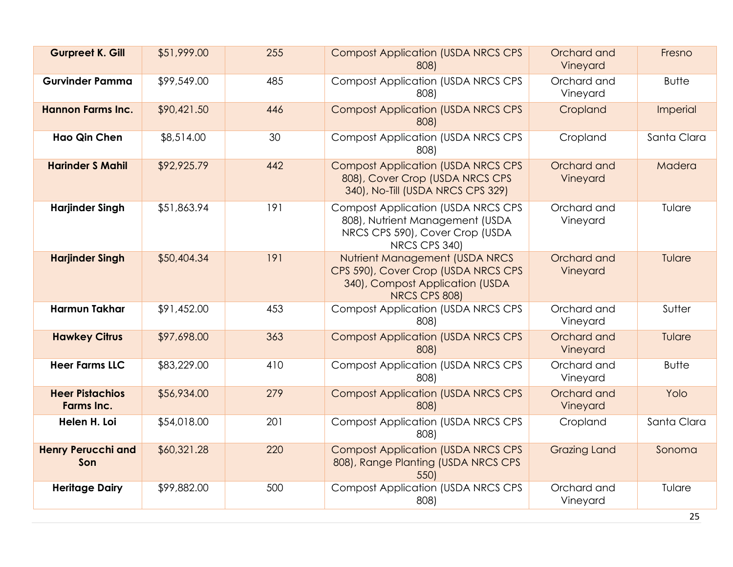| | | | | | |
|---|---|---|---|---|---|
| **Gurpreet K. Gill** | $51,999.00 | 255 | Compost Application (USDA NRCS CPS 808) | Orchard and Vineyard | Fresno |
| **Gurvinder Pamma** | $99,549.00 | 485 | Compost Application (USDA NRCS CPS 808) | Orchard and Vineyard | Butte |
| **Hannon Farms Inc.** | $90,421.50 | 446 | Compost Application (USDA NRCS CPS 808) | Cropland | Imperial |
| **Hao Qin Chen** | $8,514.00 | 30 | Compost Application (USDA NRCS CPS 808) | Cropland | Santa Clara |
| **Harinder S Mahil** | $92,925.79 | 442 | Compost Application (USDA NRCS CPS 808), Cover Crop (USDA NRCS CPS 340), No-Till (USDA NRCS CPS 329) | Orchard and Vineyard | Madera |
| **Harjinder Singh** | $51,863.94 | 191 | Compost Application (USDA NRCS CPS 808), Nutrient Management (USDA NRCS CPS 590), Cover Crop (USDA NRCS CPS 340) | Orchard and Vineyard | Tulare |
| **Harjinder Singh** | $50,404.34 | 191 | Nutrient Management (USDA NRCS CPS 590), Cover Crop (USDA NRCS CPS 340), Compost Application (USDA NRCS CPS 808) | Orchard and Vineyard | Tulare |
| **Harmun Takhar** | $91,452.00 | 453 | Compost Application (USDA NRCS CPS 808) | Orchard and Vineyard | Sutter |
| **Hawkey Citrus** | $97,698.00 | 363 | Compost Application (USDA NRCS CPS 808) | Orchard and Vineyard | Tulare |
| **Heer Farms LLC** | $83,229.00 | 410 | Compost Application (USDA NRCS CPS 808) | Orchard and Vineyard | Butte |
| **Heer Pistachios Farms Inc.** | $56,934.00 | 279 | Compost Application (USDA NRCS CPS 808) | Orchard and Vineyard | Yolo |
| **Helen H. Loi** | $54,018.00 | 201 | Compost Application (USDA NRCS CPS 808) | Cropland | Santa Clara |
| **Henry Perucchi and Son** | $60,321.28 | 220 | Compost Application (USDA NRCS CPS 808), Range Planting (USDA NRCS CPS 550) | Grazing Land | Sonoma |
| **Heritage Dairy** | $99,882.00 | 500 | Compost Application (USDA NRCS CPS 808) | Orchard and Vineyard | Tulare |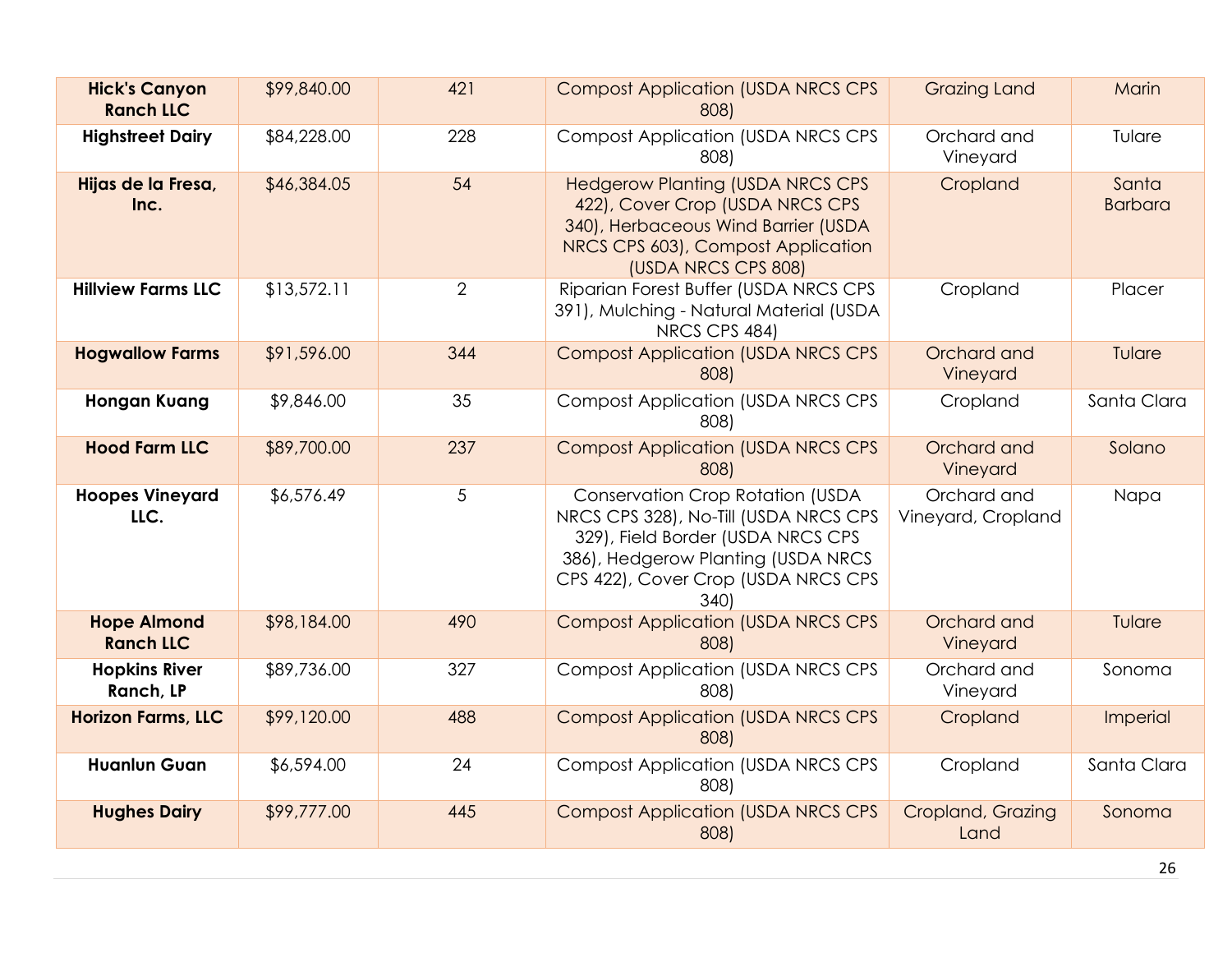| **Hick's Canyon Ranch LLC** | $99,840.00 | 421 | Compost Application (USDA NRCS CPS 808) | Grazing Land | Marin |
|---|---|---|---|---|---|
| **Highstreet Dairy** | $84,228.00 | 228 | Compost Application (USDA NRCS CPS 808) | Orchard and Vineyard | Tulare |
| **Hijas de la Fresa, Inc.** | $46,384.05 | 54 | Hedgerow Planting (USDA NRCS CPS 422), Cover Crop (USDA NRCS CPS 340), Herbaceous Wind Barrier (USDA NRCS CPS 603), Compost Application (USDA NRCS CPS 808) | Cropland | Santa Barbara |
| **Hillview Farms LLC** | $13,572.11 | 2 | Riparian Forest Buffer (USDA NRCS CPS 391), Mulching - Natural Material (USDA NRCS CPS 484) | Cropland | Placer |
| **Hogwallow Farms** | $91,596.00 | 344 | Compost Application (USDA NRCS CPS 808) | Orchard and Vineyard | Tulare |
| **Hongan Kuang** | $9,846.00 | 35 | Compost Application (USDA NRCS CPS 808) | Cropland | Santa Clara |
| **Hood Farm LLC** | $89,700.00 | 237 | Compost Application (USDA NRCS CPS 808) | Orchard and Vineyard | Solano |
| **Hoopes Vineyard LLC.** | $6,576.49 | 5 | Conservation Crop Rotation (USDA NRCS CPS 328), No-Till (USDA NRCS CPS 329), Field Border (USDA NRCS CPS 386), Hedgerow Planting (USDA NRCS CPS 422), Cover Crop (USDA NRCS CPS 340) | Orchard and Vineyard, Cropland | Napa |
| **Hope Almond Ranch LLC** | $98,184.00 | 490 | Compost Application (USDA NRCS CPS 808) | Orchard and Vineyard | Tulare |
| **Hopkins River Ranch, LP** | $89,736.00 | 327 | Compost Application (USDA NRCS CPS 808) | Orchard and Vineyard | Sonoma |
| **Horizon Farms, LLC** | $99,120.00 | 488 | Compost Application (USDA NRCS CPS 808) | Cropland | Imperial |
| **Huanlun Guan** | $6,594.00 | 24 | Compost Application (USDA NRCS CPS 808) | Cropland | Santa Clara |
| **Hughes Dairy** | $99,777.00 | 445 | Compost Application (USDA NRCS CPS 808) | Cropland, Grazing Land | Sonoma |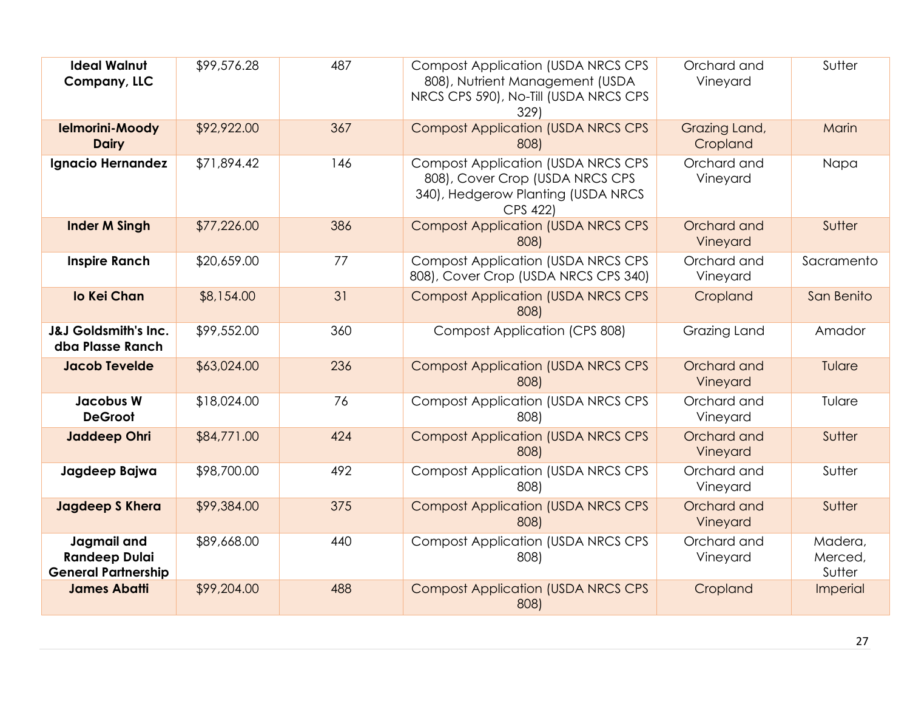| | | | | | |
|---|---|---|---|---|---|
| **Ideal Walnut Company, LLC** | $99,576.28 | 487 | Compost Application (USDA NRCS CPS 808), Nutrient Management (USDA NRCS CPS 590), No-Till (USDA NRCS CPS 329) | Orchard and Vineyard | Sutter |
| **Ielmorini-Moody Dairy** | $92,922.00 | 367 | Compost Application (USDA NRCS CPS 808) | Grazing Land, Cropland | Marin |
| **Ignacio Hernandez** | $71,894.42 | 146 | Compost Application (USDA NRCS CPS 808), Cover Crop (USDA NRCS CPS 340), Hedgerow Planting (USDA NRCS CPS 422) | Orchard and Vineyard | Napa |
| **Inder M Singh** | $77,226.00 | 386 | Compost Application (USDA NRCS CPS 808) | Orchard and Vineyard | Sutter |
| **Inspire Ranch** | $20,659.00 | 77 | Compost Application (USDA NRCS CPS 808), Cover Crop (USDA NRCS CPS 340) | Orchard and Vineyard | Sacramento |
| **Io Kei Chan** | $8,154.00 | 31 | Compost Application (USDA NRCS CPS 808) | Cropland | San Benito |
| **J&J Goldsmith's Inc. dba Plasse Ranch** | $99,552.00 | 360 | Compost Application (CPS 808) | Grazing Land | Amador |
| **Jacob Tevelde** | $63,024.00 | 236 | Compost Application (USDA NRCS CPS 808) | Orchard and Vineyard | Tulare |
| **Jacobus W DeGroot** | $18,024.00 | 76 | Compost Application (USDA NRCS CPS 808) | Orchard and Vineyard | Tulare |
| **Jaddeep Ohri** | $84,771.00 | 424 | Compost Application (USDA NRCS CPS 808) | Orchard and Vineyard | Sutter |
| **Jagdeep Bajwa** | $98,700.00 | 492 | Compost Application (USDA NRCS CPS 808) | Orchard and Vineyard | Sutter |
| **Jagdeep S Khera** | $99,384.00 | 375 | Compost Application (USDA NRCS CPS 808) | Orchard and Vineyard | Sutter |
| **Jagmail and Randeep Dulai General Partnership** | $89,668.00 | 440 | Compost Application (USDA NRCS CPS 808) | Orchard and Vineyard | Madera, Merced, Sutter |
| **James Abatti** | $99,204.00 | 488 | Compost Application (USDA NRCS CPS 808) | Cropland | Imperial |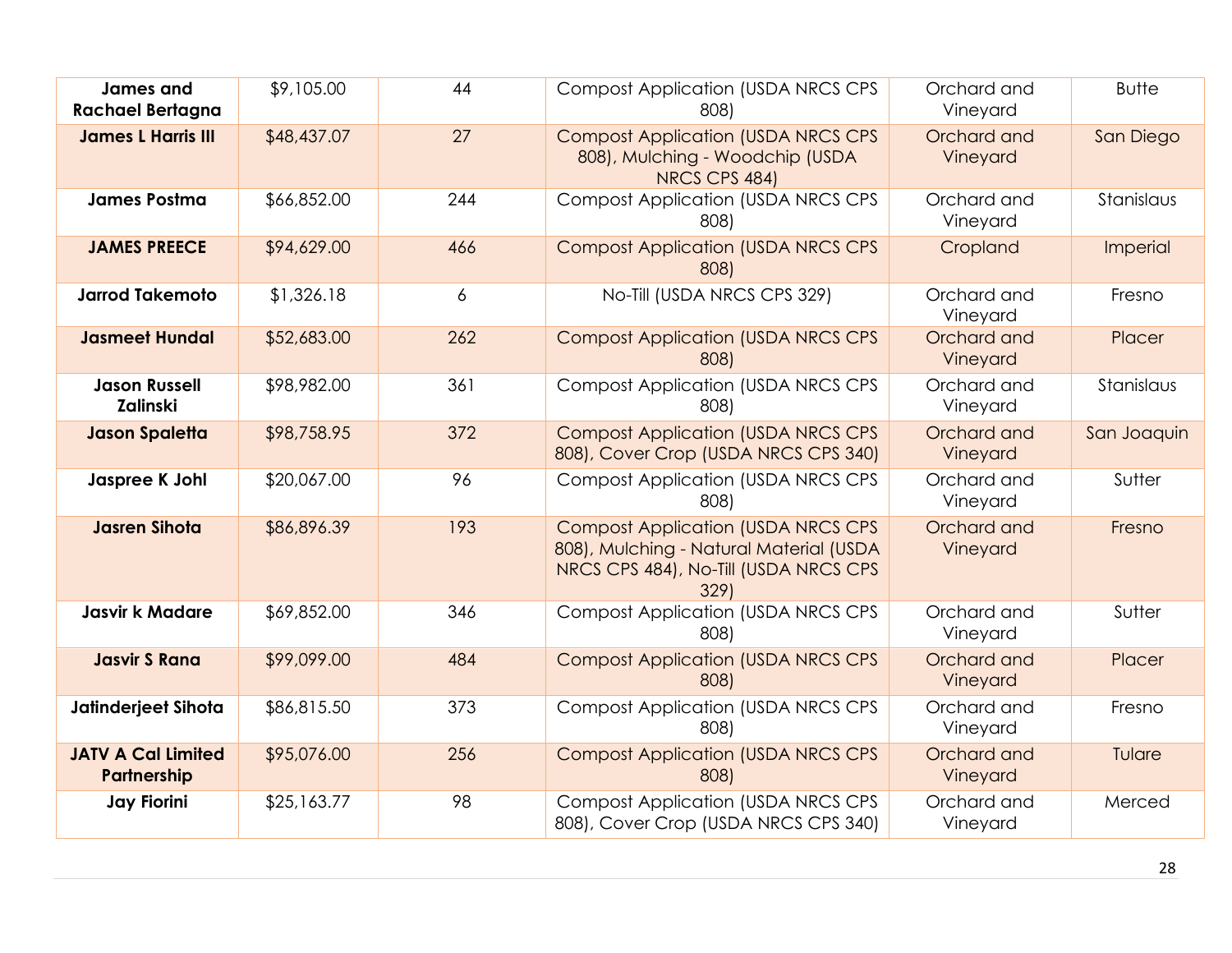| | | | | | |
|---|---|---|---|---|---|
| **James and Rachael Bertagna** | $9,105.00 | 44 | Compost Application (USDA NRCS CPS 808) | Orchard and Vineyard | Butte |
| **James L Harris III** | $48,437.07 | 27 | Compost Application (USDA NRCS CPS 808), Mulching - Woodchip (USDA NRCS CPS 484) | Orchard and Vineyard | San Diego |
| **James Postma** | $66,852.00 | 244 | Compost Application (USDA NRCS CPS 808) | Orchard and Vineyard | Stanislaus |
| **JAMES PREECE** | $94,629.00 | 466 | Compost Application (USDA NRCS CPS 808) | Cropland | Imperial |
| **Jarrod Takemoto** | $1,326.18 | 6 | No-Till (USDA NRCS CPS 329) | Orchard and Vineyard | Fresno |
| **Jasmeet Hundal** | $52,683.00 | 262 | Compost Application (USDA NRCS CPS 808) | Orchard and Vineyard | Placer |
| **Jason Russell Zalinski** | $98,982.00 | 361 | Compost Application (USDA NRCS CPS 808) | Orchard and Vineyard | Stanislaus |
| **Jason Spaletta** | $98,758.95 | 372 | Compost Application (USDA NRCS CPS 808), Cover Crop (USDA NRCS CPS 340) | Orchard and Vineyard | San Joaquin |
| **Jaspree K Johl** | $20,067.00 | 96 | Compost Application (USDA NRCS CPS 808) | Orchard and Vineyard | Sutter |
| **Jasren Sihota** | $86,896.39 | 193 | Compost Application (USDA NRCS CPS 808), Mulching - Natural Material (USDA NRCS CPS 484), No-Till (USDA NRCS CPS 329) | Orchard and Vineyard | Fresno |
| **Jasvir k Madare** | $69,852.00 | 346 | Compost Application (USDA NRCS CPS 808) | Orchard and Vineyard | Sutter |
| **Jasvir S Rana** | $99,099.00 | 484 | Compost Application (USDA NRCS CPS 808) | Orchard and Vineyard | Placer |
| **Jatinderjeet Sihota** | $86,815.50 | 373 | Compost Application (USDA NRCS CPS 808) | Orchard and Vineyard | Fresno |
| **JATV A Cal Limited Partnership** | $95,076.00 | 256 | Compost Application (USDA NRCS CPS 808) | Orchard and Vineyard | Tulare |
| **Jay Fiorini** | $25,163.77 | 98 | Compost Application (USDA NRCS CPS 808), Cover Crop (USDA NRCS CPS 340) | Orchard and Vineyard | Merced |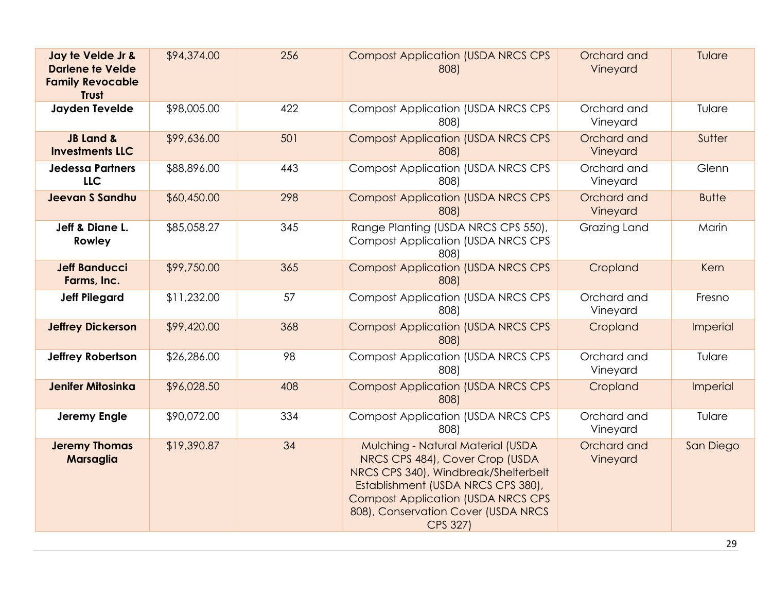| **Jay te Velde Jr & Darlene te Velde Family Revocable Trust** | $94,374.00 | 256 | Compost Application (USDA NRCS CPS 808) | Orchard and Vineyard | Tulare |
|---|---|---|---|---|---|
| **Jayden Tevelde** | $98,005.00 | 422 | Compost Application (USDA NRCS CPS 808) | Orchard and Vineyard | Tulare |
| **JB Land & Investments LLC** | $99,636.00 | 501 | Compost Application (USDA NRCS CPS 808) | Orchard and Vineyard | Sutter |
| **Jedessa Partners LLC** | $88,896.00 | 443 | Compost Application (USDA NRCS CPS 808) | Orchard and Vineyard | Glenn |
| **Jeevan S Sandhu** | $60,450.00 | 298 | Compost Application (USDA NRCS CPS 808) | Orchard and Vineyard | Butte |
| **Jeff & Diane L. Rowley** | $85,058.27 | 345 | Range Planting (USDA NRCS CPS 550), Compost Application (USDA NRCS CPS 808) | Grazing Land | Marin |
| **Jeff Banducci Farms, Inc.** | $99,750.00 | 365 | Compost Application (USDA NRCS CPS 808) | Cropland | Kern |
| **Jeff Pilegard** | $11,232.00 | 57 | Compost Application (USDA NRCS CPS 808) | Orchard and Vineyard | Fresno |
| **Jeffrey Dickerson** | $99,420.00 | 368 | Compost Application (USDA NRCS CPS 808) | Cropland | Imperial |
| **Jeffrey Robertson** | $26,286.00 | 98 | Compost Application (USDA NRCS CPS 808) | Orchard and Vineyard | Tulare |
| **Jenifer Mitosinka** | $96,028.50 | 408 | Compost Application (USDA NRCS CPS 808) | Cropland | Imperial |
| **Jeremy Engle** | $90,072.00 | 334 | Compost Application (USDA NRCS CPS 808) | Orchard and Vineyard | Tulare |
| **Jeremy Thomas Marsaglia** | $19,390.87 | 34 | Mulching - Natural Material (USDA NRCS CPS 484), Cover Crop (USDA NRCS CPS 340), Windbreak/Shelterbelt Establishment (USDA NRCS CPS 380), Compost Application (USDA NRCS CPS 808), Conservation Cover (USDA NRCS CPS 327) | Orchard and Vineyard | San Diego |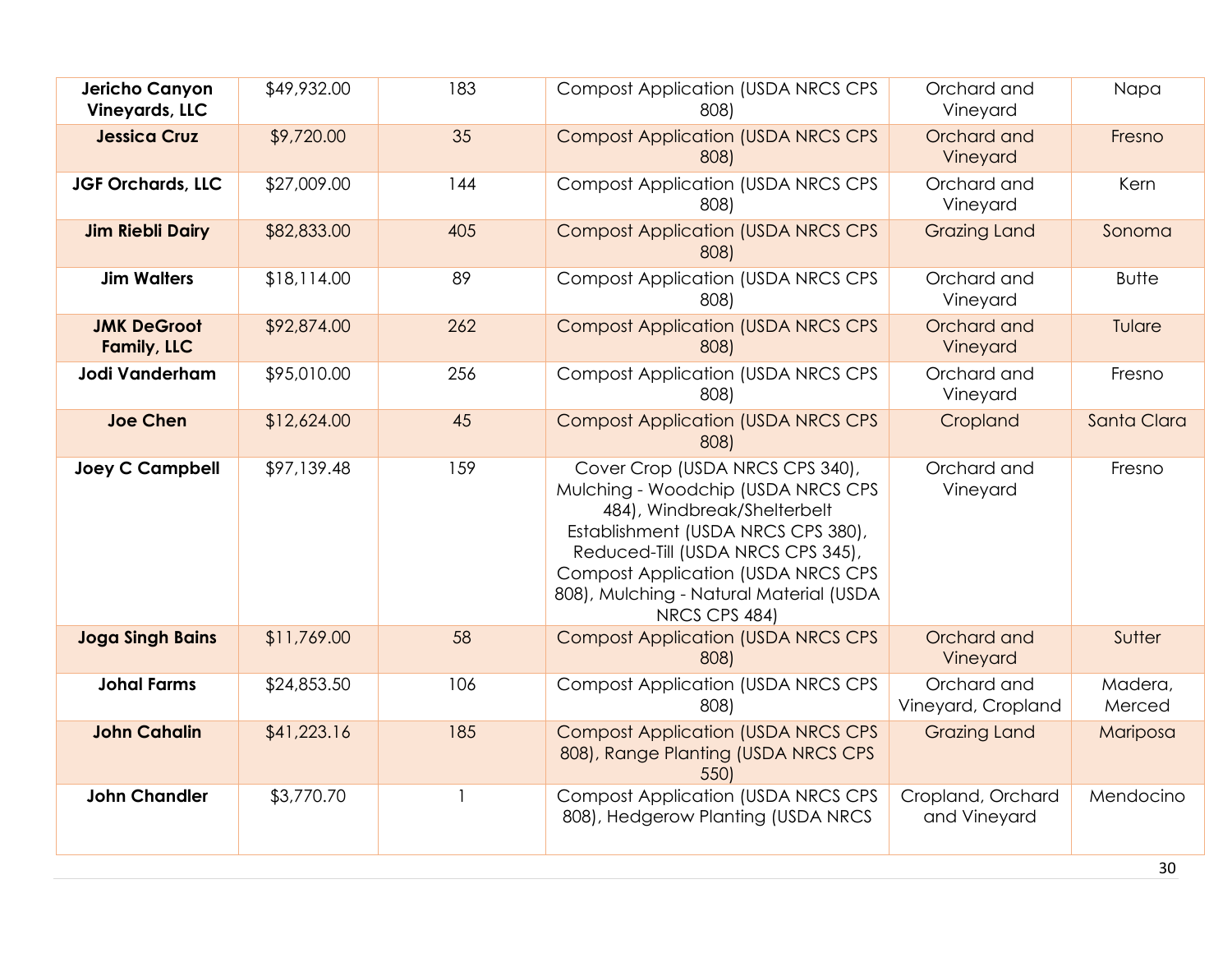| **Jericho Canyon Vineyards, LLC** | $49,932.00 | 183 | Compost Application (USDA NRCS CPS 808) | Orchard and Vineyard | Napa |
|---|---|---|---|---|---|
| **Jessica Cruz** | $9,720.00 | 35 | Compost Application (USDA NRCS CPS 808) | Orchard and Vineyard | Fresno |
| **JGF Orchards, LLC** | $27,009.00 | 144 | Compost Application (USDA NRCS CPS 808) | Orchard and Vineyard | Kern |
| **Jim Riebli Dairy** | $82,833.00 | 405 | Compost Application (USDA NRCS CPS 808) | Grazing Land | Sonoma |
| **Jim Walters** | $18,114.00 | 89 | Compost Application (USDA NRCS CPS 808) | Orchard and Vineyard | Butte |
| **JMK DeGroot Family, LLC** | $92,874.00 | 262 | Compost Application (USDA NRCS CPS 808) | Orchard and Vineyard | Tulare |
| **Jodi Vanderham** | $95,010.00 | 256 | Compost Application (USDA NRCS CPS 808) | Orchard and Vineyard | Fresno |
| **Joe Chen** | $12,624.00 | 45 | Compost Application (USDA NRCS CPS 808) | Cropland | Santa Clara |
| **Joey C Campbell** | $97,139.48 | 159 | Cover Crop (USDA NRCS CPS 340), Mulching - Woodchip (USDA NRCS CPS 484), Windbreak/Shelterbelt Establishment (USDA NRCS CPS 380), Reduced-Till (USDA NRCS CPS 345), Compost Application (USDA NRCS CPS 808), Mulching - Natural Material (USDA NRCS CPS 484) | Orchard and Vineyard | Fresno |
| **Joga Singh Bains** | $11,769.00 | 58 | Compost Application (USDA NRCS CPS 808) | Orchard and Vineyard | Sutter |
| **Johal Farms** | $24,853.50 | 106 | Compost Application (USDA NRCS CPS 808) | Orchard and Vineyard, Cropland | Madera, Merced |
| **John Cahalin** | $41,223.16 | 185 | Compost Application (USDA NRCS CPS 808), Range Planting (USDA NRCS CPS 550) | Grazing Land | Mariposa |
| **John Chandler** | $3,770.70 | 1 | Compost Application (USDA NRCS CPS 808), Hedgerow Planting (USDA NRCS | Cropland, Orchard and Vineyard | Mendocino |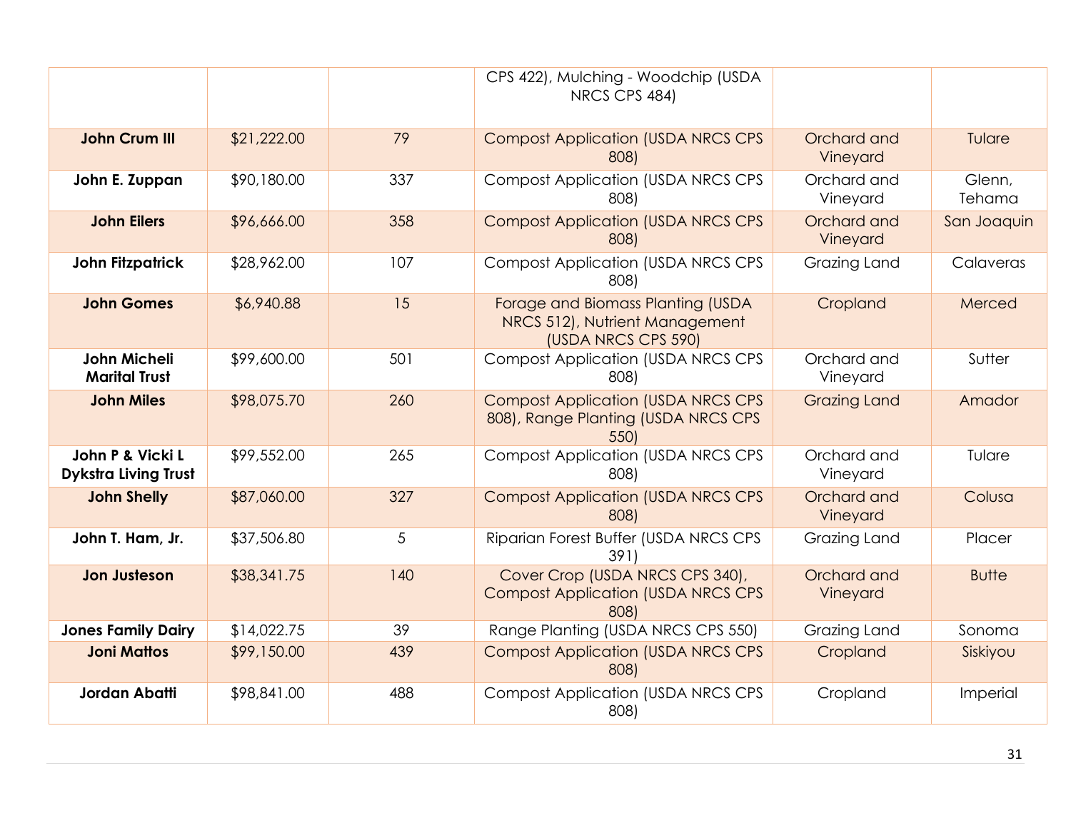| | | | CPS 422), Mulching - Woodchip (USDA NRCS CPS 484) | | |
|---|---|---|---|---|---|
| **John Crum III** | $21,222.00 | 79 | Compost Application (USDA NRCS CPS 808) | Orchard and Vineyard | Tulare |
| **John E. Zuppan** | $90,180.00 | 337 | Compost Application (USDA NRCS CPS 808) | Orchard and Vineyard | Glenn, Tehama |
| **John Eilers** | $96,666.00 | 358 | Compost Application (USDA NRCS CPS 808) | Orchard and Vineyard | San Joaquin |
| **John Fitzpatrick** | $28,962.00 | 107 | Compost Application (USDA NRCS CPS 808) | Grazing Land | Calaveras |
| **John Gomes** | $6,940.88 | 15 | Forage and Biomass Planting (USDA NRCS 512), Nutrient Management (USDA NRCS CPS 590) | Cropland | Merced |
| **John Micheli Marital Trust** | $99,600.00 | 501 | Compost Application (USDA NRCS CPS 808) | Orchard and Vineyard | Sutter |
| **John Miles** | $98,075.70 | 260 | Compost Application (USDA NRCS CPS 808), Range Planting (USDA NRCS CPS 550) | Grazing Land | Amador |
| **John P & Vicki L Dykstra Living Trust** | $99,552.00 | 265 | Compost Application (USDA NRCS CPS 808) | Orchard and Vineyard | Tulare |
| **John Shelly** | $87,060.00 | 327 | Compost Application (USDA NRCS CPS 808) | Orchard and Vineyard | Colusa |
| **John T. Ham, Jr.** | $37,506.80 | 5 | Riparian Forest Buffer (USDA NRCS CPS 391) | Grazing Land | Placer |
| **Jon Justeson** | $38,341.75 | 140 | Cover Crop (USDA NRCS CPS 340), Compost Application (USDA NRCS CPS 808) | Orchard and Vineyard | Butte |
| **Jones Family Dairy** | $14,022.75 | 39 | Range Planting (USDA NRCS CPS 550) | Grazing Land | Sonoma |
| **Joni Mattos** | $99,150.00 | 439 | Compost Application (USDA NRCS CPS 808) | Cropland | Siskiyou |
| **Jordan Abatti** | $98,841.00 | 488 | Compost Application (USDA NRCS CPS 808) | Cropland | Imperial |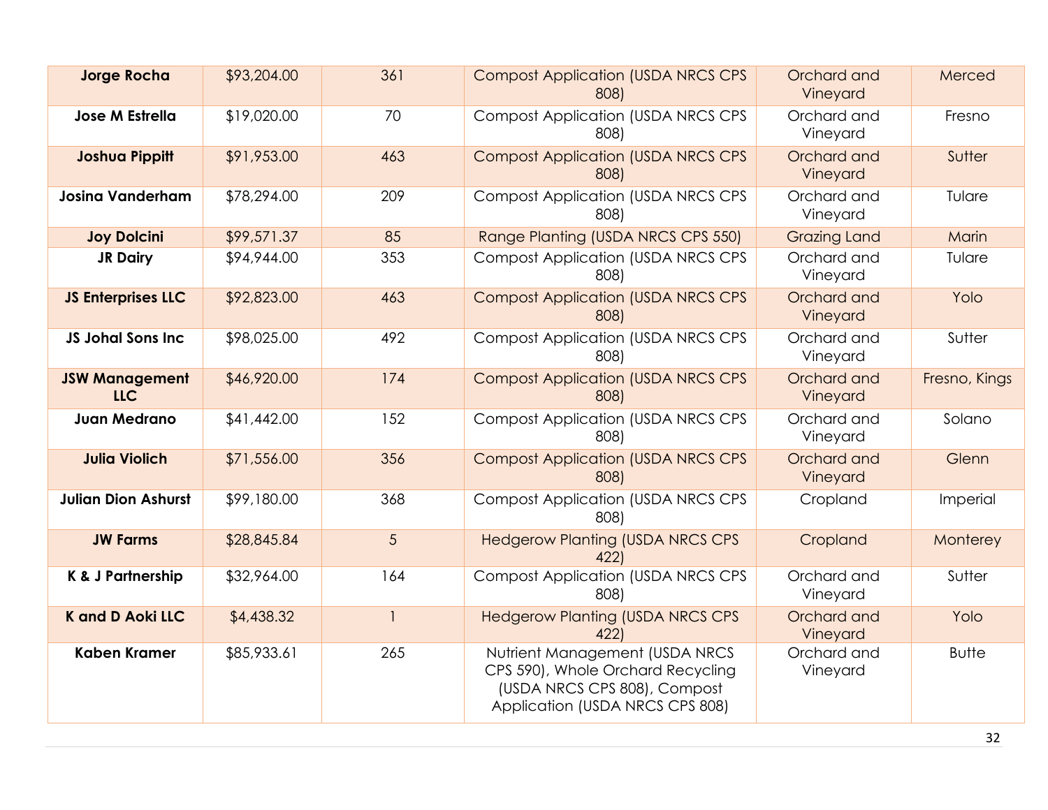| **Jorge Rocha** | $93,204.00 | 361 | Compost Application (USDA NRCS CPS 808) | Orchard and Vineyard | Merced |
|---|---|---|---|---|---|
| **Jose M Estrella** | $19,020.00 | 70 | Compost Application (USDA NRCS CPS 808) | Orchard and Vineyard | Fresno |
| **Joshua Pippitt** | $91,953.00 | 463 | Compost Application (USDA NRCS CPS 808) | Orchard and Vineyard | Sutter |
| **Josina Vanderham** | $78,294.00 | 209 | Compost Application (USDA NRCS CPS 808) | Orchard and Vineyard | Tulare |
| **Joy Dolcini** | $99,571.37 | 85 | Range Planting (USDA NRCS CPS 550) | Grazing Land | Marin |
| **JR Dairy** | $94,944.00 | 353 | Compost Application (USDA NRCS CPS 808) | Orchard and Vineyard | Tulare |
| **JS Enterprises LLC** | $92,823.00 | 463 | Compost Application (USDA NRCS CPS 808) | Orchard and Vineyard | Yolo |
| **JS Johal Sons Inc** | $98,025.00 | 492 | Compost Application (USDA NRCS CPS 808) | Orchard and Vineyard | Sutter |
| **JSW Management LLC** | $46,920.00 | 174 | Compost Application (USDA NRCS CPS 808) | Orchard and Vineyard | Fresno, Kings |
| **Juan Medrano** | $41,442.00 | 152 | Compost Application (USDA NRCS CPS 808) | Orchard and Vineyard | Solano |
| **Julia Violich** | $71,556.00 | 356 | Compost Application (USDA NRCS CPS 808) | Orchard and Vineyard | Glenn |
| **Julian Dion Ashurst** | $99,180.00 | 368 | Compost Application (USDA NRCS CPS 808) | Cropland | Imperial |
| **JW Farms** | $28,845.84 | 5 | Hedgerow Planting (USDA NRCS CPS 422) | Cropland | Monterey |
| **K & J Partnership** | $32,964.00 | 164 | Compost Application (USDA NRCS CPS 808) | Orchard and Vineyard | Sutter |
| **K and D Aoki LLC** | $4,438.32 | 1 | Hedgerow Planting (USDA NRCS CPS 422) | Orchard and Vineyard | Yolo |
| **Kaben Kramer** | $85,933.61 | 265 | Nutrient Management (USDA NRCS CPS 590), Whole Orchard Recycling (USDA NRCS CPS 808), Compost Application (USDA NRCS CPS 808) | Orchard and Vineyard | Butte |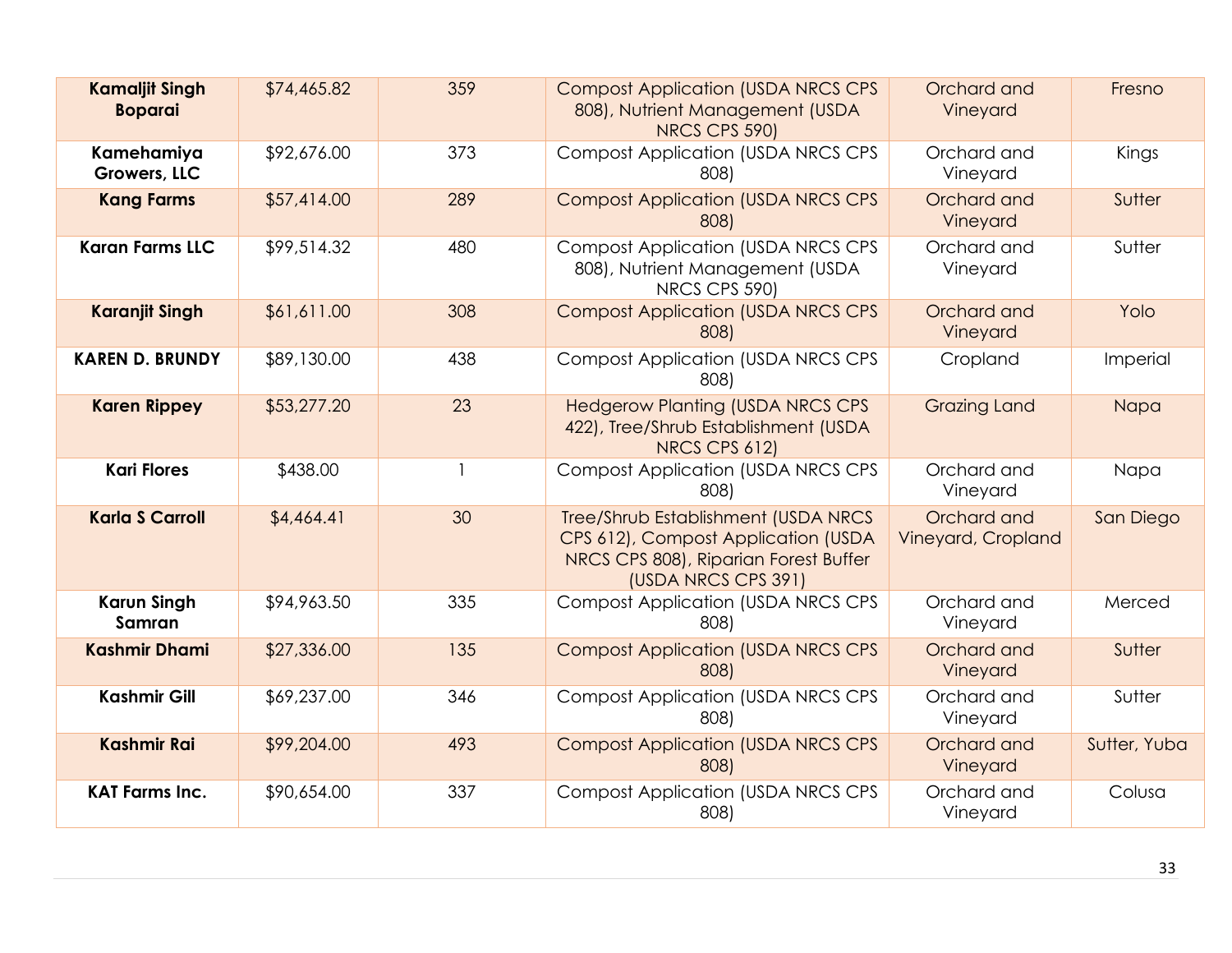| **Kamaljit Singh Boparai** | $74,465.82 | 359 | Compost Application (USDA NRCS CPS 808), Nutrient Management (USDA NRCS CPS 590) | Orchard and Vineyard | Fresno |
|---|---|---|---|---|---|
| **Kamehamiya Growers, LLC** | $92,676.00 | 373 | Compost Application (USDA NRCS CPS 808) | Orchard and Vineyard | Kings |
| **Kang Farms** | $57,414.00 | 289 | Compost Application (USDA NRCS CPS 808) | Orchard and Vineyard | Sutter |
| **Karan Farms LLC** | $99,514.32 | 480 | Compost Application (USDA NRCS CPS 808), Nutrient Management (USDA NRCS CPS 590) | Orchard and Vineyard | Sutter |
| **Karanjit Singh** | $61,611.00 | 308 | Compost Application (USDA NRCS CPS 808) | Orchard and Vineyard | Yolo |
| **KAREN D. BRUNDY** | $89,130.00 | 438 | Compost Application (USDA NRCS CPS 808) | Cropland | Imperial |
| **Karen Rippey** | $53,277.20 | 23 | Hedgerow Planting (USDA NRCS CPS 422), Tree/Shrub Establishment (USDA NRCS CPS 612) | Grazing Land | Napa |
| **Kari Flores** | $438.00 | 1 | Compost Application (USDA NRCS CPS 808) | Orchard and Vineyard | Napa |
| **Karla S Carroll** | $4,464.41 | 30 | Tree/Shrub Establishment (USDA NRCS CPS 612), Compost Application (USDA NRCS CPS 808), Riparian Forest Buffer (USDA NRCS CPS 391) | Orchard and Vineyard, Cropland | San Diego |
| **Karun Singh Samran** | $94,963.50 | 335 | Compost Application (USDA NRCS CPS 808) | Orchard and Vineyard | Merced |
| **Kashmir Dhami** | $27,336.00 | 135 | Compost Application (USDA NRCS CPS 808) | Orchard and Vineyard | Sutter |
| **Kashmir Gill** | $69,237.00 | 346 | Compost Application (USDA NRCS CPS 808) | Orchard and Vineyard | Sutter |
| **Kashmir Rai** | $99,204.00 | 493 | Compost Application (USDA NRCS CPS 808) | Orchard and Vineyard | Sutter, Yuba |
| **KAT Farms Inc.** | $90,654.00 | 337 | Compost Application (USDA NRCS CPS 808) | Orchard and Vineyard | Colusa |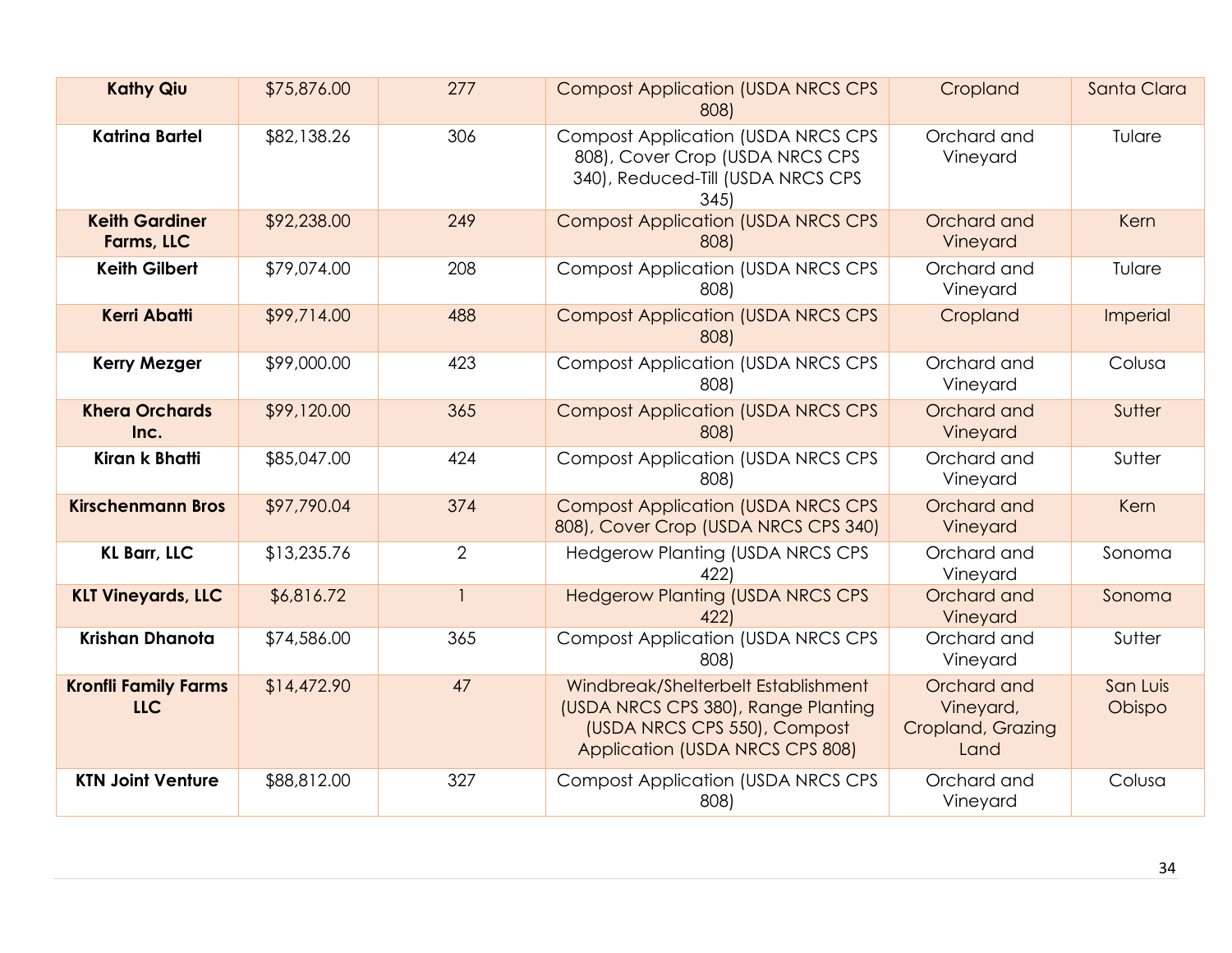| Kathy Qiu | $75,876.00 | 277 | Compost Application (USDA NRCS CPS 808) | Cropland | Santa Clara |
|---|---|---|---|---|---|
| **Katrina Bartel** | $82,138.26 | 306 | Compost Application (USDA NRCS CPS 808), Cover Crop (USDA NRCS CPS 340), Reduced-Till (USDA NRCS CPS 345) | Orchard and Vineyard | Tulare |
| **Keith Gardiner Farms, LLC** | $92,238.00 | 249 | Compost Application (USDA NRCS CPS 808) | Orchard and Vineyard | Kern |
| **Keith Gilbert** | $79,074.00 | 208 | Compost Application (USDA NRCS CPS 808) | Orchard and Vineyard | Tulare |
| **Kerri Abatti** | $99,714.00 | 488 | Compost Application (USDA NRCS CPS 808) | Cropland | Imperial |
| **Kerry Mezger** | $99,000.00 | 423 | Compost Application (USDA NRCS CPS 808) | Orchard and Vineyard | Colusa |
| **Khera Orchards Inc.** | $99,120.00 | 365 | Compost Application (USDA NRCS CPS 808) | Orchard and Vineyard | Sutter |
| **Kiran k Bhatti** | $85,047.00 | 424 | Compost Application (USDA NRCS CPS 808) | Orchard and Vineyard | Sutter |
| **Kirschenmann Bros** | $97,790.04 | 374 | Compost Application (USDA NRCS CPS 808), Cover Crop (USDA NRCS CPS 340) | Orchard and Vineyard | Kern |
| **KL Barr, LLC** | $13,235.76 | 2 | Hedgerow Planting (USDA NRCS CPS 422) | Orchard and Vineyard | Sonoma |
| **KLT Vineyards, LLC** | $6,816.72 | 1 | Hedgerow Planting (USDA NRCS CPS 422) | Orchard and Vineyard | Sonoma |
| **Krishan Dhanota** | $74,586.00 | 365 | Compost Application (USDA NRCS CPS 808) | Orchard and Vineyard | Sutter |
| **Kronfli Family Farms LLC** | $14,472.90 | 47 | Windbreak/Shelterbelt Establishment (USDA NRCS CPS 380), Range Planting (USDA NRCS CPS 550), Compost Application (USDA NRCS CPS 808) | Orchard and Vineyard, Cropland, Grazing Land | San Luis Obispo |
| **KTN Joint Venture** | $88,812.00 | 327 | Compost Application (USDA NRCS CPS 808) | Orchard and Vineyard | Colusa |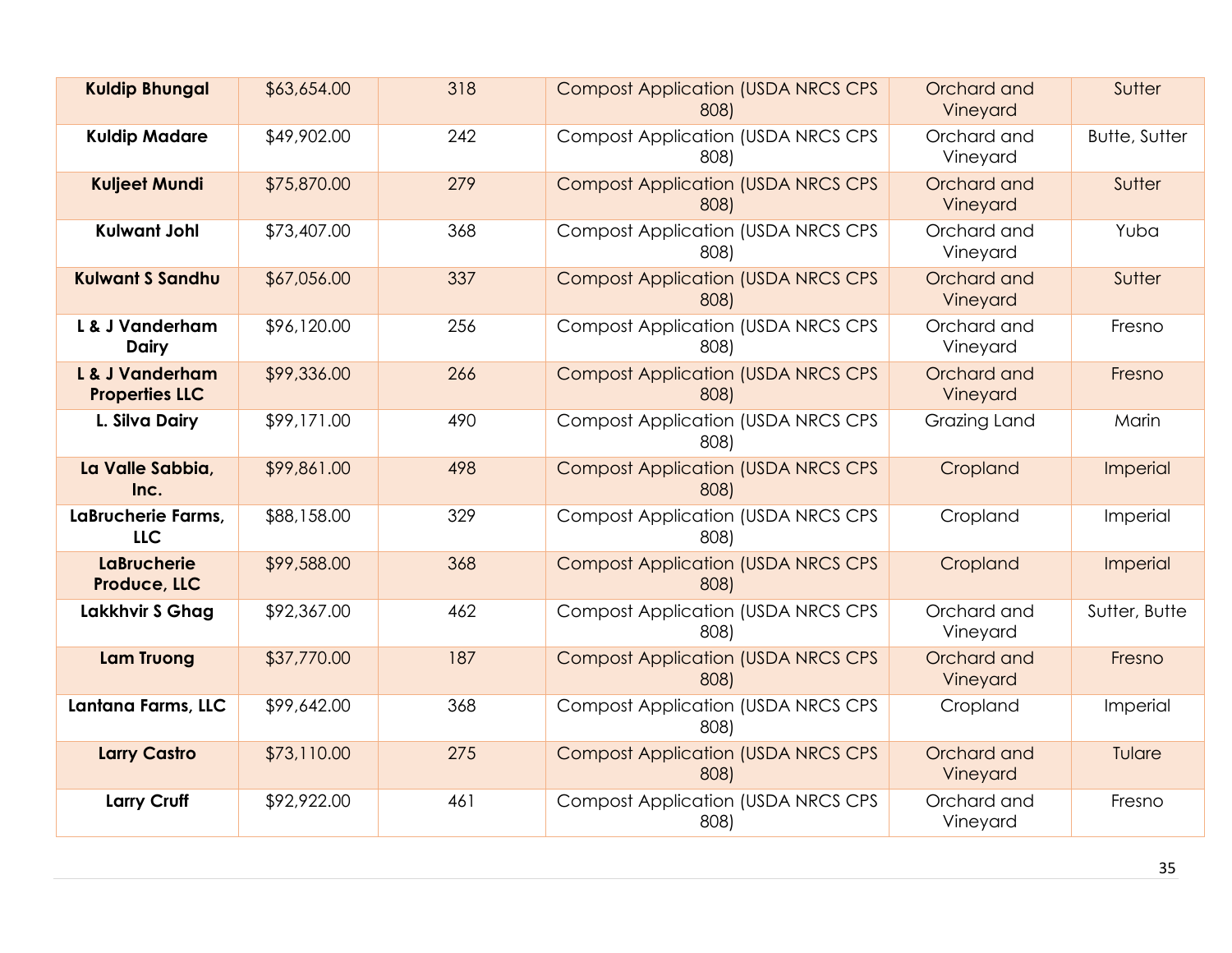| **Kuldip Bhungal** | $63,654.00 | 318 | Compost Application (USDA NRCS CPS 808) | Orchard and Vineyard | Sutter |
|---|---|---|---|---|---|
| **Kuldip Madare** | $49,902.00 | 242 | Compost Application (USDA NRCS CPS 808) | Orchard and Vineyard | Butte, Sutter |
| **Kuljeet Mundi** | $75,870.00 | 279 | Compost Application (USDA NRCS CPS 808) | Orchard and Vineyard | Sutter |
| **Kulwant Johl** | $73,407.00 | 368 | Compost Application (USDA NRCS CPS 808) | Orchard and Vineyard | Yuba |
| **Kulwant S Sandhu** | $67,056.00 | 337 | Compost Application (USDA NRCS CPS 808) | Orchard and Vineyard | Sutter |
| **L & J Vanderham Dairy** | $96,120.00 | 256 | Compost Application (USDA NRCS CPS 808) | Orchard and Vineyard | Fresno |
| **L & J Vanderham Properties LLC** | $99,336.00 | 266 | Compost Application (USDA NRCS CPS 808) | Orchard and Vineyard | Fresno |
| **L. Silva Dairy** | $99,171.00 | 490 | Compost Application (USDA NRCS CPS 808) | Grazing Land | Marin |
| **La Valle Sabbia, Inc.** | $99,861.00 | 498 | Compost Application (USDA NRCS CPS 808) | Cropland | Imperial |
| **LaBrucherie Farms, LLC** | $88,158.00 | 329 | Compost Application (USDA NRCS CPS 808) | Cropland | Imperial |
| **LaBrucherie Produce, LLC** | $99,588.00 | 368 | Compost Application (USDA NRCS CPS 808) | Cropland | Imperial |
| **Lakkhvir S Ghag** | $92,367.00 | 462 | Compost Application (USDA NRCS CPS 808) | Orchard and Vineyard | Sutter, Butte |
| **Lam Truong** | $37,770.00 | 187 | Compost Application (USDA NRCS CPS 808) | Orchard and Vineyard | Fresno |
| **Lantana Farms, LLC** | $99,642.00 | 368 | Compost Application (USDA NRCS CPS 808) | Cropland | Imperial |
| **Larry Castro** | $73,110.00 | 275 | Compost Application (USDA NRCS CPS 808) | Orchard and Vineyard | Tulare |
| **Larry Cruff** | $92,922.00 | 461 | Compost Application (USDA NRCS CPS 808) | Orchard and Vineyard | Fresno |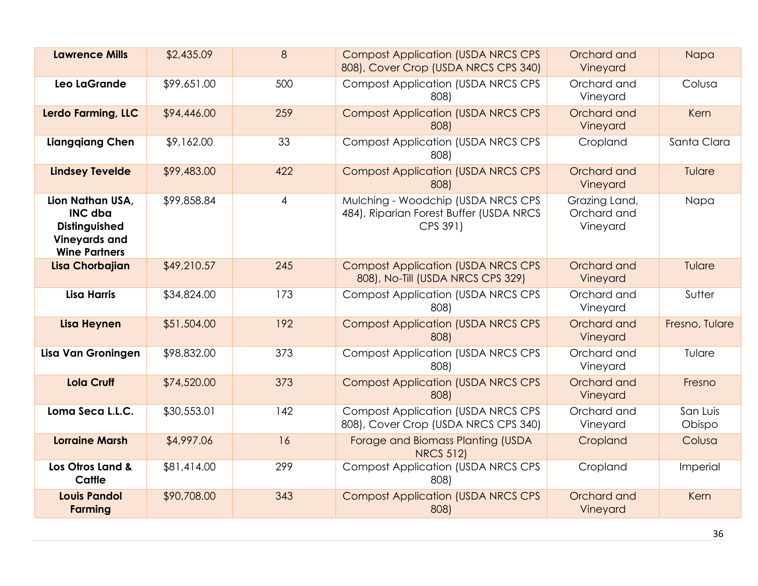| **Lawrence Mills** | $2,435.09 | 8 | Compost Application (USDA NRCS CPS 808), Cover Crop (USDA NRCS CPS 340) | Orchard and Vineyard | Napa |
|---|---|---|---|---|---|
| **Leo LaGrande** | $99,651.00 | 500 | Compost Application (USDA NRCS CPS 808) | Orchard and Vineyard | Colusa |
| **Lerdo Farming, LLC** | $94,446.00 | 259 | Compost Application (USDA NRCS CPS 808) | Orchard and Vineyard | Kern |
| **Liangqiang Chen** | $9,162.00 | 33 | Compost Application (USDA NRCS CPS 808) | Cropland | Santa Clara |
| **Lindsey Tevelde** | $99,483.00 | 422 | Compost Application (USDA NRCS CPS 808) | Orchard and Vineyard | Tulare |
| **Lion Nathan USA, INC dba Distinguished Vineyards and Wine Partners** | $99,858.84 | 4 | Mulching - Woodchip (USDA NRCS CPS 484), Riparian Forest Buffer (USDA NRCS CPS 391) | Grazing Land, Orchard and Vineyard | Napa |
| **Lisa Chorbajian** | $49,210.57 | 245 | Compost Application (USDA NRCS CPS 808), No-Till (USDA NRCS CPS 329) | Orchard and Vineyard | Tulare |
| **Lisa Harris** | $34,824.00 | 173 | Compost Application (USDA NRCS CPS 808) | Orchard and Vineyard | Sutter |
| **Lisa Heynen** | $51,504.00 | 192 | Compost Application (USDA NRCS CPS 808) | Orchard and Vineyard | Fresno, Tulare |
| **Lisa Van Groningen** | $98,832.00 | 373 | Compost Application (USDA NRCS CPS 808) | Orchard and Vineyard | Tulare |
| **Lola Cruff** | $74,520.00 | 373 | Compost Application (USDA NRCS CPS 808) | Orchard and Vineyard | Fresno |
| **Loma Seca L.L.C.** | $30,553.01 | 142 | Compost Application (USDA NRCS CPS 808), Cover Crop (USDA NRCS CPS 340) | Orchard and Vineyard | San Luis Obispo |
| **Lorraine Marsh** | $4,997.06 | 16 | Forage and Biomass Planting (USDA NRCS 512) | Cropland | Colusa |
| **Los Otros Land & Cattle** | $81,414.00 | 299 | Compost Application (USDA NRCS CPS 808) | Cropland | Imperial |
| **Louis Pandol Farming** | $90,708.00 | 343 | Compost Application (USDA NRCS CPS 808) | Orchard and Vineyard | Kern |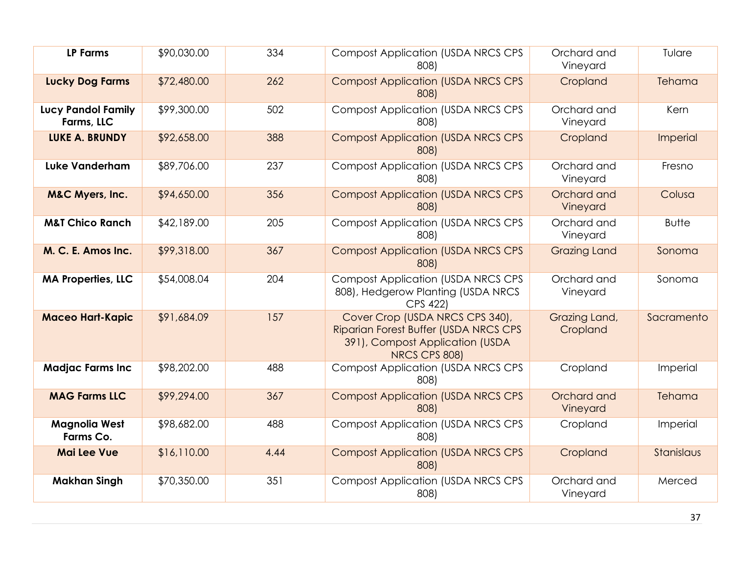| LP Farms | $90,030.00 | 334 | Compost Application (USDA NRCS CPS 808) | Orchard and Vineyard | Tulare |
|---|---|---|---|---|---|
| Lucky Dog Farms | $72,480.00 | 262 | Compost Application (USDA NRCS CPS 808) | Cropland | Tehama |
| Lucy Pandol Family Farms, LLC | $99,300.00 | 502 | Compost Application (USDA NRCS CPS 808) | Orchard and Vineyard | Kern |
| LUKE A. BRUNDY | $92,658.00 | 388 | Compost Application (USDA NRCS CPS 808) | Cropland | Imperial |
| Luke Vanderham | $89,706.00 | 237 | Compost Application (USDA NRCS CPS 808) | Orchard and Vineyard | Fresno |
| M&C Myers, Inc. | $94,650.00 | 356 | Compost Application (USDA NRCS CPS 808) | Orchard and Vineyard | Colusa |
| M&T Chico Ranch | $42,189.00 | 205 | Compost Application (USDA NRCS CPS 808) | Orchard and Vineyard | Butte |
| M. C. E. Amos Inc. | $99,318.00 | 367 | Compost Application (USDA NRCS CPS 808) | Grazing Land | Sonoma |
| MA Properties, LLC | $54,008.04 | 204 | Compost Application (USDA NRCS CPS 808), Hedgerow Planting (USDA NRCS CPS 422) | Orchard and Vineyard | Sonoma |
| Maceo Hart-Kapic | $91,684.09 | 157 | Cover Crop (USDA NRCS CPS 340), Riparian Forest Buffer (USDA NRCS CPS 391), Compost Application (USDA NRCS CPS 808) | Grazing Land, Cropland | Sacramento |
| Madjac Farms Inc | $98,202.00 | 488 | Compost Application (USDA NRCS CPS 808) | Cropland | Imperial |
| MAG Farms LLC | $99,294.00 | 367 | Compost Application (USDA NRCS CPS 808) | Orchard and Vineyard | Tehama |
| Magnolia West Farms Co. | $98,682.00 | 488 | Compost Application (USDA NRCS CPS 808) | Cropland | Imperial |
| Mai Lee Vue | $16,110.00 | 4.44 | Compost Application (USDA NRCS CPS 808) | Cropland | Stanislaus |
| Makhan Singh | $70,350.00 | 351 | Compost Application (USDA NRCS CPS 808) | Orchard and Vineyard | Merced |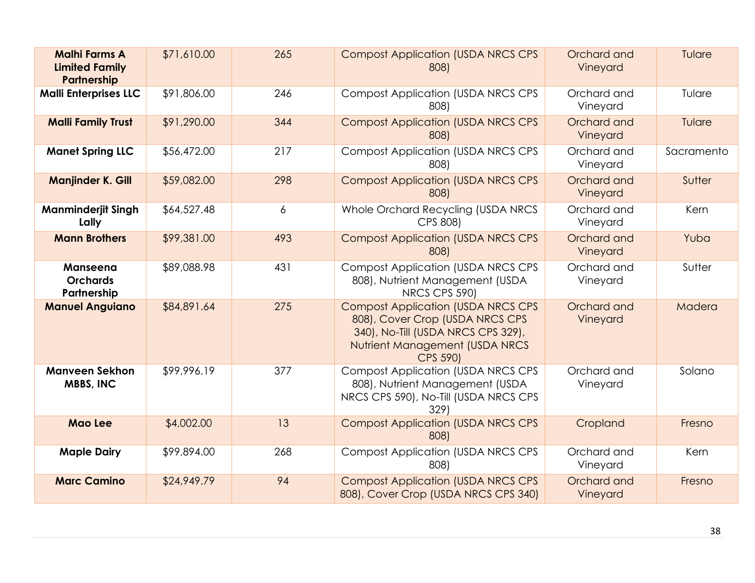| Malhi Farms A Limited Family Partnership | $71,610.00 | 265 | Compost Application (USDA NRCS CPS 808) | Orchard and Vineyard | Tulare |
|---|---|---|---|---|---|
| **Malli Enterprises LLC** | $91,806.00 | 246 | Compost Application (USDA NRCS CPS 808) | Orchard and Vineyard | Tulare |
| **Malli Family Trust** | $91,290.00 | 344 | Compost Application (USDA NRCS CPS 808) | Orchard and Vineyard | Tulare |
| **Manet Spring LLC** | $56,472.00 | 217 | Compost Application (USDA NRCS CPS 808) | Orchard and Vineyard | Sacramento |
| **Manjinder K. Gill** | $59,082.00 | 298 | Compost Application (USDA NRCS CPS 808) | Orchard and Vineyard | Sutter |
| **Manminderjit Singh Lally** | $64,527.48 | 6 | Whole Orchard Recycling (USDA NRCS CPS 808) | Orchard and Vineyard | Kern |
| **Mann Brothers** | $99,381.00 | 493 | Compost Application (USDA NRCS CPS 808) | Orchard and Vineyard | Yuba |
| **Manseena Orchards Partnership** | $89,088.98 | 431 | Compost Application (USDA NRCS CPS 808), Nutrient Management (USDA NRCS CPS 590) | Orchard and Vineyard | Sutter |
| **Manuel Anguiano** | $84,891.64 | 275 | Compost Application (USDA NRCS CPS 808), Cover Crop (USDA NRCS CPS 340), No-Till (USDA NRCS CPS 329), Nutrient Management (USDA NRCS CPS 590) | Orchard and Vineyard | Madera |
| **Manveen Sekhon MBBS, INC** | $99,996.19 | 377 | Compost Application (USDA NRCS CPS 808), Nutrient Management (USDA NRCS CPS 590), No-Till (USDA NRCS CPS 329) | Orchard and Vineyard | Solano |
| **Mao Lee** | $4,002.00 | 13 | Compost Application (USDA NRCS CPS 808) | Cropland | Fresno |
| **Maple Dairy** | $99,894.00 | 268 | Compost Application (USDA NRCS CPS 808) | Orchard and Vineyard | Kern |
| **Marc Camino** | $24,949.79 | 94 | Compost Application (USDA NRCS CPS 808), Cover Crop (USDA NRCS CPS 340) | Orchard and Vineyard | Fresno |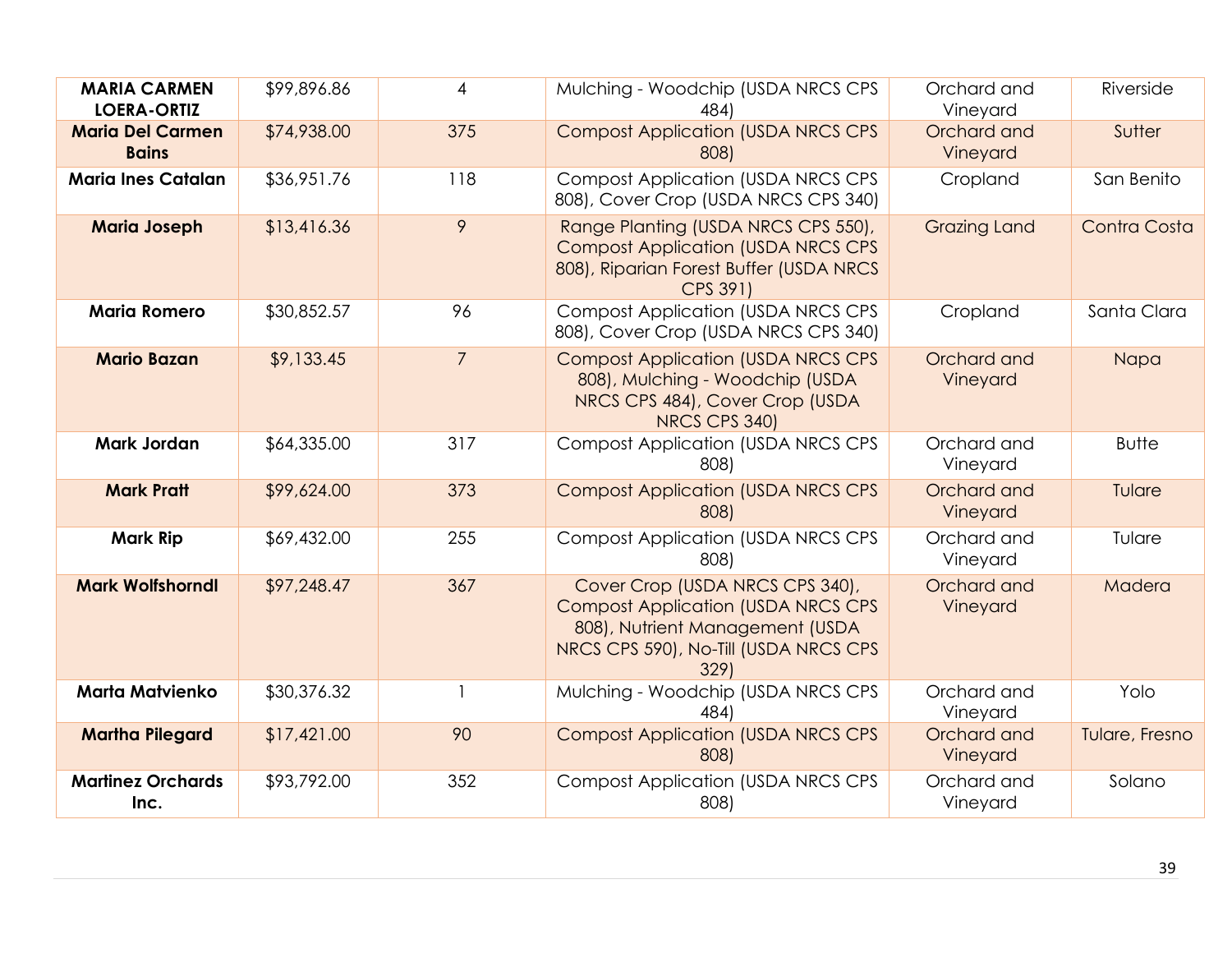| | | | | | |
|---|---|---|---|---|---|
| **MARIA CARMEN LOERA-ORTIZ** | $99,896.86 | 4 | Mulching - Woodchip (USDA NRCS CPS 484) | Orchard and Vineyard | Riverside |
| **Maria Del Carmen Bains** | $74,938.00 | 375 | Compost Application (USDA NRCS CPS 808) | Orchard and Vineyard | Sutter |
| **Maria Ines Catalan** | $36,951.76 | 118 | Compost Application (USDA NRCS CPS 808), Cover Crop (USDA NRCS CPS 340) | Cropland | San Benito |
| **Maria Joseph** | $13,416.36 | 9 | Range Planting (USDA NRCS CPS 550), Compost Application (USDA NRCS CPS 808), Riparian Forest Buffer (USDA NRCS CPS 391) | Grazing Land | Contra Costa |
| **Maria Romero** | $30,852.57 | 96 | Compost Application (USDA NRCS CPS 808), Cover Crop (USDA NRCS CPS 340) | Cropland | Santa Clara |
| **Mario Bazan** | $9,133.45 | 7 | Compost Application (USDA NRCS CPS 808), Mulching - Woodchip (USDA NRCS CPS 484), Cover Crop (USDA NRCS CPS 340) | Orchard and Vineyard | Napa |
| **Mark Jordan** | $64,335.00 | 317 | Compost Application (USDA NRCS CPS 808) | Orchard and Vineyard | Butte |
| **Mark Pratt** | $99,624.00 | 373 | Compost Application (USDA NRCS CPS 808) | Orchard and Vineyard | Tulare |
| **Mark Rip** | $69,432.00 | 255 | Compost Application (USDA NRCS CPS 808) | Orchard and Vineyard | Tulare |
| **Mark Wolfshorndl** | $97,248.47 | 367 | Cover Crop (USDA NRCS CPS 340), Compost Application (USDA NRCS CPS 808), Nutrient Management (USDA NRCS CPS 590), No-Till (USDA NRCS CPS 329) | Orchard and Vineyard | Madera |
| **Marta Matvienko** | $30,376.32 | 1 | Mulching - Woodchip (USDA NRCS CPS 484) | Orchard and Vineyard | Yolo |
| **Martha Pilegard** | $17,421.00 | 90 | Compost Application (USDA NRCS CPS 808) | Orchard and Vineyard | Tulare, Fresno |
| **Martinez Orchards Inc.** | $93,792.00 | 352 | Compost Application (USDA NRCS CPS 808) | Orchard and Vineyard | Solano |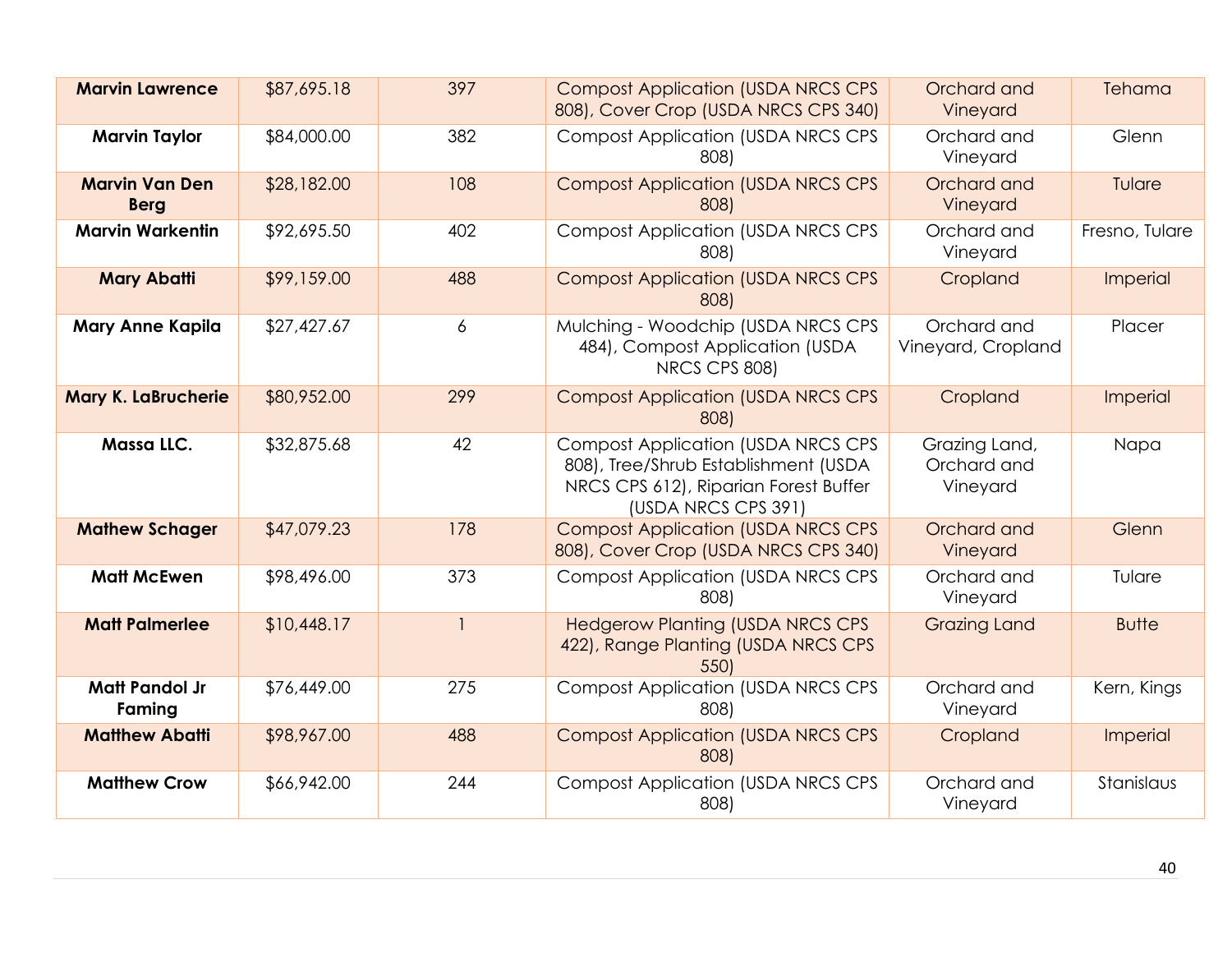| | | | | | |
|---|---|---|---|---|---|
| **Marvin Lawrence** | $87,695.18 | 397 | Compost Application (USDA NRCS CPS 808), Cover Crop (USDA NRCS CPS 340) | Orchard and Vineyard | Tehama |
| **Marvin Taylor** | $84,000.00 | 382 | Compost Application (USDA NRCS CPS 808) | Orchard and Vineyard | Glenn |
| **Marvin Van Den Berg** | $28,182.00 | 108 | Compost Application (USDA NRCS CPS 808) | Orchard and Vineyard | Tulare |
| **Marvin Warkentin** | $92,695.50 | 402 | Compost Application (USDA NRCS CPS 808) | Orchard and Vineyard | Fresno, Tulare |
| **Mary Abatti** | $99,159.00 | 488 | Compost Application (USDA NRCS CPS 808) | Cropland | Imperial |
| **Mary Anne Kapila** | $27,427.67 | 6 | Mulching - Woodchip (USDA NRCS CPS 484), Compost Application (USDA NRCS CPS 808) | Orchard and Vineyard, Cropland | Placer |
| **Mary K. LaBrucherie** | $80,952.00 | 299 | Compost Application (USDA NRCS CPS 808) | Cropland | Imperial |
| **Massa LLC.** | $32,875.68 | 42 | Compost Application (USDA NRCS CPS 808), Tree/Shrub Establishment (USDA NRCS CPS 612), Riparian Forest Buffer (USDA NRCS CPS 391) | Grazing Land, Orchard and Vineyard | Napa |
| **Mathew Schager** | $47,079.23 | 178 | Compost Application (USDA NRCS CPS 808), Cover Crop (USDA NRCS CPS 340) | Orchard and Vineyard | Glenn |
| **Matt McEwen** | $98,496.00 | 373 | Compost Application (USDA NRCS CPS 808) | Orchard and Vineyard | Tulare |
| **Matt Palmerlee** | $10,448.17 | 1 | Hedgerow Planting (USDA NRCS CPS 422), Range Planting (USDA NRCS CPS 550) | Grazing Land | Butte |
| **Matt Pandol Jr Faming** | $76,449.00 | 275 | Compost Application (USDA NRCS CPS 808) | Orchard and Vineyard | Kern, Kings |
| **Matthew Abatti** | $98,967.00 | 488 | Compost Application (USDA NRCS CPS 808) | Cropland | Imperial |
| **Matthew Crow** | $66,942.00 | 244 | Compost Application (USDA NRCS CPS 808) | Orchard and Vineyard | Stanislaus |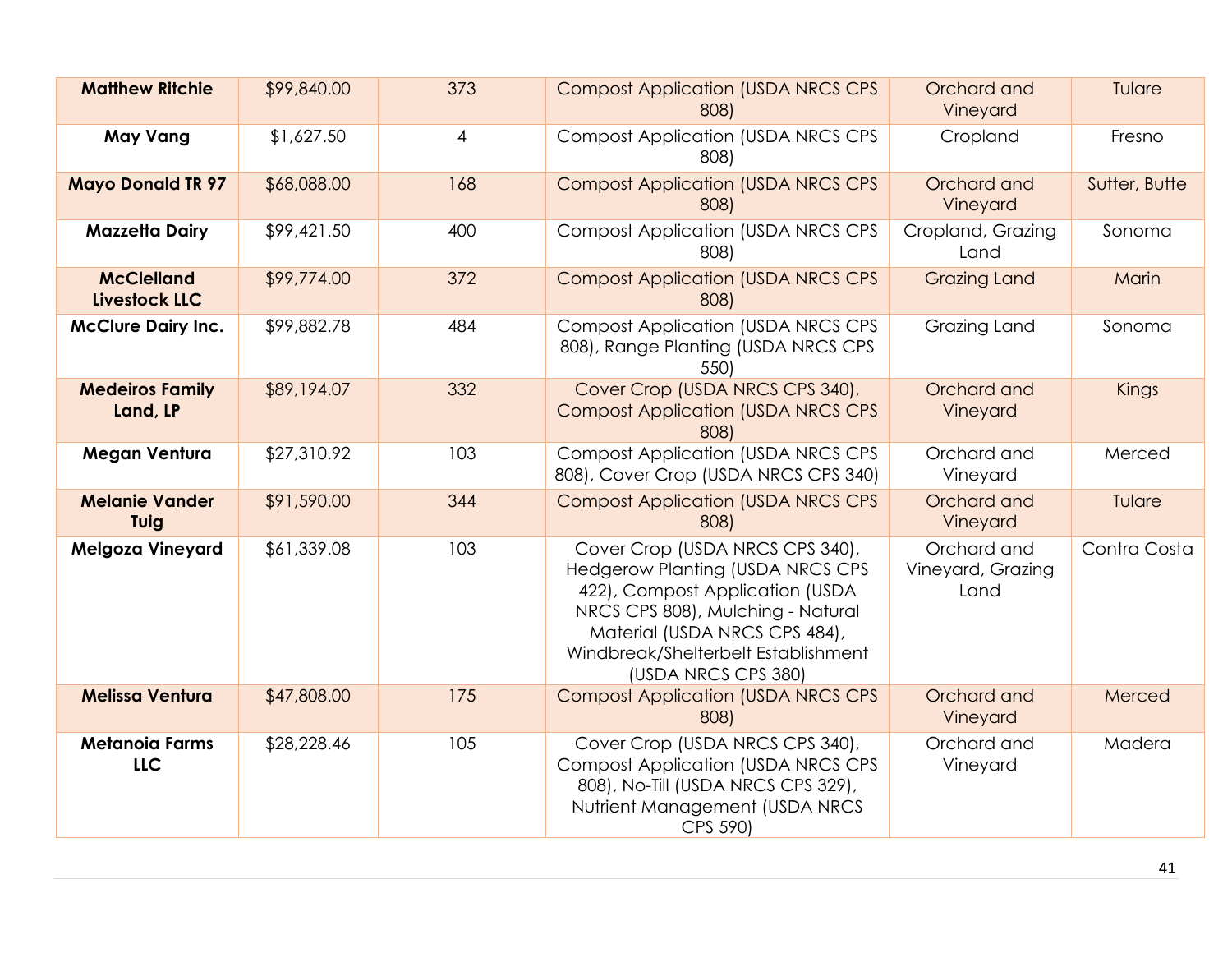| **Matthew Ritchie** | $99,840.00 | 373 | Compost Application (USDA NRCS CPS 808) | Orchard and Vineyard | Tulare |
|---|---|---|---|---|---|
| **May Vang** | $1,627.50 | 4 | Compost Application (USDA NRCS CPS 808) | Cropland | Fresno |
| **Mayo Donald TR 97** | $68,088.00 | 168 | Compost Application (USDA NRCS CPS 808) | Orchard and Vineyard | Sutter, Butte |
| **Mazzetta Dairy** | $99,421.50 | 400 | Compost Application (USDA NRCS CPS 808) | Cropland, Grazing Land | Sonoma |
| **McClelland Livestock LLC** | $99,774.00 | 372 | Compost Application (USDA NRCS CPS 808) | Grazing Land | Marin |
| **McClure Dairy Inc.** | $99,882.78 | 484 | Compost Application (USDA NRCS CPS 808), Range Planting (USDA NRCS CPS 550) | Grazing Land | Sonoma |
| **Medeiros Family Land, LP** | $89,194.07 | 332 | Cover Crop (USDA NRCS CPS 340), Compost Application (USDA NRCS CPS 808) | Orchard and Vineyard | Kings |
| **Megan Ventura** | $27,310.92 | 103 | Compost Application (USDA NRCS CPS 808), Cover Crop (USDA NRCS CPS 340) | Orchard and Vineyard | Merced |
| **Melanie Vander Tuig** | $91,590.00 | 344 | Compost Application (USDA NRCS CPS 808) | Orchard and Vineyard | Tulare |
| **Melgoza Vineyard** | $61,339.08 | 103 | Cover Crop (USDA NRCS CPS 340), Hedgerow Planting (USDA NRCS CPS 422), Compost Application (USDA NRCS CPS 808), Mulching - Natural Material (USDA NRCS CPS 484), Windbreak/Shelterbelt Establishment (USDA NRCS CPS 380) | Orchard and Vineyard, Grazing Land | Contra Costa |
| **Melissa Ventura** | $47,808.00 | 175 | Compost Application (USDA NRCS CPS 808) | Orchard and Vineyard | Merced |
| **Metanoia Farms LLC** | $28,228.46 | 105 | Cover Crop (USDA NRCS CPS 340), Compost Application (USDA NRCS CPS 808), No-Till (USDA NRCS CPS 329), Nutrient Management (USDA NRCS CPS 590) | Orchard and Vineyard | Madera |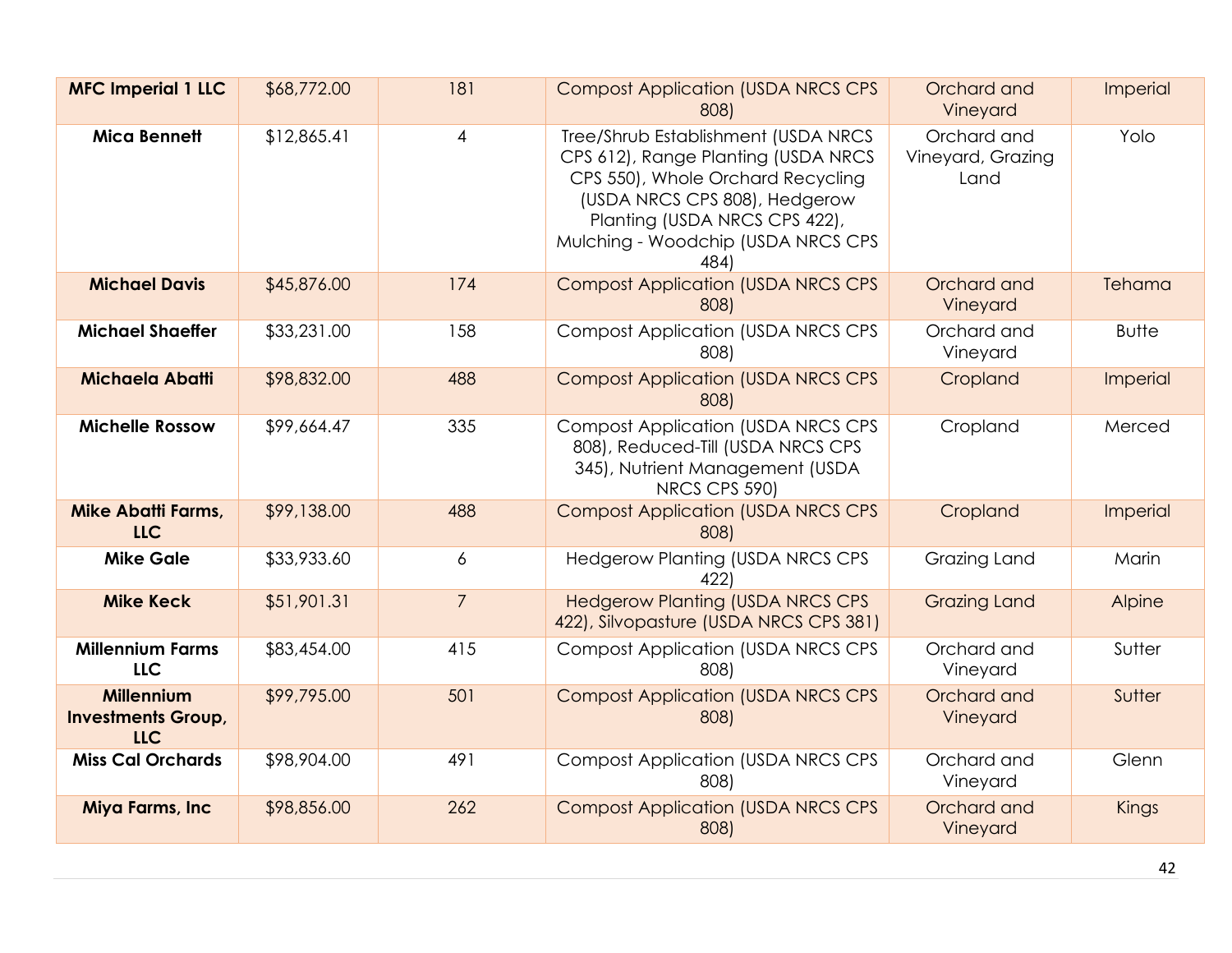| | | | | | |
|---|---|---|---|---|---|
| **MFC Imperial 1 LLC** | $68,772.00 | 181 | Compost Application (USDA NRCS CPS 808) | Orchard and Vineyard | Imperial |
| **Mica Bennett** | $12,865.41 | 4 | Tree/Shrub Establishment (USDA NRCS CPS 612), Range Planting (USDA NRCS CPS 550), Whole Orchard Recycling (USDA NRCS CPS 808), Hedgerow Planting (USDA NRCS CPS 422), Mulching - Woodchip (USDA NRCS CPS 484) | Orchard and Vineyard, Grazing Land | Yolo |
| **Michael Davis** | $45,876.00 | 174 | Compost Application (USDA NRCS CPS 808) | Orchard and Vineyard | Tehama |
| **Michael Shaeffer** | $33,231.00 | 158 | Compost Application (USDA NRCS CPS 808) | Orchard and Vineyard | Butte |
| **Michaela Abatti** | $98,832.00 | 488 | Compost Application (USDA NRCS CPS 808) | Cropland | Imperial |
| **Michelle Rossow** | $99,664.47 | 335 | Compost Application (USDA NRCS CPS 808), Reduced-Till (USDA NRCS CPS 345), Nutrient Management (USDA NRCS CPS 590) | Cropland | Merced |
| **Mike Abatti Farms, LLC** | $99,138.00 | 488 | Compost Application (USDA NRCS CPS 808) | Cropland | Imperial |
| **Mike Gale** | $33,933.60 | 6 | Hedgerow Planting (USDA NRCS CPS 422) | Grazing Land | Marin |
| **Mike Keck** | $51,901.31 | 7 | Hedgerow Planting (USDA NRCS CPS 422), Silvopasture (USDA NRCS CPS 381) | Grazing Land | Alpine |
| **Millennium Farms LLC** | $83,454.00 | 415 | Compost Application (USDA NRCS CPS 808) | Orchard and Vineyard | Sutter |
| **Millennium Investments Group, LLC** | $99,795.00 | 501 | Compost Application (USDA NRCS CPS 808) | Orchard and Vineyard | Sutter |
| **Miss Cal Orchards** | $98,904.00 | 491 | Compost Application (USDA NRCS CPS 808) | Orchard and Vineyard | Glenn |
| **Miya Farms, Inc** | $98,856.00 | 262 | Compost Application (USDA NRCS CPS 808) | Orchard and Vineyard | Kings |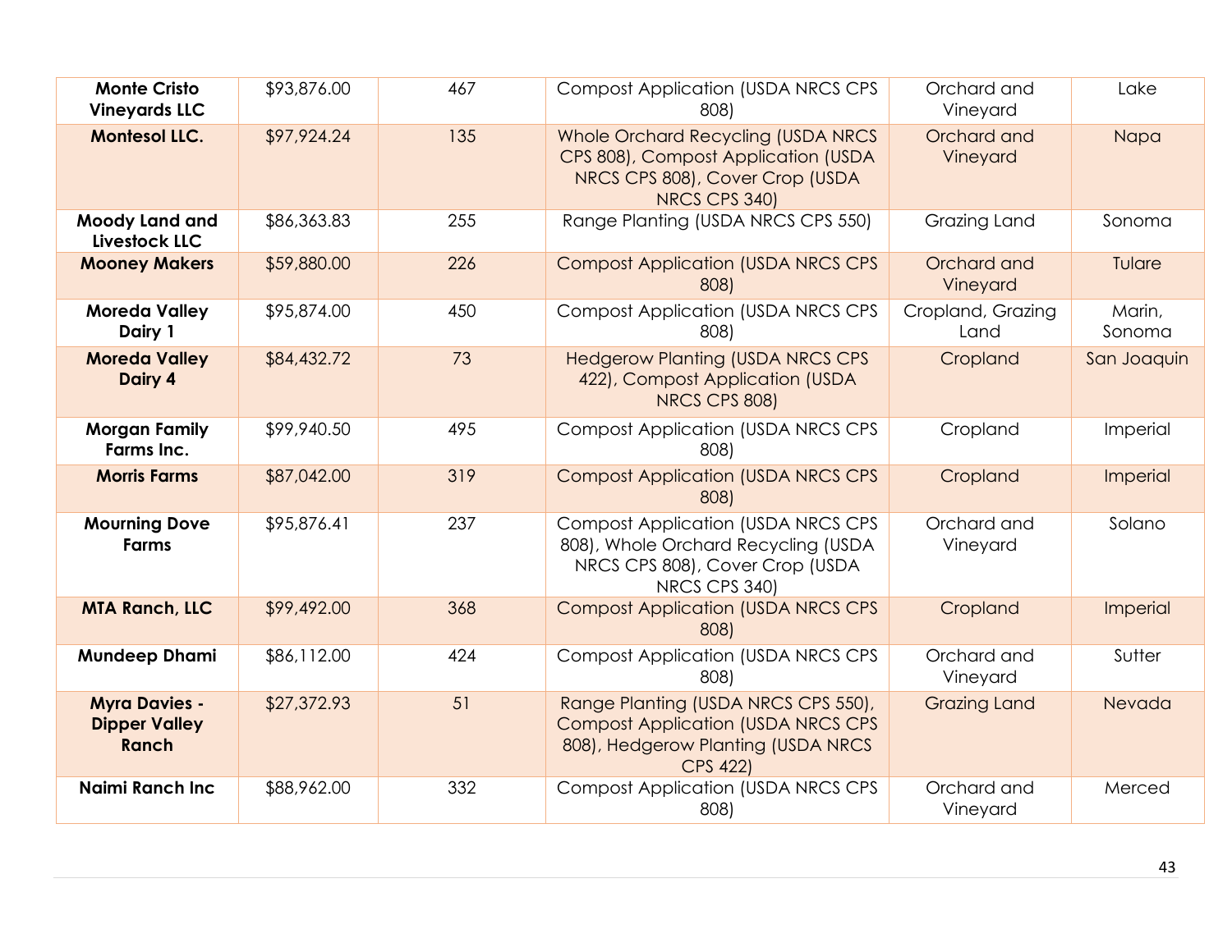| Monte Cristo Vineyards LLC | $93,876.00 | 467 | Compost Application (USDA NRCS CPS 808) | Orchard and Vineyard | Lake |
|---|---|---|---|---|---|
| **Montesol LLC.** | $97,924.24 | 135 | Whole Orchard Recycling (USDA NRCS CPS 808), Compost Application (USDA NRCS CPS 808), Cover Crop (USDA NRCS CPS 340) | Orchard and Vineyard | Napa |
| **Moody Land and Livestock LLC** | $86,363.83 | 255 | Range Planting (USDA NRCS CPS 550) | Grazing Land | Sonoma |
| **Mooney Makers** | $59,880.00 | 226 | Compost Application (USDA NRCS CPS 808) | Orchard and Vineyard | Tulare |
| **Moreda Valley Dairy 1** | $95,874.00 | 450 | Compost Application (USDA NRCS CPS 808) | Cropland, Grazing Land | Marin, Sonoma |
| **Moreda Valley Dairy 4** | $84,432.72 | 73 | Hedgerow Planting (USDA NRCS CPS 422), Compost Application (USDA NRCS CPS 808) | Cropland | San Joaquin |
| **Morgan Family Farms Inc.** | $99,940.50 | 495 | Compost Application (USDA NRCS CPS 808) | Cropland | Imperial |
| **Morris Farms** | $87,042.00 | 319 | Compost Application (USDA NRCS CPS 808) | Cropland | Imperial |
| **Mourning Dove Farms** | $95,876.41 | 237 | Compost Application (USDA NRCS CPS 808), Whole Orchard Recycling (USDA NRCS CPS 808), Cover Crop (USDA NRCS CPS 340) | Orchard and Vineyard | Solano |
| **MTA Ranch, LLC** | $99,492.00 | 368 | Compost Application (USDA NRCS CPS 808) | Cropland | Imperial |
| **Mundeep Dhami** | $86,112.00 | 424 | Compost Application (USDA NRCS CPS 808) | Orchard and Vineyard | Sutter |
| **Myra Davies - Dipper Valley Ranch** | $27,372.93 | 51 | Range Planting (USDA NRCS CPS 550), Compost Application (USDA NRCS CPS 808), Hedgerow Planting (USDA NRCS CPS 422) | Grazing Land | Nevada |
| **Naimi Ranch Inc** | $88,962.00 | 332 | Compost Application (USDA NRCS CPS 808) | Orchard and Vineyard | Merced |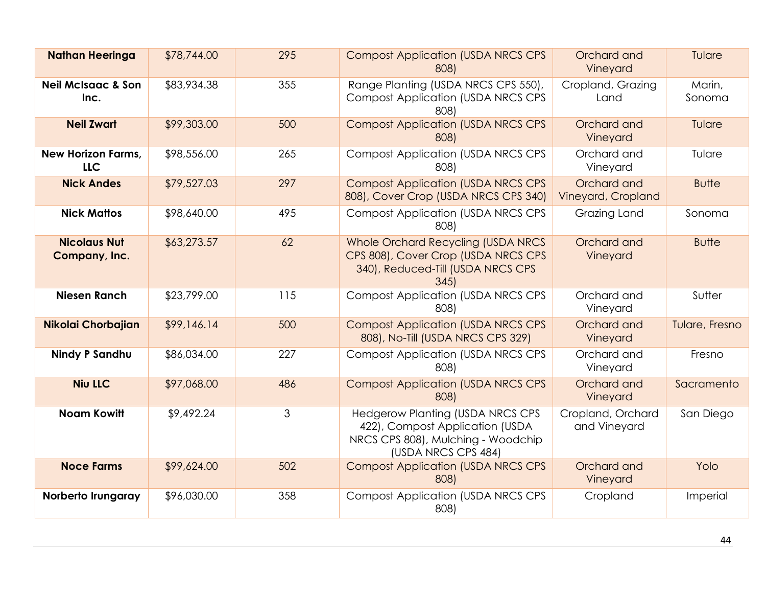| Nathan Heeringa | $78,744.00 | 295 | Compost Application (USDA NRCS CPS 808) | Orchard and Vineyard | Tulare |
|---|---|---|---|---|---|
| **Neil McIsaac & Son Inc.** | $83,934.38 | 355 | Range Planting (USDA NRCS CPS 550), Compost Application (USDA NRCS CPS 808) | Cropland, Grazing Land | Marin, Sonoma |
| **Neil Zwart** | $99,303.00 | 500 | Compost Application (USDA NRCS CPS 808) | Orchard and Vineyard | Tulare |
| **New Horizon Farms, LLC** | $98,556.00 | 265 | Compost Application (USDA NRCS CPS 808) | Orchard and Vineyard | Tulare |
| **Nick Andes** | $79,527.03 | 297 | Compost Application (USDA NRCS CPS 808), Cover Crop (USDA NRCS CPS 340) | Orchard and Vineyard, Cropland | Butte |
| **Nick Mattos** | $98,640.00 | 495 | Compost Application (USDA NRCS CPS 808) | Grazing Land | Sonoma |
| **Nicolaus Nut Company, Inc.** | $63,273.57 | 62 | Whole Orchard Recycling (USDA NRCS CPS 808), Cover Crop (USDA NRCS CPS 340), Reduced-Till (USDA NRCS CPS 345) | Orchard and Vineyard | Butte |
| **Niesen Ranch** | $23,799.00 | 115 | Compost Application (USDA NRCS CPS 808) | Orchard and Vineyard | Sutter |
| **Nikolai Chorbajian** | $99,146.14 | 500 | Compost Application (USDA NRCS CPS 808), No-Till (USDA NRCS CPS 329) | Orchard and Vineyard | Tulare, Fresno |
| **Nindy P Sandhu** | $86,034.00 | 227 | Compost Application (USDA NRCS CPS 808) | Orchard and Vineyard | Fresno |
| **Niu LLC** | $97,068.00 | 486 | Compost Application (USDA NRCS CPS 808) | Orchard and Vineyard | Sacramento |
| **Noam Kowitt** | $9,492.24 | 3 | Hedgerow Planting (USDA NRCS CPS 422), Compost Application (USDA NRCS CPS 808), Mulching - Woodchip (USDA NRCS CPS 484) | Cropland, Orchard and Vineyard | San Diego |
| **Noce Farms** | $99,624.00 | 502 | Compost Application (USDA NRCS CPS 808) | Orchard and Vineyard | Yolo |
| **Norberto Irungaray** | $96,030.00 | 358 | Compost Application (USDA NRCS CPS 808) | Cropland | Imperial |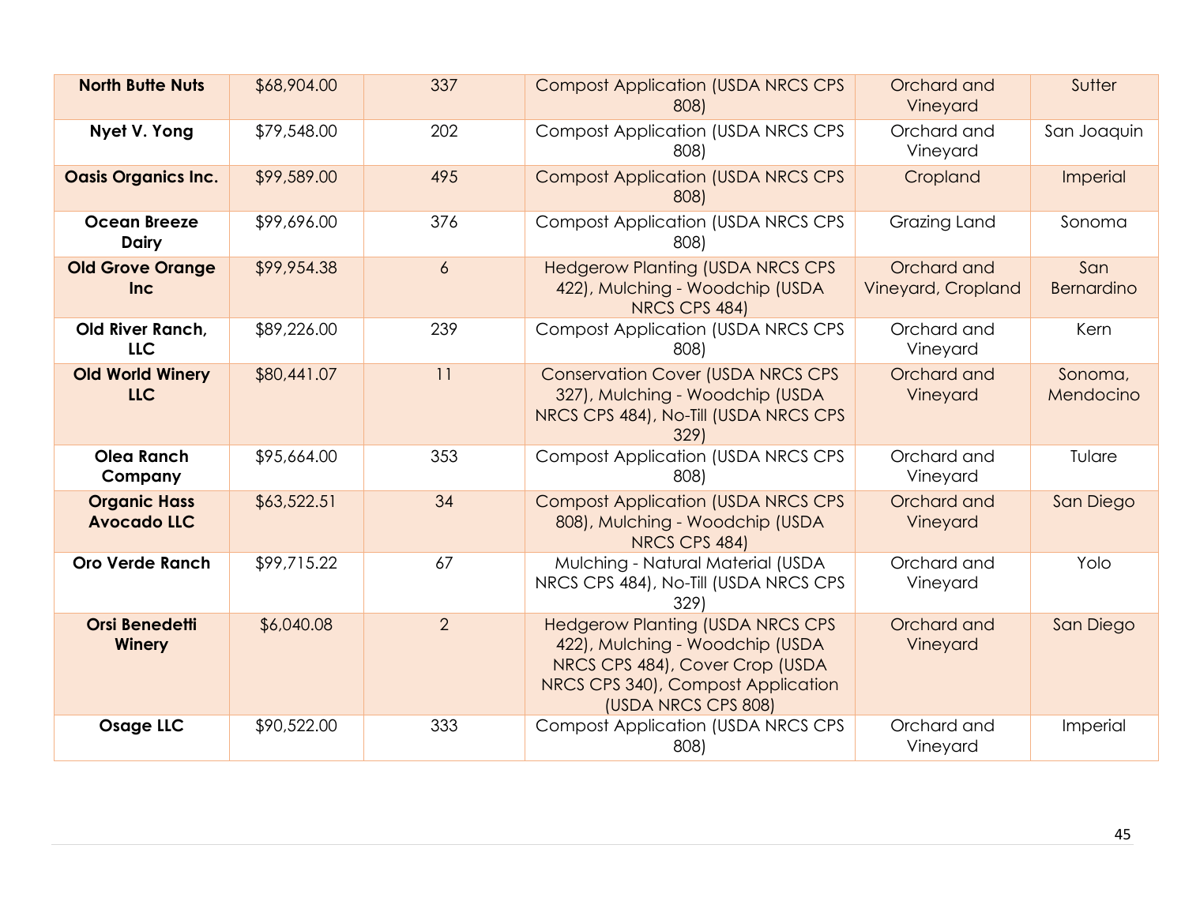| | | | | | |
|---|---|---|---|---|---|
| **North Butte Nuts** | $68,904.00 | 337 | Compost Application (USDA NRCS CPS 808) | Orchard and Vineyard | Sutter |
| **Nyet V. Yong** | $79,548.00 | 202 | Compost Application (USDA NRCS CPS 808) | Orchard and Vineyard | San Joaquin |
| **Oasis Organics Inc.** | $99,589.00 | 495 | Compost Application (USDA NRCS CPS 808) | Cropland | Imperial |
| **Ocean Breeze Dairy** | $99,696.00 | 376 | Compost Application (USDA NRCS CPS 808) | Grazing Land | Sonoma |
| **Old Grove Orange Inc** | $99,954.38 | 6 | Hedgerow Planting (USDA NRCS CPS 422), Mulching - Woodchip (USDA NRCS CPS 484) | Orchard and Vineyard, Cropland | San Bernardino |
| **Old River Ranch, LLC** | $89,226.00 | 239 | Compost Application (USDA NRCS CPS 808) | Orchard and Vineyard | Kern |
| **Old World Winery LLC** | $80,441.07 | 11 | Conservation Cover (USDA NRCS CPS 327), Mulching - Woodchip (USDA NRCS CPS 484), No-Till (USDA NRCS CPS 329) | Orchard and Vineyard | Sonoma, Mendocino |
| **Olea Ranch Company** | $95,664.00 | 353 | Compost Application (USDA NRCS CPS 808) | Orchard and Vineyard | Tulare |
| **Organic Hass Avocado LLC** | $63,522.51 | 34 | Compost Application (USDA NRCS CPS 808), Mulching - Woodchip (USDA NRCS CPS 484) | Orchard and Vineyard | San Diego |
| **Oro Verde Ranch** | $99,715.22 | 67 | Mulching - Natural Material (USDA NRCS CPS 484), No-Till (USDA NRCS CPS 329) | Orchard and Vineyard | Yolo |
| **Orsi Benedetti Winery** | $6,040.08 | 2 | Hedgerow Planting (USDA NRCS CPS 422), Mulching - Woodchip (USDA NRCS CPS 484), Cover Crop (USDA NRCS CPS 340), Compost Application (USDA NRCS CPS 808) | Orchard and Vineyard | San Diego |
| **Osage LLC** | $90,522.00 | 333 | Compost Application (USDA NRCS CPS 808) | Orchard and Vineyard | Imperial |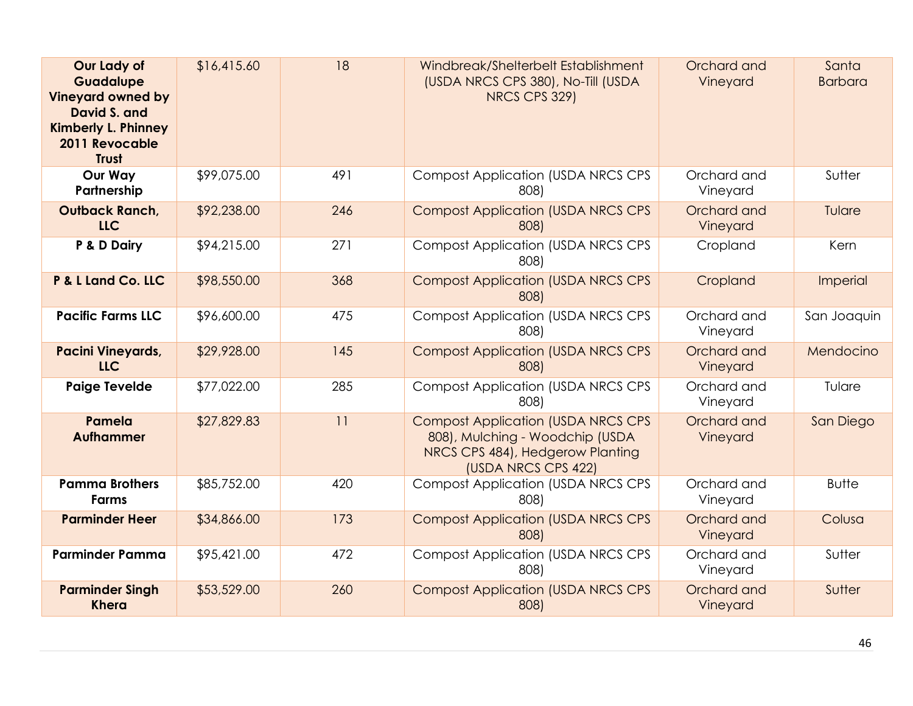| Our Lady of Guadalupe Vineyard owned by David S. and Kimberly L. Phinney 2011 Revocable Trust | $16,415.60 | 18 | Windbreak/Shelterbelt Establishment (USDA NRCS CPS 380), No-Till (USDA NRCS CPS 329) | Orchard and Vineyard | Santa Barbara |
|---|---|---|---|---|---|
| **Our Way Partnership** | $99,075.00 | 491 | Compost Application (USDA NRCS CPS 808) | Orchard and Vineyard | Sutter |
| **Outback Ranch, LLC** | $92,238.00 | 246 | Compost Application (USDA NRCS CPS 808) | Orchard and Vineyard | Tulare |
| **P & D Dairy** | $94,215.00 | 271 | Compost Application (USDA NRCS CPS 808) | Cropland | Kern |
| **P & L Land Co. LLC** | $98,550.00 | 368 | Compost Application (USDA NRCS CPS 808) | Cropland | Imperial |
| **Pacific Farms LLC** | $96,600.00 | 475 | Compost Application (USDA NRCS CPS 808) | Orchard and Vineyard | San Joaquin |
| **Pacini Vineyards, LLC** | $29,928.00 | 145 | Compost Application (USDA NRCS CPS 808) | Orchard and Vineyard | Mendocino |
| **Paige Tevelde** | $77,022.00 | 285 | Compost Application (USDA NRCS CPS 808) | Orchard and Vineyard | Tulare |
| **Pamela Aufhammer** | $27,829.83 | 11 | Compost Application (USDA NRCS CPS 808), Mulching - Woodchip (USDA NRCS CPS 484), Hedgerow Planting (USDA NRCS CPS 422) | Orchard and Vineyard | San Diego |
| **Pamma Brothers Farms** | $85,752.00 | 420 | Compost Application (USDA NRCS CPS 808) | Orchard and Vineyard | Butte |
| **Parminder Heer** | $34,866.00 | 173 | Compost Application (USDA NRCS CPS 808) | Orchard and Vineyard | Colusa |
| **Parminder Pamma** | $95,421.00 | 472 | Compost Application (USDA NRCS CPS 808) | Orchard and Vineyard | Sutter |
| **Parminder Singh Khera** | $53,529.00 | 260 | Compost Application (USDA NRCS CPS 808) | Orchard and Vineyard | Sutter |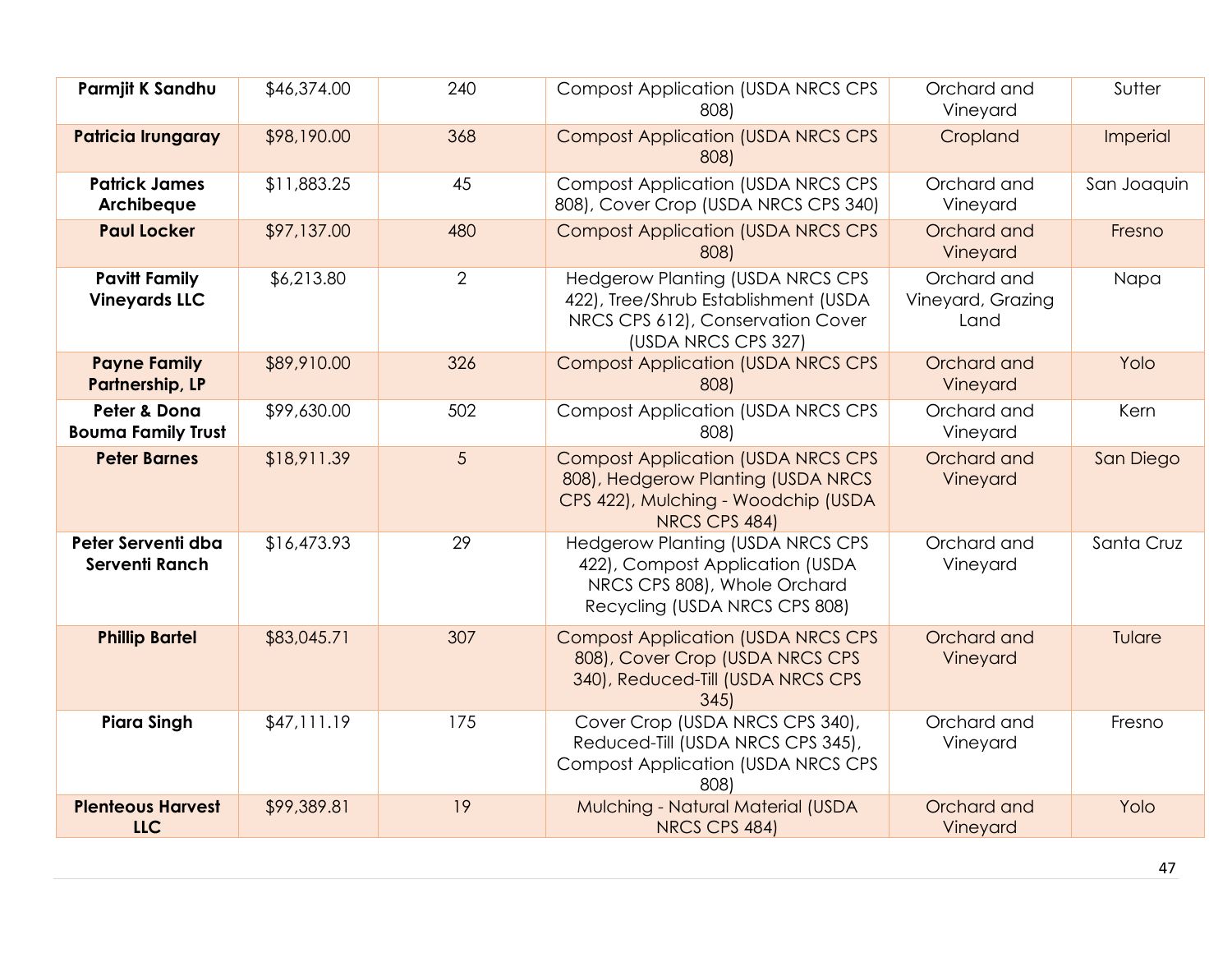| **Parmjit K Sandhu** | $46,374.00 | 240 | Compost Application (USDA NRCS CPS 808) | Orchard and Vineyard | Sutter |
|---|---|---|---|---|---|
| **Patricia Irungaray** | $98,190.00 | 368 | Compost Application (USDA NRCS CPS 808) | Cropland | Imperial |
| **Patrick James Archibeque** | $11,883.25 | 45 | Compost Application (USDA NRCS CPS 808), Cover Crop (USDA NRCS CPS 340) | Orchard and Vineyard | San Joaquin |
| **Paul Locker** | $97,137.00 | 480 | Compost Application (USDA NRCS CPS 808) | Orchard and Vineyard | Fresno |
| **Pavitt Family Vineyards LLC** | $6,213.80 | 2 | Hedgerow Planting (USDA NRCS CPS 422), Tree/Shrub Establishment (USDA NRCS CPS 612), Conservation Cover (USDA NRCS CPS 327) | Orchard and Vineyard, Grazing Land | Napa |
| **Payne Family Partnership, LP** | $89,910.00 | 326 | Compost Application (USDA NRCS CPS 808) | Orchard and Vineyard | Yolo |
| **Peter & Dona Bouma Family Trust** | $99,630.00 | 502 | Compost Application (USDA NRCS CPS 808) | Orchard and Vineyard | Kern |
| **Peter Barnes** | $18,911.39 | 5 | Compost Application (USDA NRCS CPS 808), Hedgerow Planting (USDA NRCS CPS 422), Mulching - Woodchip (USDA NRCS CPS 484) | Orchard and Vineyard | San Diego |
| **Peter Serventi dba Serventi Ranch** | $16,473.93 | 29 | Hedgerow Planting (USDA NRCS CPS 422), Compost Application (USDA NRCS CPS 808), Whole Orchard Recycling (USDA NRCS CPS 808) | Orchard and Vineyard | Santa Cruz |
| **Phillip Bartel** | $83,045.71 | 307 | Compost Application (USDA NRCS CPS 808), Cover Crop (USDA NRCS CPS 340), Reduced-Till (USDA NRCS CPS 345) | Orchard and Vineyard | Tulare |
| **Piara Singh** | $47,111.19 | 175 | Cover Crop (USDA NRCS CPS 340), Reduced-Till (USDA NRCS CPS 345), Compost Application (USDA NRCS CPS 808) | Orchard and Vineyard | Fresno |
| **Plenteous Harvest LLC** | $99,389.81 | 19 | Mulching - Natural Material (USDA NRCS CPS 484) | Orchard and Vineyard | Yolo |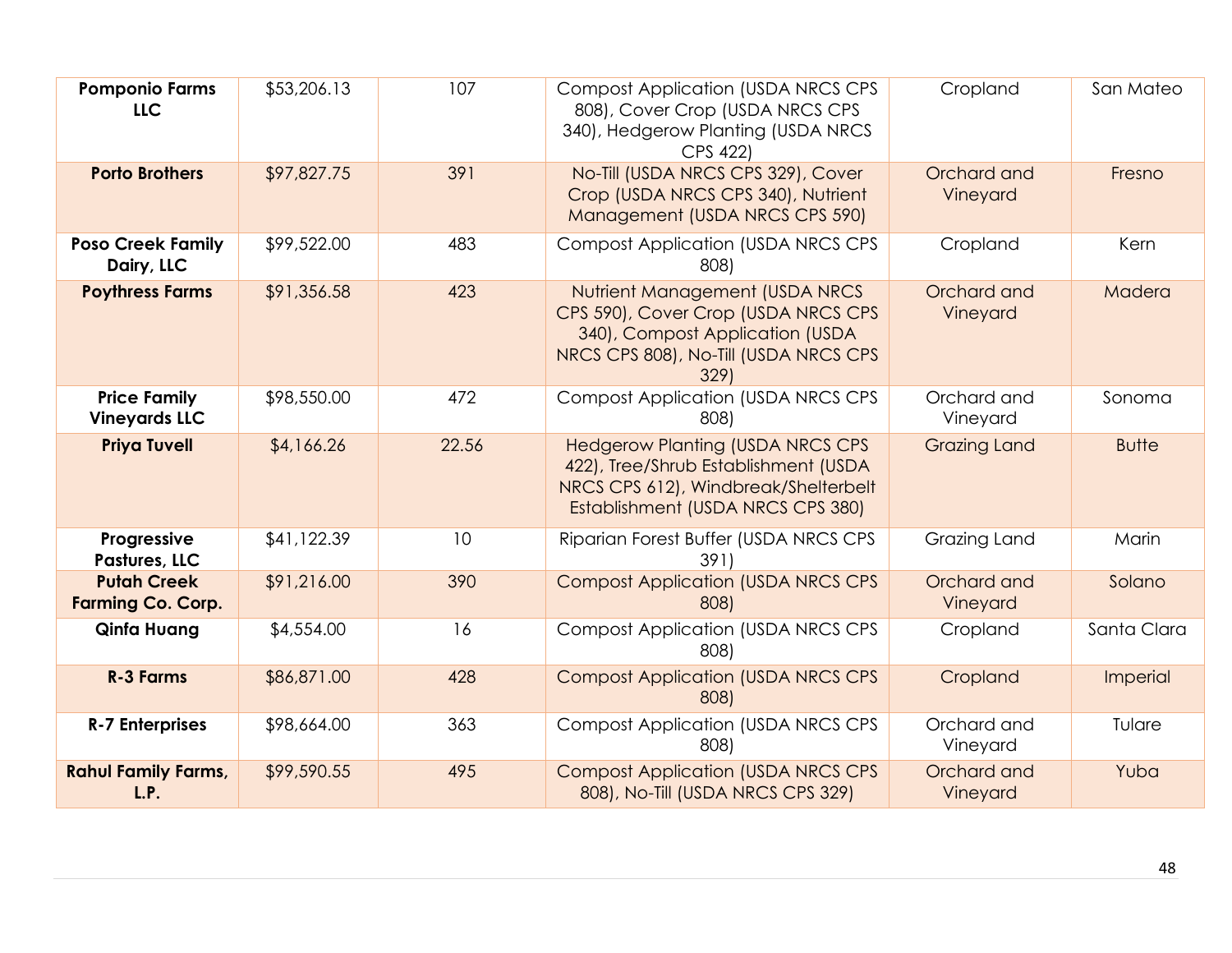| | | | | | |
|---|---|---|---|---|---|
| **Pomponio Farms LLC** | $53,206.13 | 107 | Compost Application (USDA NRCS CPS 808), Cover Crop (USDA NRCS CPS 340), Hedgerow Planting (USDA NRCS CPS 422) | Cropland | San Mateo |
| **Porto Brothers** | $97,827.75 | 391 | No-Till (USDA NRCS CPS 329), Cover Crop (USDA NRCS CPS 340), Nutrient Management (USDA NRCS CPS 590) | Orchard and Vineyard | Fresno |
| **Poso Creek Family Dairy, LLC** | $99,522.00 | 483 | Compost Application (USDA NRCS CPS 808) | Cropland | Kern |
| **Poythress Farms** | $91,356.58 | 423 | Nutrient Management (USDA NRCS CPS 590), Cover Crop (USDA NRCS CPS 340), Compost Application (USDA NRCS CPS 808), No-Till (USDA NRCS CPS 329) | Orchard and Vineyard | Madera |
| **Price Family Vineyards LLC** | $98,550.00 | 472 | Compost Application (USDA NRCS CPS 808) | Orchard and Vineyard | Sonoma |
| **Priya Tuvell** | $4,166.26 | 22.56 | Hedgerow Planting (USDA NRCS CPS 422), Tree/Shrub Establishment (USDA NRCS CPS 612), Windbreak/Shelterbelt Establishment (USDA NRCS CPS 380) | Grazing Land | Butte |
| **Progressive Pastures, LLC** | $41,122.39 | 10 | Riparian Forest Buffer (USDA NRCS CPS 391) | Grazing Land | Marin |
| **Putah Creek Farming Co. Corp.** | $91,216.00 | 390 | Compost Application (USDA NRCS CPS 808) | Orchard and Vineyard | Solano |
| **Qinfa Huang** | $4,554.00 | 16 | Compost Application (USDA NRCS CPS 808) | Cropland | Santa Clara |
| **R-3 Farms** | $86,871.00 | 428 | Compost Application (USDA NRCS CPS 808) | Cropland | Imperial |
| **R-7 Enterprises** | $98,664.00 | 363 | Compost Application (USDA NRCS CPS 808) | Orchard and Vineyard | Tulare |
| **Rahul Family Farms, L.P.** | $99,590.55 | 495 | Compost Application (USDA NRCS CPS 808), No-Till (USDA NRCS CPS 329) | Orchard and Vineyard | Yuba |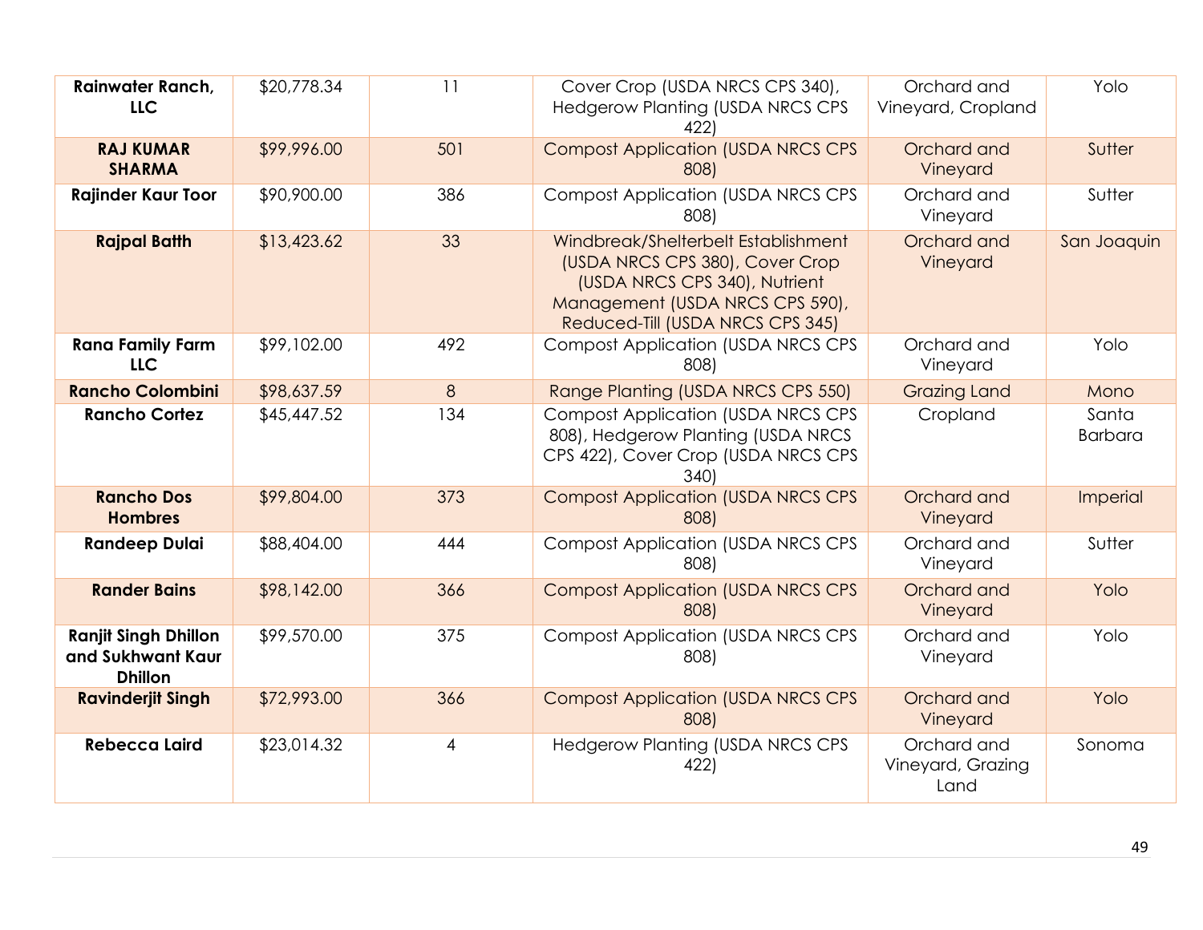| | | | | | |
|---|---|---|---|---|---|
| **Rainwater Ranch, LLC** | $20,778.34 | 11 | Cover Crop (USDA NRCS CPS 340), Hedgerow Planting (USDA NRCS CPS 422) | Orchard and Vineyard, Cropland | Yolo |
| **RAJ KUMAR SHARMA** | $99,996.00 | 501 | Compost Application (USDA NRCS CPS 808) | Orchard and Vineyard | Sutter |
| **Rajinder Kaur Toor** | $90,900.00 | 386 | Compost Application (USDA NRCS CPS 808) | Orchard and Vineyard | Sutter |
| **Rajpal Bath** | $13,423.62 | 33 | Windbreak/Shelterbelt Establishment (USDA NRCS CPS 380), Cover Crop (USDA NRCS CPS 340), Nutrient Management (USDA NRCS CPS 590), Reduced-Till (USDA NRCS CPS 345) | Orchard and Vineyard | San Joaquin |
| **Rana Family Farm LLC** | $99,102.00 | 492 | Compost Application (USDA NRCS CPS 808) | Orchard and Vineyard | Yolo |
| **Rancho Colombini** | $98,637.59 | 8 | Range Planting (USDA NRCS CPS 550) | Grazing Land | Mono |
| **Rancho Cortez** | $45,447.52 | 134 | Compost Application (USDA NRCS CPS 808), Hedgerow Planting (USDA NRCS CPS 422), Cover Crop (USDA NRCS CPS 340) | Cropland | Santa Barbara |
| **Rancho Dos Hombres** | $99,804.00 | 373 | Compost Application (USDA NRCS CPS 808) | Orchard and Vineyard | Imperial |
| **Randeep Dulai** | $88,404.00 | 444 | Compost Application (USDA NRCS CPS 808) | Orchard and Vineyard | Sutter |
| **Rander Bains** | $98,142.00 | 366 | Compost Application (USDA NRCS CPS 808) | Orchard and Vineyard | Yolo |
| **Ranjit Singh Dhillon and Sukhwant Kaur Dhillon** | $99,570.00 | 375 | Compost Application (USDA NRCS CPS 808) | Orchard and Vineyard | Yolo |
| **Ravinderjit Singh** | $72,993.00 | 366 | Compost Application (USDA NRCS CPS 808) | Orchard and Vineyard | Yolo |
| **Rebecca Laird** | $23,014.32 | 4 | Hedgerow Planting (USDA NRCS CPS 422) | Orchard and Vineyard, Grazing Land | Sonoma |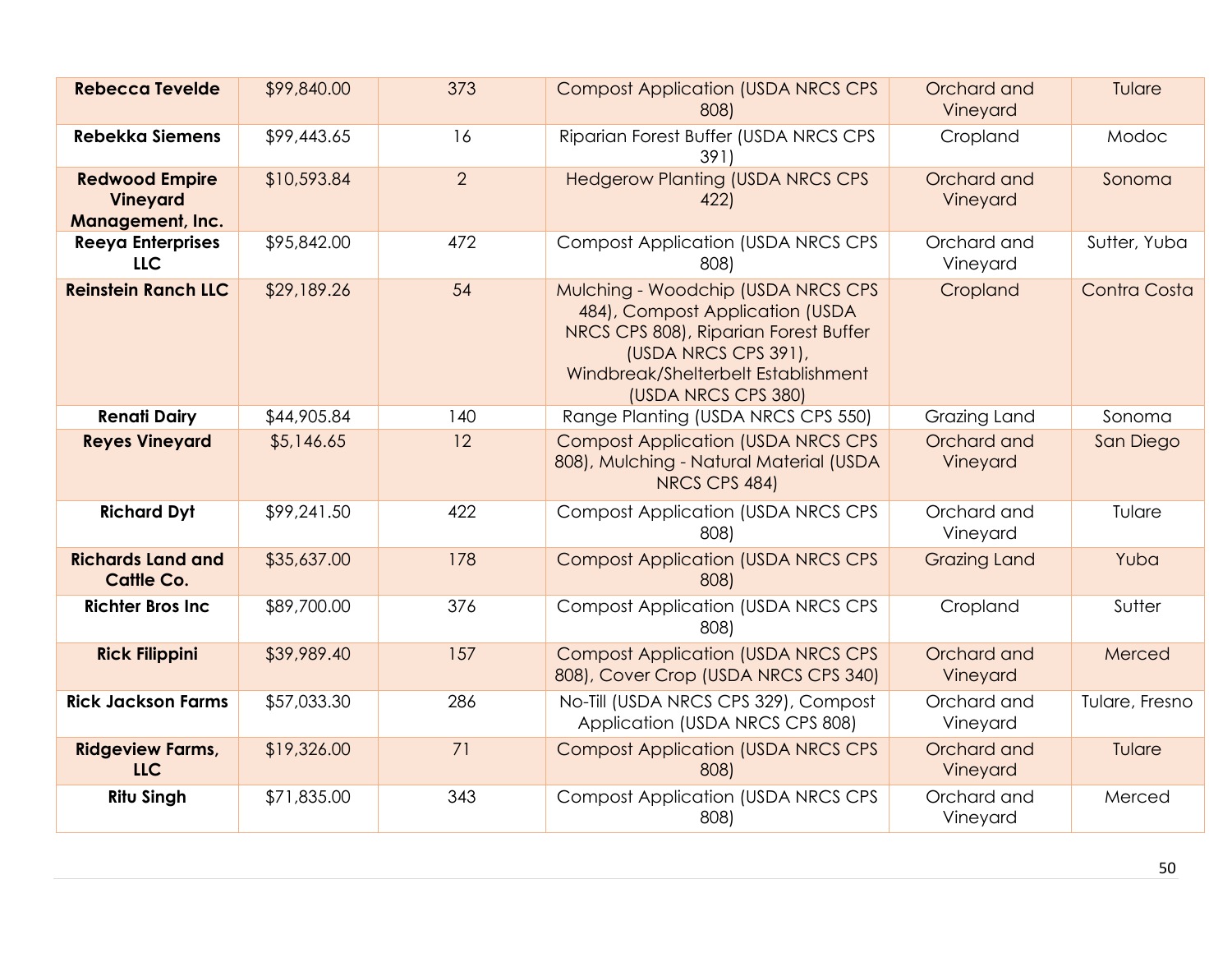| Rebecca Tevelde | $99,840.00 | 373 | Compost Application (USDA NRCS CPS 808) | Orchard and Vineyard | Tulare |
|---|---|---|---|---|---|
| **Rebekka Siemens** | $99,443.65 | 16 | Riparian Forest Buffer (USDA NRCS CPS 391) | Cropland | Modoc |
| **Redwood Empire Vineyard Management, Inc.** | $10,593.84 | 2 | Hedgerow Planting (USDA NRCS CPS 422) | Orchard and Vineyard | Sonoma |
| **Reeya Enterprises LLC** | $95,842.00 | 472 | Compost Application (USDA NRCS CPS 808) | Orchard and Vineyard | Sutter, Yuba |
| **Reinstein Ranch LLC** | $29,189.26 | 54 | Mulching - Woodchip (USDA NRCS CPS 484), Compost Application (USDA NRCS CPS 808), Riparian Forest Buffer (USDA NRCS CPS 391), Windbreak/Shelterbelt Establishment (USDA NRCS CPS 380) | Cropland | Contra Costa |
| **Renati Dairy** | $44,905.84 | 140 | Range Planting (USDA NRCS CPS 550) | Grazing Land | Sonoma |
| **Reyes Vineyard** | $5,146.65 | 12 | Compost Application (USDA NRCS CPS 808), Mulching - Natural Material (USDA NRCS CPS 484) | Orchard and Vineyard | San Diego |
| **Richard Dyt** | $99,241.50 | 422 | Compost Application (USDA NRCS CPS 808) | Orchard and Vineyard | Tulare |
| **Richards Land and Cattle Co.** | $35,637.00 | 178 | Compost Application (USDA NRCS CPS 808) | Grazing Land | Yuba |
| **Richter Bros Inc** | $89,700.00 | 376 | Compost Application (USDA NRCS CPS 808) | Cropland | Sutter |
| **Rick Filippini** | $39,989.40 | 157 | Compost Application (USDA NRCS CPS 808), Cover Crop (USDA NRCS CPS 340) | Orchard and Vineyard | Merced |
| **Rick Jackson Farms** | $57,033.30 | 286 | No-Till (USDA NRCS CPS 329), Compost Application (USDA NRCS CPS 808) | Orchard and Vineyard | Tulare, Fresno |
| **Ridgeview Farms, LLC** | $19,326.00 | 71 | Compost Application (USDA NRCS CPS 808) | Orchard and Vineyard | Tulare |
| **Ritu Singh** | $71,835.00 | 343 | Compost Application (USDA NRCS CPS 808) | Orchard and Vineyard | Merced |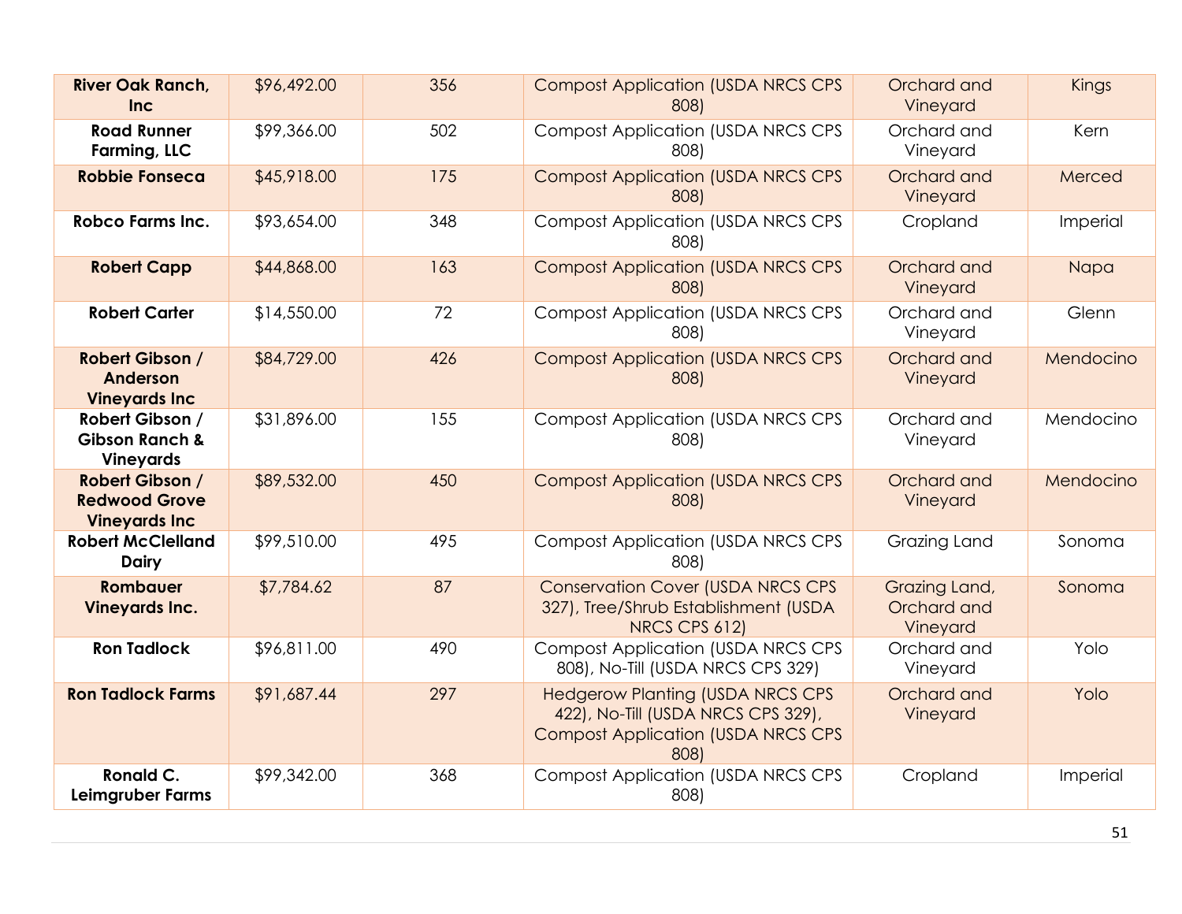| **River Oak Ranch, Inc** | $96,492.00 | 356 | Compost Application (USDA NRCS CPS 808) | Orchard and Vineyard | Kings |
|---|---|---|---|---|---|
| **Road Runner Farming, LLC** | $99,366.00 | 502 | Compost Application (USDA NRCS CPS 808) | Orchard and Vineyard | Kern |
| **Robbie Fonseca** | $45,918.00 | 175 | Compost Application (USDA NRCS CPS 808) | Orchard and Vineyard | Merced |
| **Robco Farms Inc.** | $93,654.00 | 348 | Compost Application (USDA NRCS CPS 808) | Cropland | Imperial |
| **Robert Capp** | $44,868.00 | 163 | Compost Application (USDA NRCS CPS 808) | Orchard and Vineyard | Napa |
| **Robert Carter** | $14,550.00 | 72 | Compost Application (USDA NRCS CPS 808) | Orchard and Vineyard | Glenn |
| **Robert Gibson / Anderson Vineyards Inc** | $84,729.00 | 426 | Compost Application (USDA NRCS CPS 808) | Orchard and Vineyard | Mendocino |
| **Robert Gibson / Gibson Ranch & Vineyards** | $31,896.00 | 155 | Compost Application (USDA NRCS CPS 808) | Orchard and Vineyard | Mendocino |
| **Robert Gibson / Redwood Grove Vineyards Inc** | $89,532.00 | 450 | Compost Application (USDA NRCS CPS 808) | Orchard and Vineyard | Mendocino |
| **Robert McClelland Dairy** | $99,510.00 | 495 | Compost Application (USDA NRCS CPS 808) | Grazing Land | Sonoma |
| **Rombauer Vineyards Inc.** | $7,784.62 | 87 | Conservation Cover (USDA NRCS CPS 327), Tree/Shrub Establishment (USDA NRCS CPS 612) | Grazing Land, Orchard and Vineyard | Sonoma |
| **Ron Tadlock** | $96,811.00 | 490 | Compost Application (USDA NRCS CPS 808), No-Till (USDA NRCS CPS 329) | Orchard and Vineyard | Yolo |
| **Ron Tadlock Farms** | $91,687.44 | 297 | Hedgerow Planting (USDA NRCS CPS 422), No-Till (USDA NRCS CPS 329), Compost Application (USDA NRCS CPS 808) | Orchard and Vineyard | Yolo |
| **Ronald C. Leimgruber Farms** | $99,342.00 | 368 | Compost Application (USDA NRCS CPS 808) | Cropland | Imperial |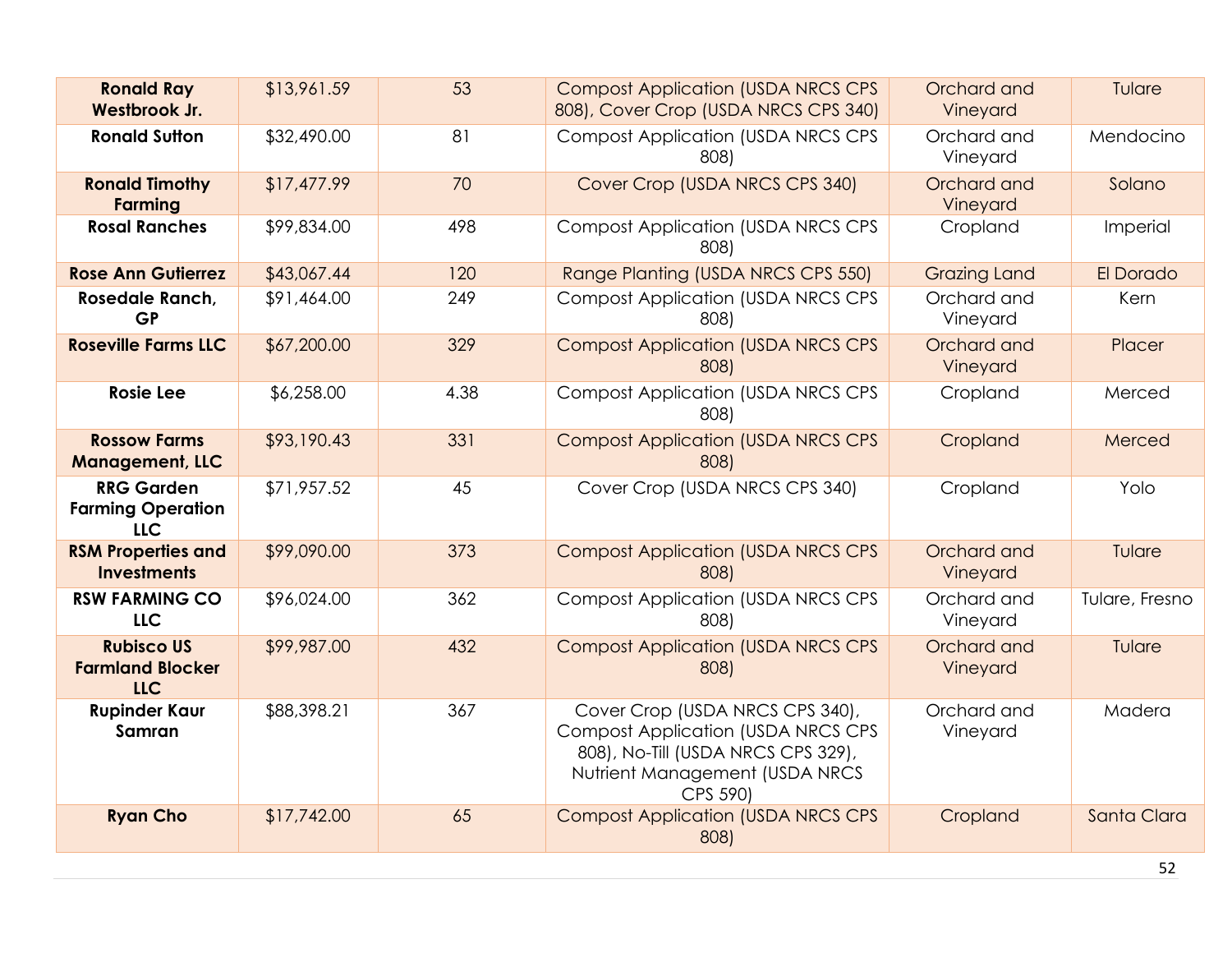| Ronald Ray Westbrook Jr. | $13,961.59 | 53 | Compost Application (USDA NRCS CPS 808), Cover Crop (USDA NRCS CPS 340) | Orchard and Vineyard | Tulare |
|---|---|---|---|---|---|
| **Ronald Sutton** | $32,490.00 | 81 | Compost Application (USDA NRCS CPS 808) | Orchard and Vineyard | Mendocino |
| **Ronald Timothy Farming** | $17,477.99 | 70 | Cover Crop (USDA NRCS CPS 340) | Orchard and Vineyard | Solano |
| **Rosal Ranches** | $99,834.00 | 498 | Compost Application (USDA NRCS CPS 808) | Cropland | Imperial |
| **Rose Ann Gutierrez** | $43,067.44 | 120 | Range Planting (USDA NRCS CPS 550) | Grazing Land | El Dorado |
| **Rosedale Ranch, GP** | $91,464.00 | 249 | Compost Application (USDA NRCS CPS 808) | Orchard and Vineyard | Kern |
| **Roseville Farms LLC** | $67,200.00 | 329 | Compost Application (USDA NRCS CPS 808) | Orchard and Vineyard | Placer |
| **Rosie Lee** | $6,258.00 | 4.38 | Compost Application (USDA NRCS CPS 808) | Cropland | Merced |
| **Rossow Farms Management, LLC** | $93,190.43 | 331 | Compost Application (USDA NRCS CPS 808) | Cropland | Merced |
| **RRG Garden Farming Operation LLC** | $71,957.52 | 45 | Cover Crop (USDA NRCS CPS 340) | Cropland | Yolo |
| **RSM Properties and Investments** | $99,090.00 | 373 | Compost Application (USDA NRCS CPS 808) | Orchard and Vineyard | Tulare |
| **RSW FARMING CO LLC** | $96,024.00 | 362 | Compost Application (USDA NRCS CPS 808) | Orchard and Vineyard | Tulare, Fresno |
| **Rubisco US Farmland Blocker LLC** | $99,987.00 | 432 | Compost Application (USDA NRCS CPS 808) | Orchard and Vineyard | Tulare |
| **Rupinder Kaur Samran** | $88,398.21 | 367 | Cover Crop (USDA NRCS CPS 340), Compost Application (USDA NRCS CPS 808), No-Till (USDA NRCS CPS 329), Nutrient Management (USDA NRCS CPS 590) | Orchard and Vineyard | Madera |
| **Ryan Cho** | $17,742.00 | 65 | Compost Application (USDA NRCS CPS 808) | Cropland | Santa Clara |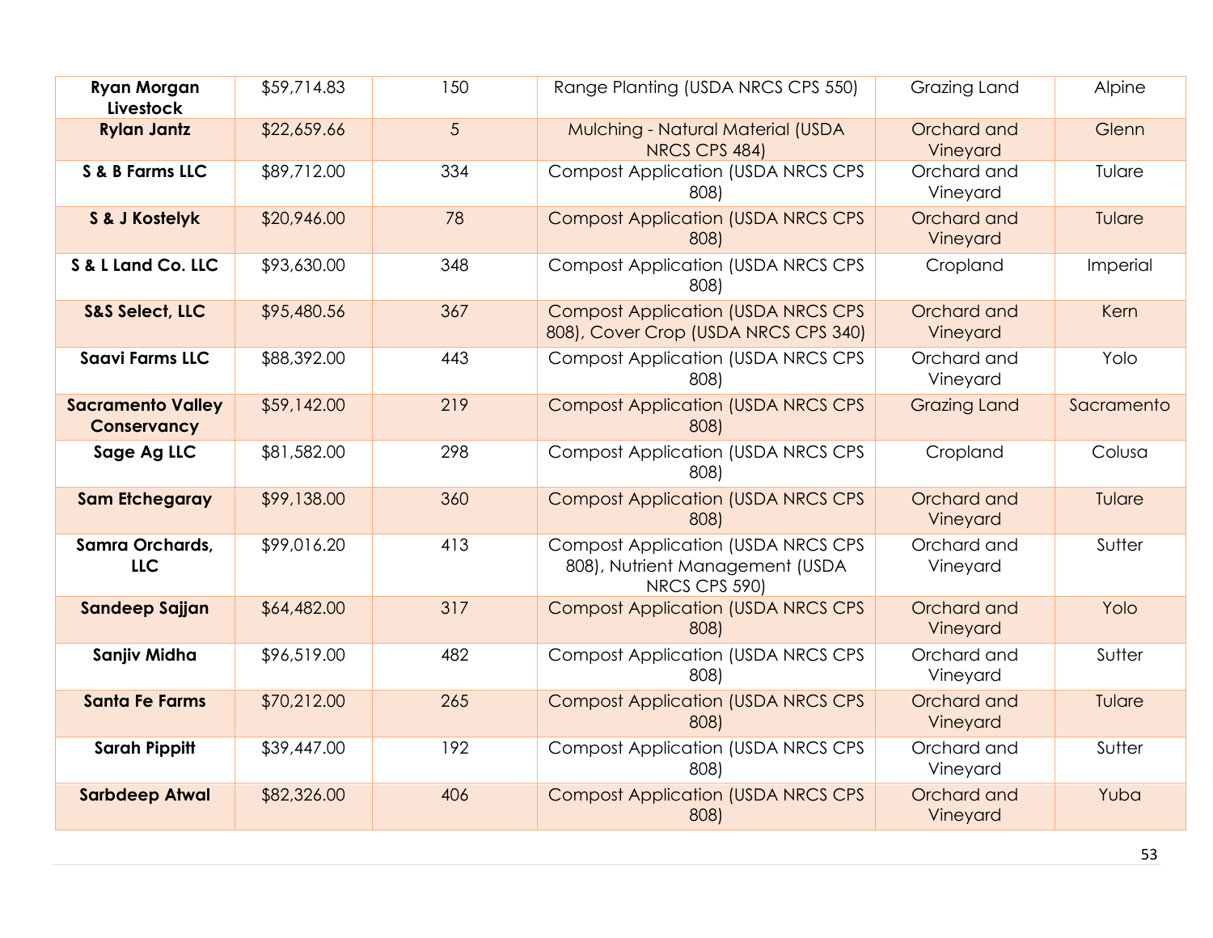| **Ryan Morgan Livestock** | $59,714.83 | 150 | Range Planting (USDA NRCS CPS 550) | Grazing Land | Alpine |
|---|---|---|---|---|---|
| **Rylan Jantz** | $22,659.66 | 5 | Mulching - Natural Material (USDA NRCS CPS 484) | Orchard and Vineyard | Glenn |
| **S & B Farms LLC** | $89,712.00 | 334 | Compost Application (USDA NRCS CPS 808) | Orchard and Vineyard | Tulare |
| **S & J Kostelyk** | $20,946.00 | 78 | Compost Application (USDA NRCS CPS 808) | Orchard and Vineyard | Tulare |
| **S & L Land Co. LLC** | $93,630.00 | 348 | Compost Application (USDA NRCS CPS 808) | Cropland | Imperial |
| **S&S Select, LLC** | $95,480.56 | 367 | Compost Application (USDA NRCS CPS 808), Cover Crop (USDA NRCS CPS 340) | Orchard and Vineyard | Kern |
| **Saavi Farms LLC** | $88,392.00 | 443 | Compost Application (USDA NRCS CPS 808) | Orchard and Vineyard | Yolo |
| **Sacramento Valley Conservancy** | $59,142.00 | 219 | Compost Application (USDA NRCS CPS 808) | Grazing Land | Sacramento |
| **Sage Ag LLC** | $81,582.00 | 298 | Compost Application (USDA NRCS CPS 808) | Cropland | Colusa |
| **Sam Etchegaray** | $99,138.00 | 360 | Compost Application (USDA NRCS CPS 808) | Orchard and Vineyard | Tulare |
| **Samra Orchards, LLC** | $99,016.20 | 413 | Compost Application (USDA NRCS CPS 808), Nutrient Management (USDA NRCS CPS 590) | Orchard and Vineyard | Sutter |
| **Sandeep Sajjan** | $64,482.00 | 317 | Compost Application (USDA NRCS CPS 808) | Orchard and Vineyard | Yolo |
| **Sanjiv Midha** | $96,519.00 | 482 | Compost Application (USDA NRCS CPS 808) | Orchard and Vineyard | Sutter |
| **Santa Fe Farms** | $70,212.00 | 265 | Compost Application (USDA NRCS CPS 808) | Orchard and Vineyard | Tulare |
| **Sarah Pippitt** | $39,447.00 | 192 | Compost Application (USDA NRCS CPS 808) | Orchard and Vineyard | Sutter |
| **Sarbdeep Atwal** | $82,326.00 | 406 | Compost Application (USDA NRCS CPS 808) | Orchard and Vineyard | Yuba |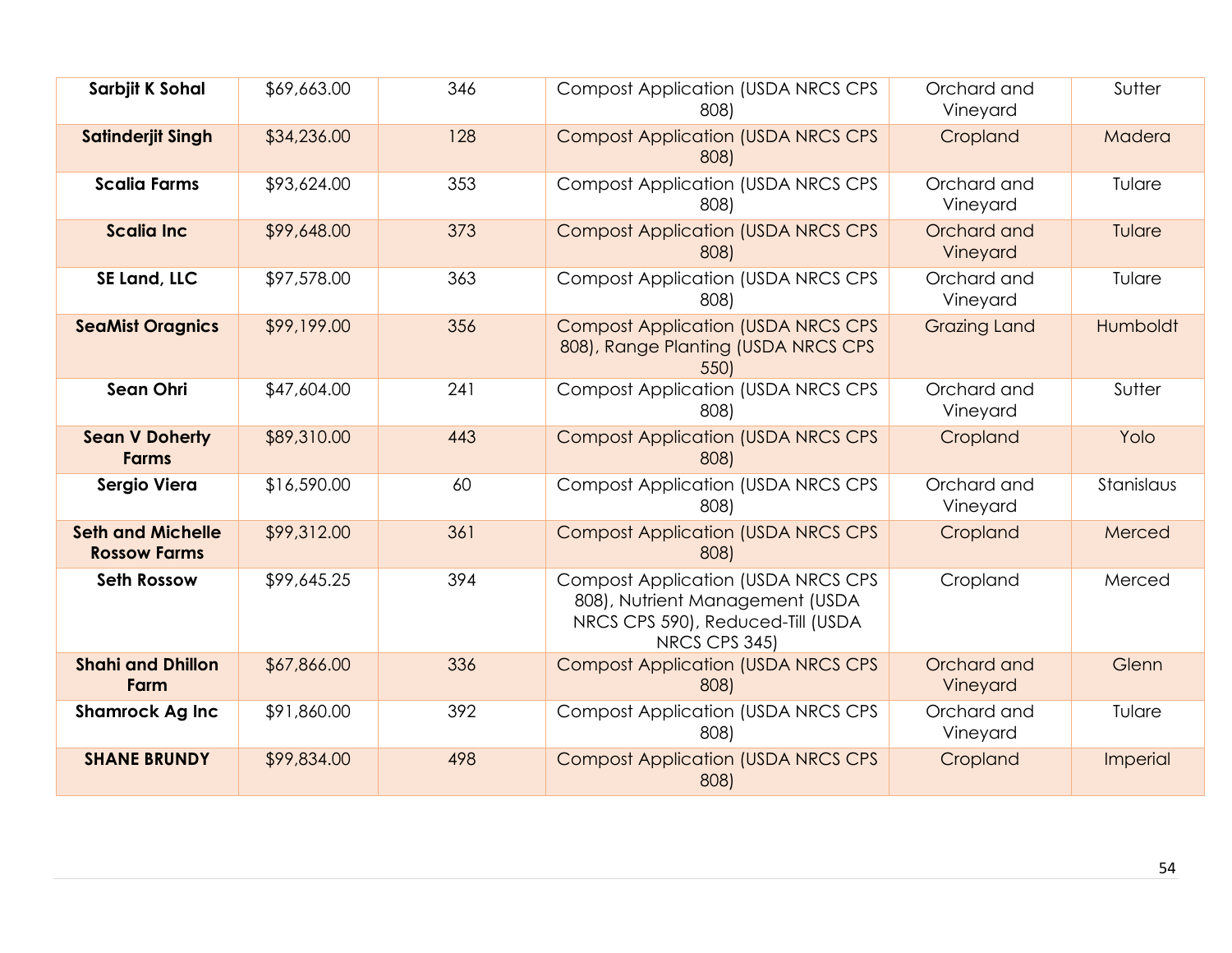| Sarbjit K Sohal | $69,663.00 | 346 | Compost Application (USDA NRCS CPS 808) | Orchard and Vineyard | Sutter |
|---|---|---|---|---|---|
| Satinderjit Singh | $34,236.00 | 128 | Compost Application (USDA NRCS CPS 808) | Cropland | Madera |
| Scalia Farms | $93,624.00 | 353 | Compost Application (USDA NRCS CPS 808) | Orchard and Vineyard | Tulare |
| Scalia Inc | $99,648.00 | 373 | Compost Application (USDA NRCS CPS 808) | Orchard and Vineyard | Tulare |
| SE Land, LLC | $97,578.00 | 363 | Compost Application (USDA NRCS CPS 808) | Orchard and Vineyard | Tulare |
| SeaMist Oragnics | $99,199.00 | 356 | Compost Application (USDA NRCS CPS 808), Range Planting (USDA NRCS CPS 550) | Grazing Land | Humboldt |
| Sean Ohri | $47,604.00 | 241 | Compost Application (USDA NRCS CPS 808) | Orchard and Vineyard | Sutter |
| Sean V Doherty Farms | $89,310.00 | 443 | Compost Application (USDA NRCS CPS 808) | Cropland | Yolo |
| Sergio Viera | $16,590.00 | 60 | Compost Application (USDA NRCS CPS 808) | Orchard and Vineyard | Stanislaus |
| Seth and Michelle Rossow Farms | $99,312.00 | 361 | Compost Application (USDA NRCS CPS 808) | Cropland | Merced |
| Seth Rossow | $99,645.25 | 394 | Compost Application (USDA NRCS CPS 808), Nutrient Management (USDA NRCS CPS 590), Reduced-Till (USDA NRCS CPS 345) | Cropland | Merced |
| Shahi and Dhillon Farm | $67,866.00 | 336 | Compost Application (USDA NRCS CPS 808) | Orchard and Vineyard | Glenn |
| Shamrock Ag Inc | $91,860.00 | 392 | Compost Application (USDA NRCS CPS 808) | Orchard and Vineyard | Tulare |
| SHANE BRUNDY | $99,834.00 | 498 | Compost Application (USDA NRCS CPS 808) | Cropland | Imperial |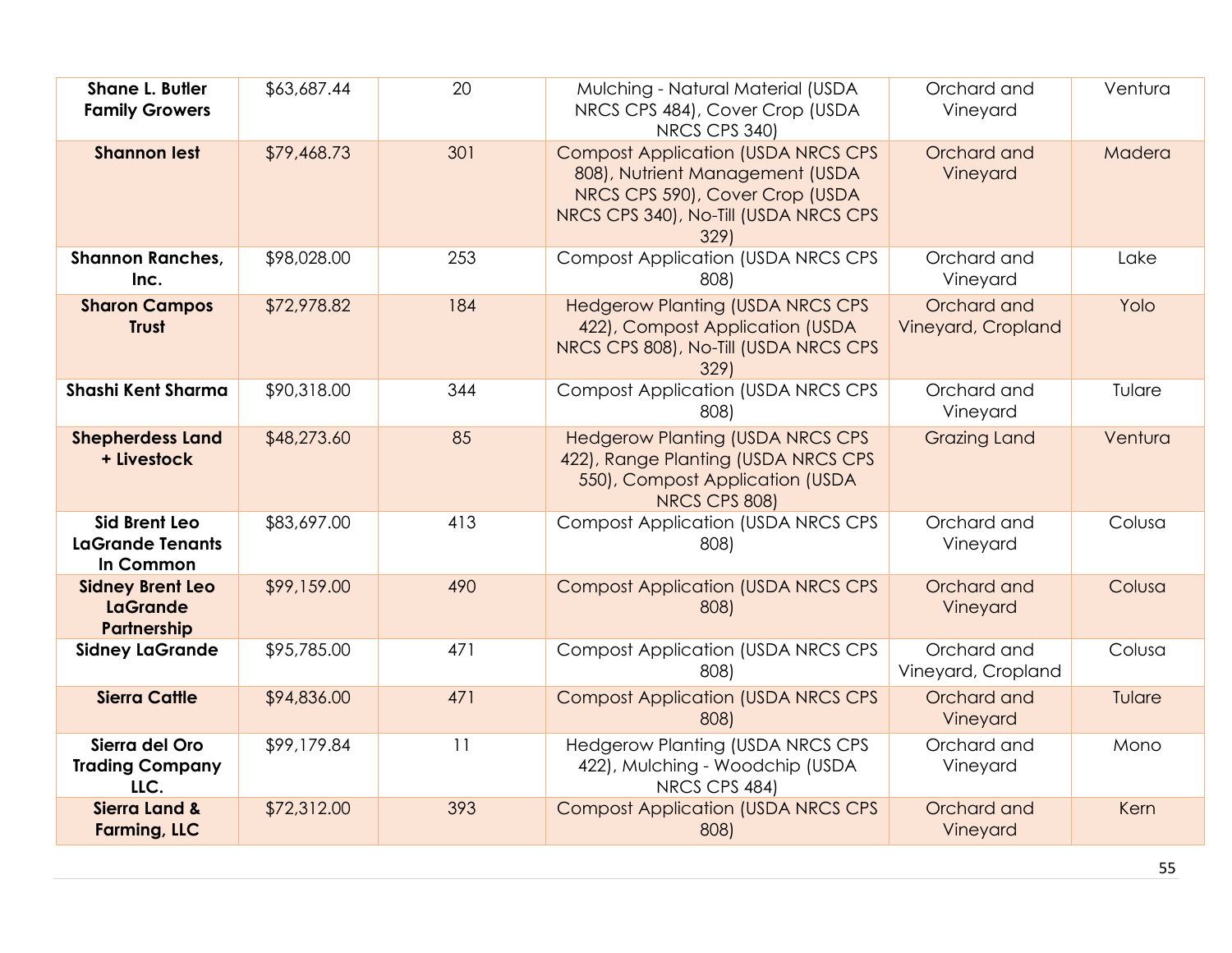| **Shane L. Butler Family Growers** | $63,687.44 | 20 | Mulching - Natural Material (USDA NRCS CPS 484), Cover Crop (USDA NRCS CPS 340) | Orchard and Vineyard | Ventura |
|---|---|---|---|---|---|
| **Shannon Iest** | $79,468.73 | 301 | Compost Application (USDA NRCS CPS 808), Nutrient Management (USDA NRCS CPS 590), Cover Crop (USDA NRCS CPS 340), No-Till (USDA NRCS CPS 329) | Orchard and Vineyard | Madera |
| **Shannon Ranches, Inc.** | $98,028.00 | 253 | Compost Application (USDA NRCS CPS 808) | Orchard and Vineyard | Lake |
| **Sharon Campos Trust** | $72,978.82 | 184 | Hedgerow Planting (USDA NRCS CPS 422), Compost Application (USDA NRCS CPS 808), No-Till (USDA NRCS CPS 329) | Orchard and Vineyard, Cropland | Yolo |
| **Shashi Kent Sharma** | $90,318.00 | 344 | Compost Application (USDA NRCS CPS 808) | Orchard and Vineyard | Tulare |
| **Shepherdess Land + Livestock** | $48,273.60 | 85 | Hedgerow Planting (USDA NRCS CPS 422), Range Planting (USDA NRCS CPS 550), Compost Application (USDA NRCS CPS 808) | Grazing Land | Ventura |
| **Sid Brent Leo LaGrande Tenants In Common** | $83,697.00 | 413 | Compost Application (USDA NRCS CPS 808) | Orchard and Vineyard | Colusa |
| **Sidney Brent Leo LaGrande Partnership** | $99,159.00 | 490 | Compost Application (USDA NRCS CPS 808) | Orchard and Vineyard | Colusa |
| **Sidney LaGrande** | $95,785.00 | 471 | Compost Application (USDA NRCS CPS 808) | Orchard and Vineyard, Cropland | Colusa |
| **Sierra Cattle** | $94,836.00 | 471 | Compost Application (USDA NRCS CPS 808) | Orchard and Vineyard | Tulare |
| **Sierra del Oro Trading Company LLC.** | $99,179.84 | 11 | Hedgerow Planting (USDA NRCS CPS 422), Mulching - Woodchip (USDA NRCS CPS 484) | Orchard and Vineyard | Mono |
| **Sierra Land & Farming, LLC** | $72,312.00 | 393 | Compost Application (USDA NRCS CPS 808) | Orchard and Vineyard | Kern |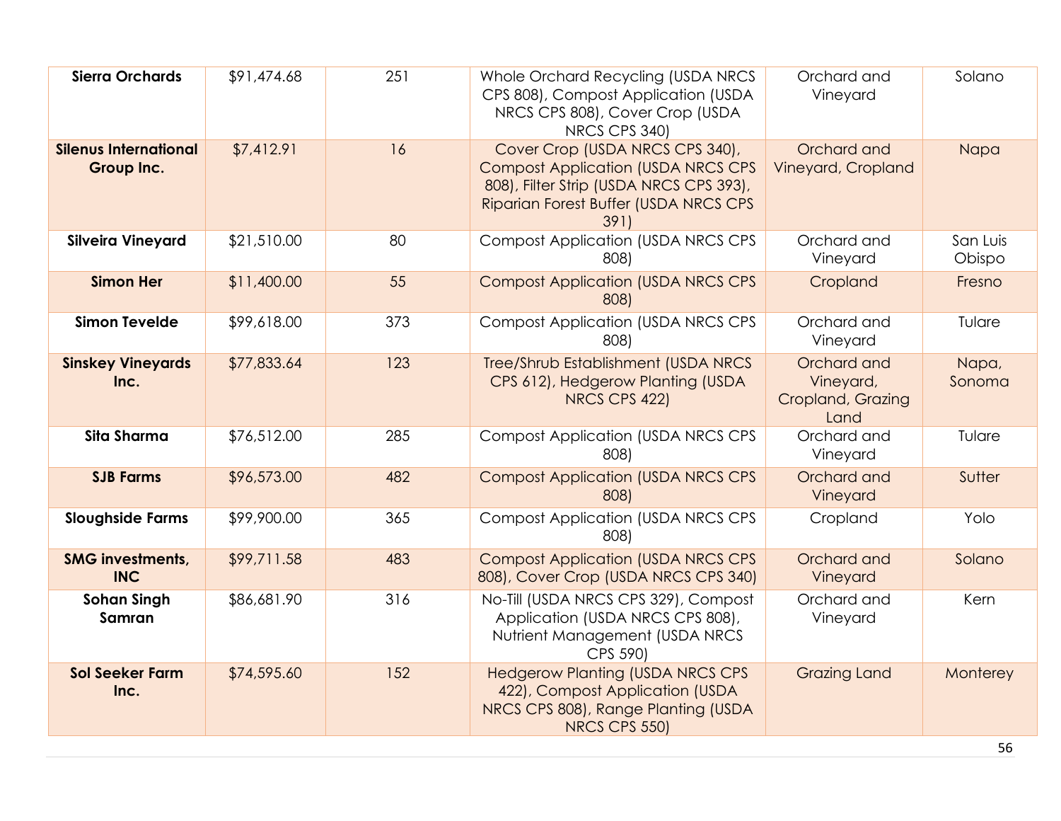| | | | | | |
|---|---|---|---|---|---|
| **Sierra Orchards** | $91,474.68 | 251 | Whole Orchard Recycling (USDA NRCS CPS 808), Compost Application (USDA NRCS CPS 808), Cover Crop (USDA NRCS CPS 340) | Orchard and Vineyard | Solano |
| **Silenus International Group Inc.** | $7,412.91 | 16 | Cover Crop (USDA NRCS CPS 340), Compost Application (USDA NRCS CPS 808), Filter Strip (USDA NRCS CPS 393), Riparian Forest Buffer (USDA NRCS CPS 391) | Orchard and Vineyard, Cropland | Napa |
| **Silveira Vineyard** | $21,510.00 | 80 | Compost Application (USDA NRCS CPS 808) | Orchard and Vineyard | San Luis Obispo |
| **Simon Her** | $11,400.00 | 55 | Compost Application (USDA NRCS CPS 808) | Cropland | Fresno |
| **Simon Tevelde** | $99,618.00 | 373 | Compost Application (USDA NRCS CPS 808) | Orchard and Vineyard | Tulare |
| **Sinskey Vineyards Inc.** | $77,833.64 | 123 | Tree/Shrub Establishment (USDA NRCS CPS 612), Hedgerow Planting (USDA NRCS CPS 422) | Orchard and Vineyard, Cropland, Grazing Land | Napa, Sonoma |
| **Sita Sharma** | $76,512.00 | 285 | Compost Application (USDA NRCS CPS 808) | Orchard and Vineyard | Tulare |
| **SJB Farms** | $96,573.00 | 482 | Compost Application (USDA NRCS CPS 808) | Orchard and Vineyard | Sutter |
| **Sloughside Farms** | $99,900.00 | 365 | Compost Application (USDA NRCS CPS 808) | Cropland | Yolo |
| **SMG investments, INC** | $99,711.58 | 483 | Compost Application (USDA NRCS CPS 808), Cover Crop (USDA NRCS CPS 340) | Orchard and Vineyard | Solano |
| **Sohan Singh Samran** | $86,681.90 | 316 | No-Till (USDA NRCS CPS 329), Compost Application (USDA NRCS CPS 808), Nutrient Management (USDA NRCS CPS 590) | Orchard and Vineyard | Kern |
| **Sol Seeker Farm Inc.** | $74,595.60 | 152 | Hedgerow Planting (USDA NRCS CPS 422), Compost Application (USDA NRCS CPS 808), Range Planting (USDA NRCS CPS 550) | Grazing Land | Monterey |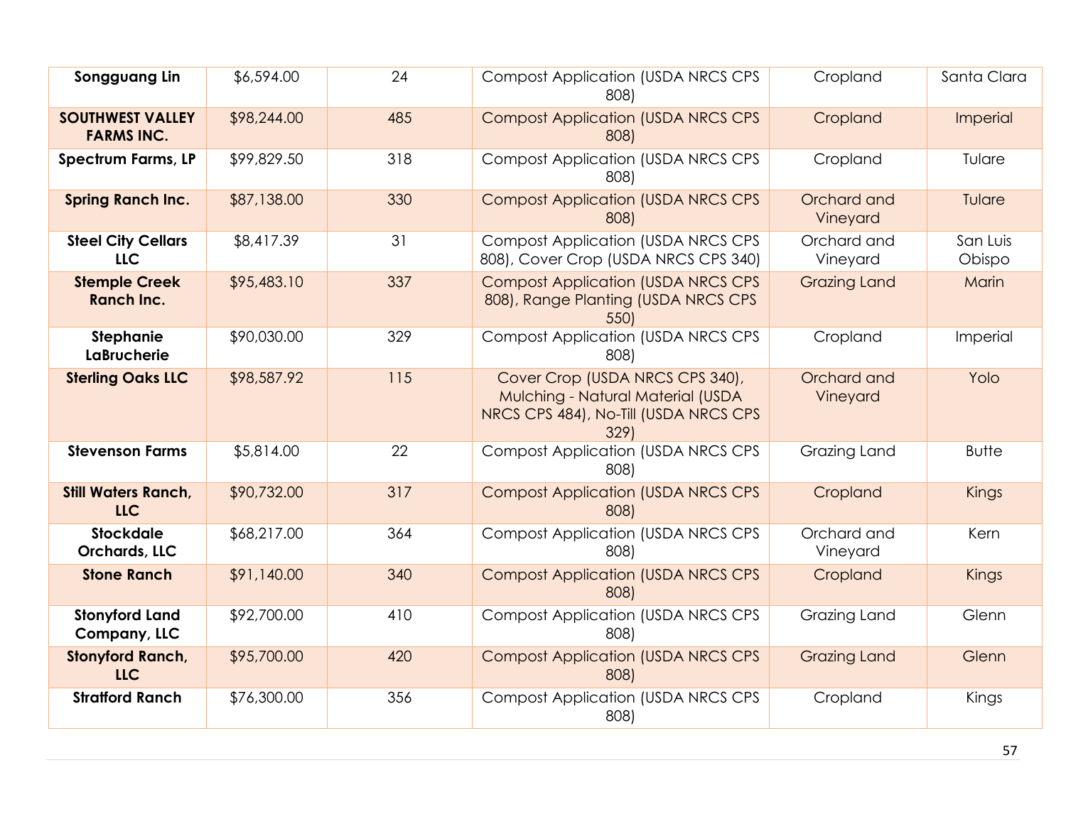| | | | | | |
|---|---|---|---|---|---|
| **Songguang Lin** | $6,594.00 | 24 | Compost Application (USDA NRCS CPS 808) | Cropland | Santa Clara |
| **SOUTHWEST VALLEY FARMS INC.** | $98,244.00 | 485 | Compost Application (USDA NRCS CPS 808) | Cropland | Imperial |
| **Spectrum Farms, LP** | $99,829.50 | 318 | Compost Application (USDA NRCS CPS 808) | Cropland | Tulare |
| **Spring Ranch Inc.** | $87,138.00 | 330 | Compost Application (USDA NRCS CPS 808) | Orchard and Vineyard | Tulare |
| **Steel City Cellars LLC** | $8,417.39 | 31 | Compost Application (USDA NRCS CPS 808), Cover Crop (USDA NRCS CPS 340) | Orchard and Vineyard | San Luis Obispo |
| **Stemple Creek Ranch Inc.** | $95,483.10 | 337 | Compost Application (USDA NRCS CPS 808), Range Planting (USDA NRCS CPS 550) | Grazing Land | Marin |
| **Stephanie LaBrucherie** | $90,030.00 | 329 | Compost Application (USDA NRCS CPS 808) | Cropland | Imperial |
| **Sterling Oaks LLC** | $98,587.92 | 115 | Cover Crop (USDA NRCS CPS 340), Mulching - Natural Material (USDA NRCS CPS 484), No-Till (USDA NRCS CPS 329) | Orchard and Vineyard | Yolo |
| **Stevenson Farms** | $5,814.00 | 22 | Compost Application (USDA NRCS CPS 808) | Grazing Land | Butte |
| **Still Waters Ranch, LLC** | $90,732.00 | 317 | Compost Application (USDA NRCS CPS 808) | Cropland | Kings |
| **Stockdale Orchards, LLC** | $68,217.00 | 364 | Compost Application (USDA NRCS CPS 808) | Orchard and Vineyard | Kern |
| **Stone Ranch** | $91,140.00 | 340 | Compost Application (USDA NRCS CPS 808) | Cropland | Kings |
| **Stonyford Land Company, LLC** | $92,700.00 | 410 | Compost Application (USDA NRCS CPS 808) | Grazing Land | Glenn |
| **Stonyford Ranch, LLC** | $95,700.00 | 420 | Compost Application (USDA NRCS CPS 808) | Grazing Land | Glenn |
| **Stratford Ranch** | $76,300.00 | 356 | Compost Application (USDA NRCS CPS 808) | Cropland | Kings |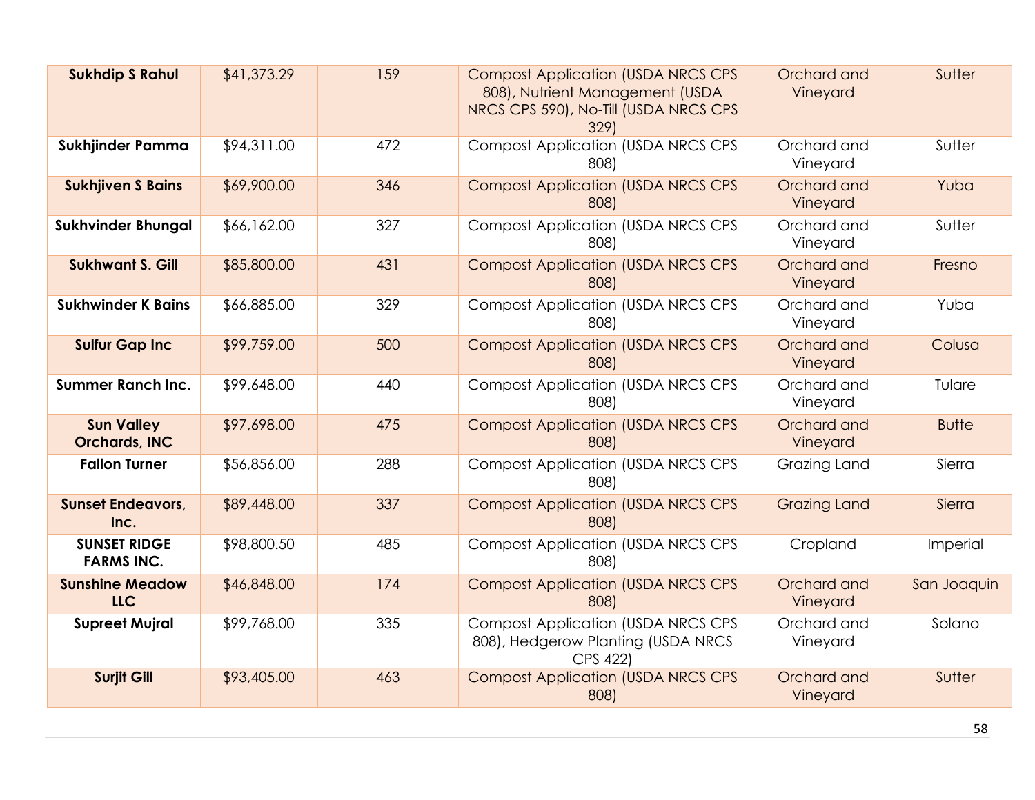| **Sukhdip S Rahul** | $41,373.29 | 159 | Compost Application (USDA NRCS CPS 808), Nutrient Management (USDA NRCS CPS 590), No-Till (USDA NRCS CPS 329) | Orchard and Vineyard | Sutter |
|---|---|---|---|---|---|
| **Sukhjinder Pamma** | $94,311.00 | 472 | Compost Application (USDA NRCS CPS 808) | Orchard and Vineyard | Sutter |
| **Sukhjiven S Bains** | $69,900.00 | 346 | Compost Application (USDA NRCS CPS 808) | Orchard and Vineyard | Yuba |
| **Sukhvinder Bhungal** | $66,162.00 | 327 | Compost Application (USDA NRCS CPS 808) | Orchard and Vineyard | Sutter |
| **Sukhwant S. Gill** | $85,800.00 | 431 | Compost Application (USDA NRCS CPS 808) | Orchard and Vineyard | Fresno |
| **Sukhwinder K Bains** | $66,885.00 | 329 | Compost Application (USDA NRCS CPS 808) | Orchard and Vineyard | Yuba |
| **Sulfur Gap Inc** | $99,759.00 | 500 | Compost Application (USDA NRCS CPS 808) | Orchard and Vineyard | Colusa |
| **Summer Ranch Inc.** | $99,648.00 | 440 | Compost Application (USDA NRCS CPS 808) | Orchard and Vineyard | Tulare |
| **Sun Valley Orchards, INC** | $97,698.00 | 475 | Compost Application (USDA NRCS CPS 808) | Orchard and Vineyard | Butte |
| **Fallon Turner** | $56,856.00 | 288 | Compost Application (USDA NRCS CPS 808) | Grazing Land | Sierra |
| **Sunset Endeavors, Inc.** | $89,448.00 | 337 | Compost Application (USDA NRCS CPS 808) | Grazing Land | Sierra |
| **SUNSET RIDGE FARMS INC.** | $98,800.50 | 485 | Compost Application (USDA NRCS CPS 808) | Cropland | Imperial |
| **Sunshine Meadow LLC** | $46,848.00 | 174 | Compost Application (USDA NRCS CPS 808) | Orchard and Vineyard | San Joaquin |
| **Supreet Mujral** | $99,768.00 | 335 | Compost Application (USDA NRCS CPS 808), Hedgerow Planting (USDA NRCS CPS 422) | Orchard and Vineyard | Solano |
| **Surjit Gill** | $93,405.00 | 463 | Compost Application (USDA NRCS CPS 808) | Orchard and Vineyard | Sutter |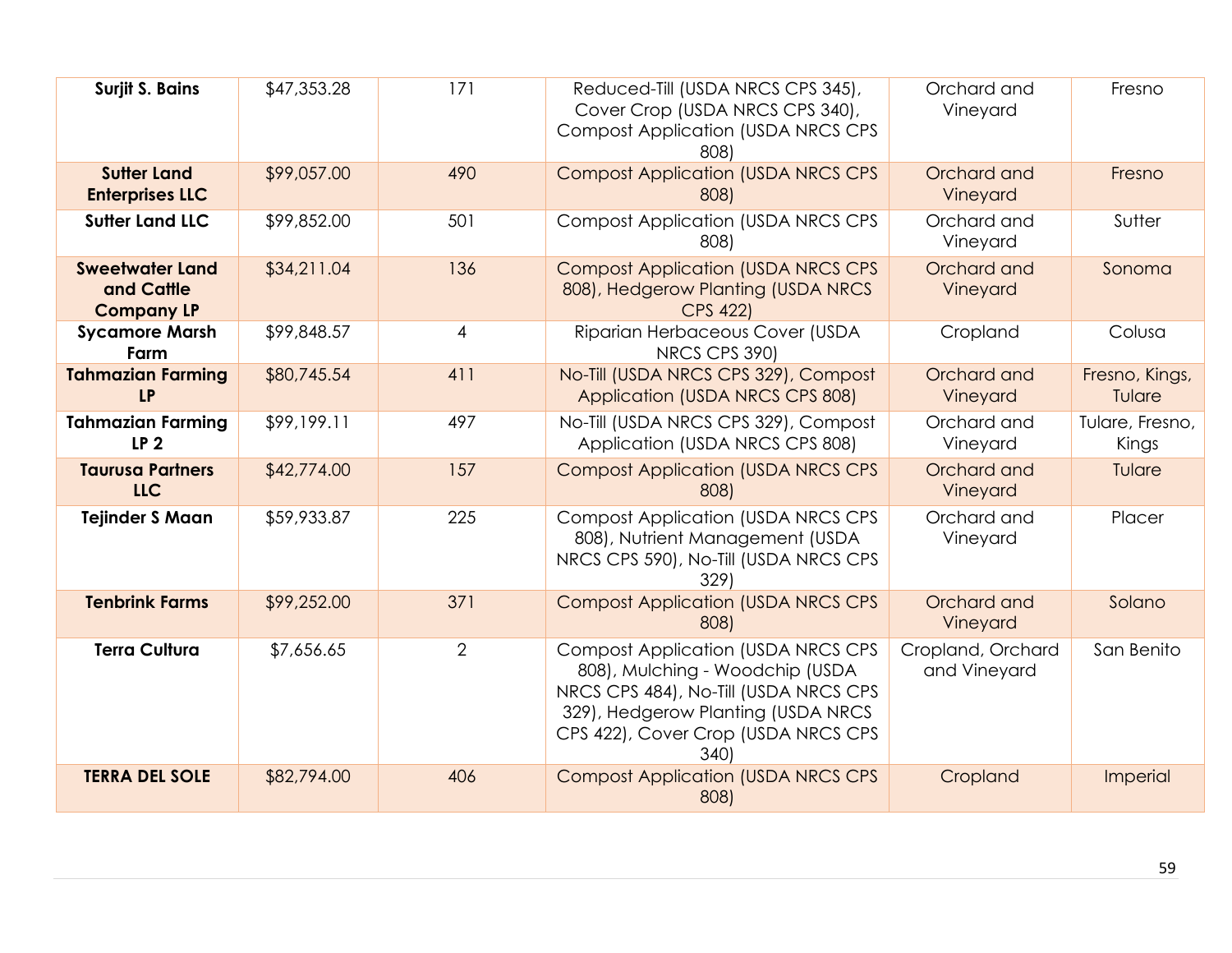| **Surjit S. Bains** | $47,353.28 | 171 | Reduced-Till (USDA NRCS CPS 345), Cover Crop (USDA NRCS CPS 340), Compost Application (USDA NRCS CPS 808) | Orchard and Vineyard | Fresno |
|---|---|---|---|---|---|
| **Sutter Land Enterprises LLC** | $99,057.00 | 490 | Compost Application (USDA NRCS CPS 808) | Orchard and Vineyard | Fresno |
| **Sutter Land LLC** | $99,852.00 | 501 | Compost Application (USDA NRCS CPS 808) | Orchard and Vineyard | Sutter |
| **Sweetwater Land and Cattle Company LP** | $34,211.04 | 136 | Compost Application (USDA NRCS CPS 808), Hedgerow Planting (USDA NRCS CPS 422) | Orchard and Vineyard | Sonoma |
| **Sycamore Marsh Farm** | $99,848.57 | 4 | Riparian Herbaceous Cover (USDA NRCS CPS 390) | Cropland | Colusa |
| **Tahmazian Farming LP** | $80,745.54 | 411 | No-Till (USDA NRCS CPS 329), Compost Application (USDA NRCS CPS 808) | Orchard and Vineyard | Fresno, Kings, Tulare |
| **Tahmazian Farming LP 2** | $99,199.11 | 497 | No-Till (USDA NRCS CPS 329), Compost Application (USDA NRCS CPS 808) | Orchard and Vineyard | Tulare, Fresno, Kings |
| **Taurusa Partners LLC** | $42,774.00 | 157 | Compost Application (USDA NRCS CPS 808) | Orchard and Vineyard | Tulare |
| **Tejinder S Maan** | $59,933.87 | 225 | Compost Application (USDA NRCS CPS 808), Nutrient Management (USDA NRCS CPS 590), No-Till (USDA NRCS CPS 329) | Orchard and Vineyard | Placer |
| **Tenbrink Farms** | $99,252.00 | 371 | Compost Application (USDA NRCS CPS 808) | Orchard and Vineyard | Solano |
| **Terra Cultura** | $7,656.65 | 2 | Compost Application (USDA NRCS CPS 808), Mulching - Woodchip (USDA NRCS CPS 484), No-Till (USDA NRCS CPS 329), Hedgerow Planting (USDA NRCS CPS 422), Cover Crop (USDA NRCS CPS 340) | Cropland, Orchard and Vineyard | San Benito |
| **TERRA DEL SOLE** | $82,794.00 | 406 | Compost Application (USDA NRCS CPS 808) | Cropland | Imperial |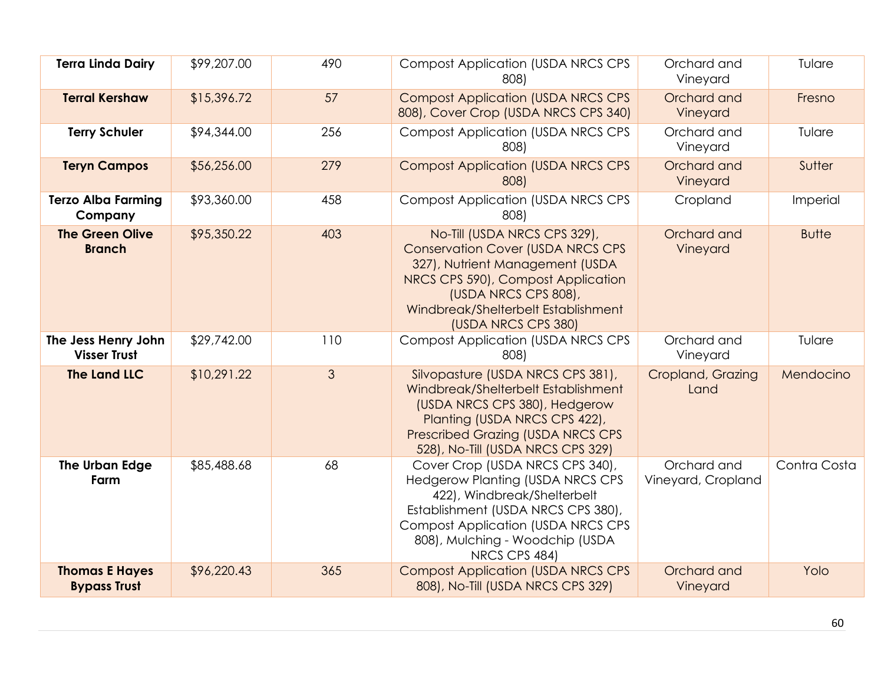| | | | | | |
|---|---|---|---|---|---|
| **Terra Linda Dairy** | $99,207.00 | 490 | Compost Application (USDA NRCS CPS 808) | Orchard and Vineyard | Tulare |
| **Terral Kershaw** | $15,396.72 | 57 | Compost Application (USDA NRCS CPS 808), Cover Crop (USDA NRCS CPS 340) | Orchard and Vineyard | Fresno |
| **Terry Schuler** | $94,344.00 | 256 | Compost Application (USDA NRCS CPS 808) | Orchard and Vineyard | Tulare |
| **Teryn Campos** | $56,256.00 | 279 | Compost Application (USDA NRCS CPS 808) | Orchard and Vineyard | Sutter |
| **Terzo Alba Farming Company** | $93,360.00 | 458 | Compost Application (USDA NRCS CPS 808) | Cropland | Imperial |
| **The Green Olive Branch** | $95,350.22 | 403 | No-Till (USDA NRCS CPS 329), Conservation Cover (USDA NRCS CPS 327), Nutrient Management (USDA NRCS CPS 590), Compost Application (USDA NRCS CPS 808), Windbreak/Shelterbelt Establishment (USDA NRCS CPS 380) | Orchard and Vineyard | Butte |
| **The Jess Henry John Visser Trust** | $29,742.00 | 110 | Compost Application (USDA NRCS CPS 808) | Orchard and Vineyard | Tulare |
| **The Land LLC** | $10,291.22 | 3 | Silvopasture (USDA NRCS CPS 381), Windbreak/Shelterbelt Establishment (USDA NRCS CPS 380), Hedgerow Planting (USDA NRCS CPS 422), Prescribed Grazing (USDA NRCS CPS 528), No-Till (USDA NRCS CPS 329) | Cropland, Grazing Land | Mendocino |
| **The Urban Edge Farm** | $85,488.68 | 68 | Cover Crop (USDA NRCS CPS 340), Hedgerow Planting (USDA NRCS CPS 422), Windbreak/Shelterbelt Establishment (USDA NRCS CPS 380), Compost Application (USDA NRCS CPS 808), Mulching - Woodchip (USDA NRCS CPS 484) | Orchard and Vineyard, Cropland | Contra Costa |
| **Thomas E Hayes Bypass Trust** | $96,220.43 | 365 | Compost Application (USDA NRCS CPS 808), No-Till (USDA NRCS CPS 329) | Orchard and Vineyard | Yolo |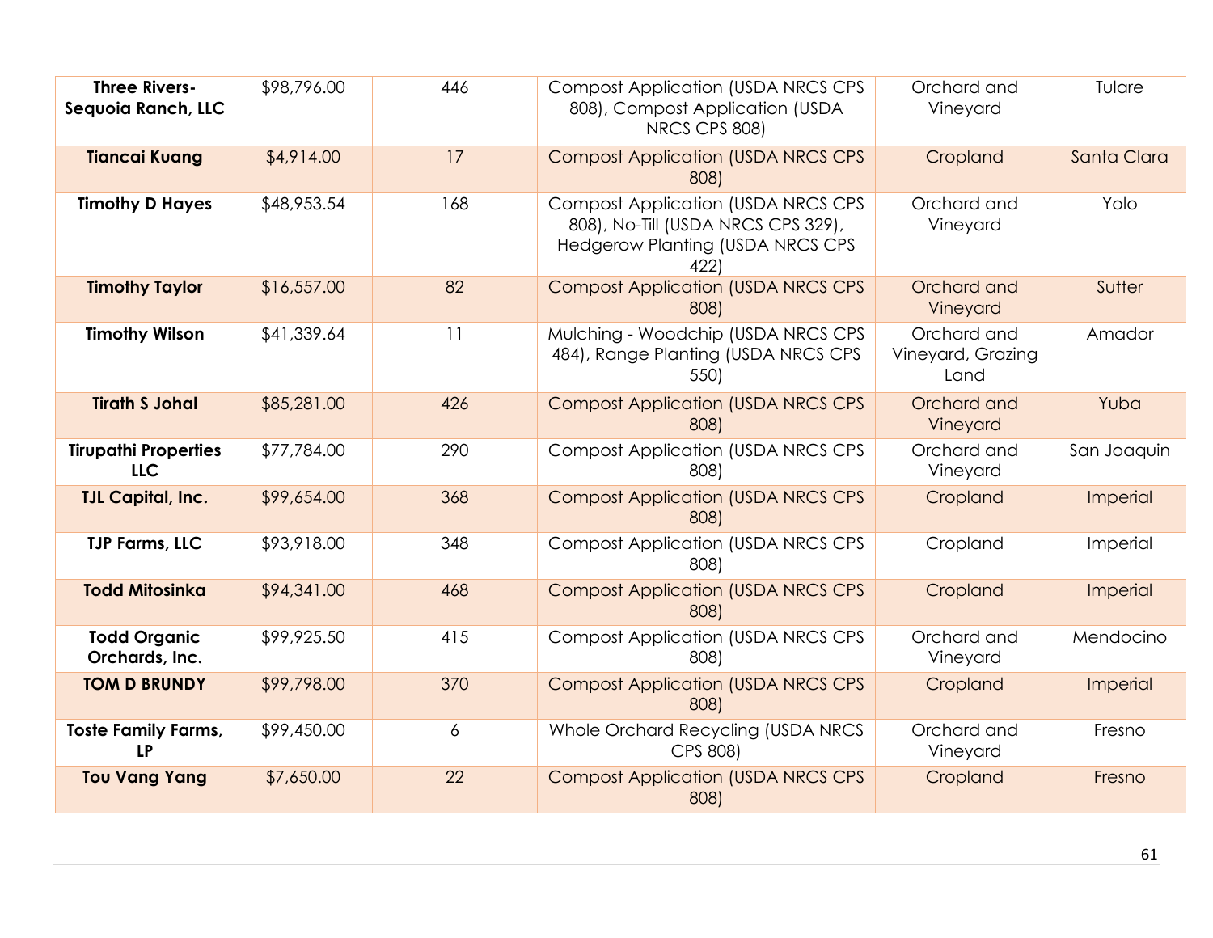| **Three Rivers-Sequoia Ranch, LLC** | $98,796.00 | 446 | Compost Application (USDA NRCS CPS 808), Compost Application (USDA NRCS CPS 808) | Orchard and Vineyard | Tulare |
|---|---|---|---|---|---|
| **Tiancai Kuang** | $4,914.00 | 17 | Compost Application (USDA NRCS CPS 808) | Cropland | Santa Clara |
| **Timothy D Hayes** | $48,953.54 | 168 | Compost Application (USDA NRCS CPS 808), No-Till (USDA NRCS CPS 329), Hedgerow Planting (USDA NRCS CPS 422) | Orchard and Vineyard | Yolo |
| **Timothy Taylor** | $16,557.00 | 82 | Compost Application (USDA NRCS CPS 808) | Orchard and Vineyard | Sutter |
| **Timothy Wilson** | $41,339.64 | 11 | Mulching - Woodchip (USDA NRCS CPS 484), Range Planting (USDA NRCS CPS 550) | Orchard and Vineyard, Grazing Land | Amador |
| **Tirath S Johal** | $85,281.00 | 426 | Compost Application (USDA NRCS CPS 808) | Orchard and Vineyard | Yuba |
| **Tirupathi Properties LLC** | $77,784.00 | 290 | Compost Application (USDA NRCS CPS 808) | Orchard and Vineyard | San Joaquin |
| **TJL Capital, Inc.** | $99,654.00 | 368 | Compost Application (USDA NRCS CPS 808) | Cropland | Imperial |
| **TJP Farms, LLC** | $93,918.00 | 348 | Compost Application (USDA NRCS CPS 808) | Cropland | Imperial |
| **Todd Mitosinka** | $94,341.00 | 468 | Compost Application (USDA NRCS CPS 808) | Cropland | Imperial |
| **Todd Organic Orchards, Inc.** | $99,925.50 | 415 | Compost Application (USDA NRCS CPS 808) | Orchard and Vineyard | Mendocino |
| **TOM D BRUNDY** | $99,798.00 | 370 | Compost Application (USDA NRCS CPS 808) | Cropland | Imperial |
| **Toste Family Farms, LP** | $99,450.00 | 6 | Whole Orchard Recycling (USDA NRCS CPS 808) | Orchard and Vineyard | Fresno |
| **Tou Vang Yang** | $7,650.00 | 22 | Compost Application (USDA NRCS CPS 808) | Cropland | Fresno |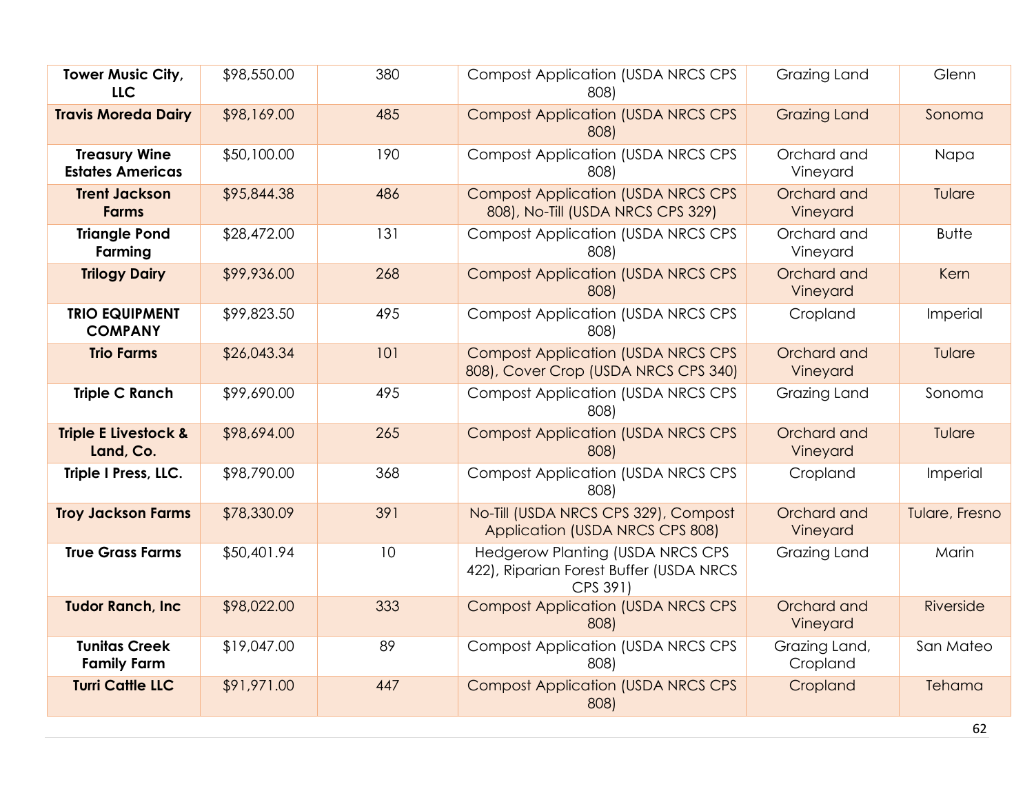| | | | | | |
|---|---|---|---|---|---|
| **Tower Music City, LLC** | $98,550.00 | 380 | Compost Application (USDA NRCS CPS 808) | Grazing Land | Glenn |
| **Travis Moreda Dairy** | $98,169.00 | 485 | Compost Application (USDA NRCS CPS 808) | Grazing Land | Sonoma |
| **Treasury Wine Estates Americas** | $50,100.00 | 190 | Compost Application (USDA NRCS CPS 808) | Orchard and Vineyard | Napa |
| **Trent Jackson Farms** | $95,844.38 | 486 | Compost Application (USDA NRCS CPS 808), No-Till (USDA NRCS CPS 329) | Orchard and Vineyard | Tulare |
| **Triangle Pond Farming** | $28,472.00 | 131 | Compost Application (USDA NRCS CPS 808) | Orchard and Vineyard | Butte |
| **Trilogy Dairy** | $99,936.00 | 268 | Compost Application (USDA NRCS CPS 808) | Orchard and Vineyard | Kern |
| **TRIO EQUIPMENT COMPANY** | $99,823.50 | 495 | Compost Application (USDA NRCS CPS 808) | Cropland | Imperial |
| **Trio Farms** | $26,043.34 | 101 | Compost Application (USDA NRCS CPS 808), Cover Crop (USDA NRCS CPS 340) | Orchard and Vineyard | Tulare |
| **Triple C Ranch** | $99,690.00 | 495 | Compost Application (USDA NRCS CPS 808) | Grazing Land | Sonoma |
| **Triple E Livestock & Land, Co.** | $98,694.00 | 265 | Compost Application (USDA NRCS CPS 808) | Orchard and Vineyard | Tulare |
| **Triple I Press, LLC.** | $98,790.00 | 368 | Compost Application (USDA NRCS CPS 808) | Cropland | Imperial |
| **Troy Jackson Farms** | $78,330.09 | 391 | No-Till (USDA NRCS CPS 329), Compost Application (USDA NRCS CPS 808) | Orchard and Vineyard | Tulare, Fresno |
| **True Grass Farms** | $50,401.94 | 10 | Hedgerow Planting (USDA NRCS CPS 422), Riparian Forest Buffer (USDA NRCS CPS 391) | Grazing Land | Marin |
| **Tudor Ranch, Inc** | $98,022.00 | 333 | Compost Application (USDA NRCS CPS 808) | Orchard and Vineyard | Riverside |
| **Tunitas Creek Family Farm** | $19,047.00 | 89 | Compost Application (USDA NRCS CPS 808) | Grazing Land, Cropland | San Mateo |
| **Turri Cattle LLC** | $91,971.00 | 447 | Compost Application (USDA NRCS CPS 808) | Cropland | Tehama |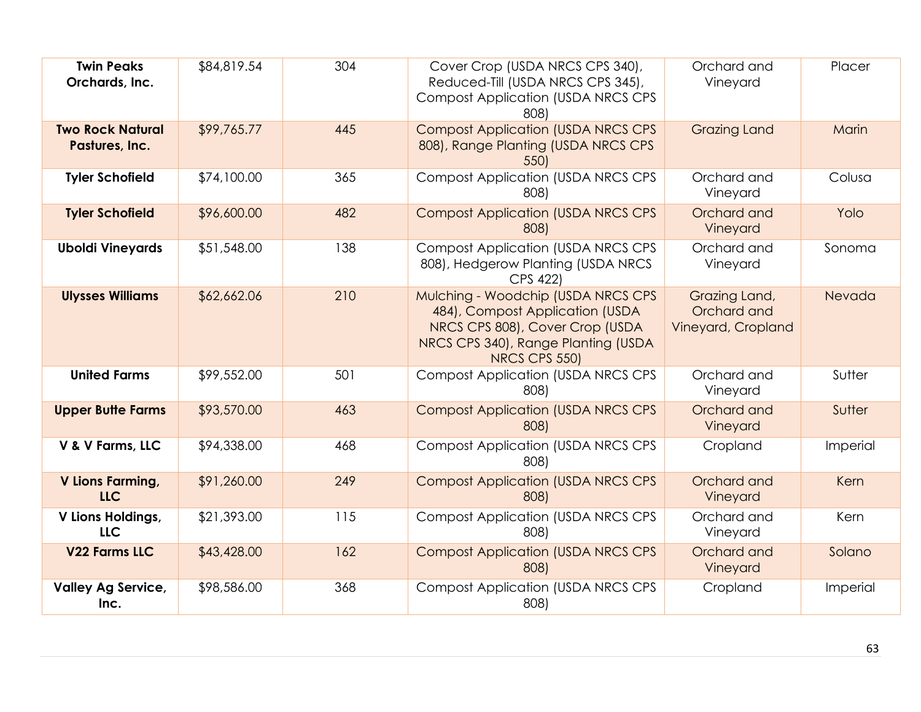| Twin Peaks Orchards, Inc. | $84,819.54 | 304 | Cover Crop (USDA NRCS CPS 340), Reduced-Till (USDA NRCS CPS 345), Compost Application (USDA NRCS CPS 808) | Orchard and Vineyard | Placer |
|---|---|---|---|---|---|
| **Two Rock Natural Pastures, Inc.** | $99,765.77 | 445 | Compost Application (USDA NRCS CPS 808), Range Planting (USDA NRCS CPS 550) | Grazing Land | Marin |
| **Tyler Schofield** | $74,100.00 | 365 | Compost Application (USDA NRCS CPS 808) | Orchard and Vineyard | Colusa |
| **Tyler Schofield** | $96,600.00 | 482 | Compost Application (USDA NRCS CPS 808) | Orchard and Vineyard | Yolo |
| **Uboldi Vineyards** | $51,548.00 | 138 | Compost Application (USDA NRCS CPS 808), Hedgerow Planting (USDA NRCS CPS 422) | Orchard and Vineyard | Sonoma |
| **Ulysses Williams** | $62,662.06 | 210 | Mulching - Woodchip (USDA NRCS CPS 484), Compost Application (USDA NRCS CPS 808), Cover Crop (USDA NRCS CPS 340), Range Planting (USDA NRCS CPS 550) | Grazing Land, Orchard and Vineyard, Cropland | Nevada |
| **United Farms** | $99,552.00 | 501 | Compost Application (USDA NRCS CPS 808) | Orchard and Vineyard | Sutter |
| **Upper Butte Farms** | $93,570.00 | 463 | Compost Application (USDA NRCS CPS 808) | Orchard and Vineyard | Sutter |
| **V & V Farms, LLC** | $94,338.00 | 468 | Compost Application (USDA NRCS CPS 808) | Cropland | Imperial |
| **V Lions Farming, LLC** | $91,260.00 | 249 | Compost Application (USDA NRCS CPS 808) | Orchard and Vineyard | Kern |
| **V Lions Holdings, LLC** | $21,393.00 | 115 | Compost Application (USDA NRCS CPS 808) | Orchard and Vineyard | Kern |
| **V22 Farms LLC** | $43,428.00 | 162 | Compost Application (USDA NRCS CPS 808) | Orchard and Vineyard | Solano |
| **Valley Ag Service, Inc.** | $98,586.00 | 368 | Compost Application (USDA NRCS CPS 808) | Cropland | Imperial |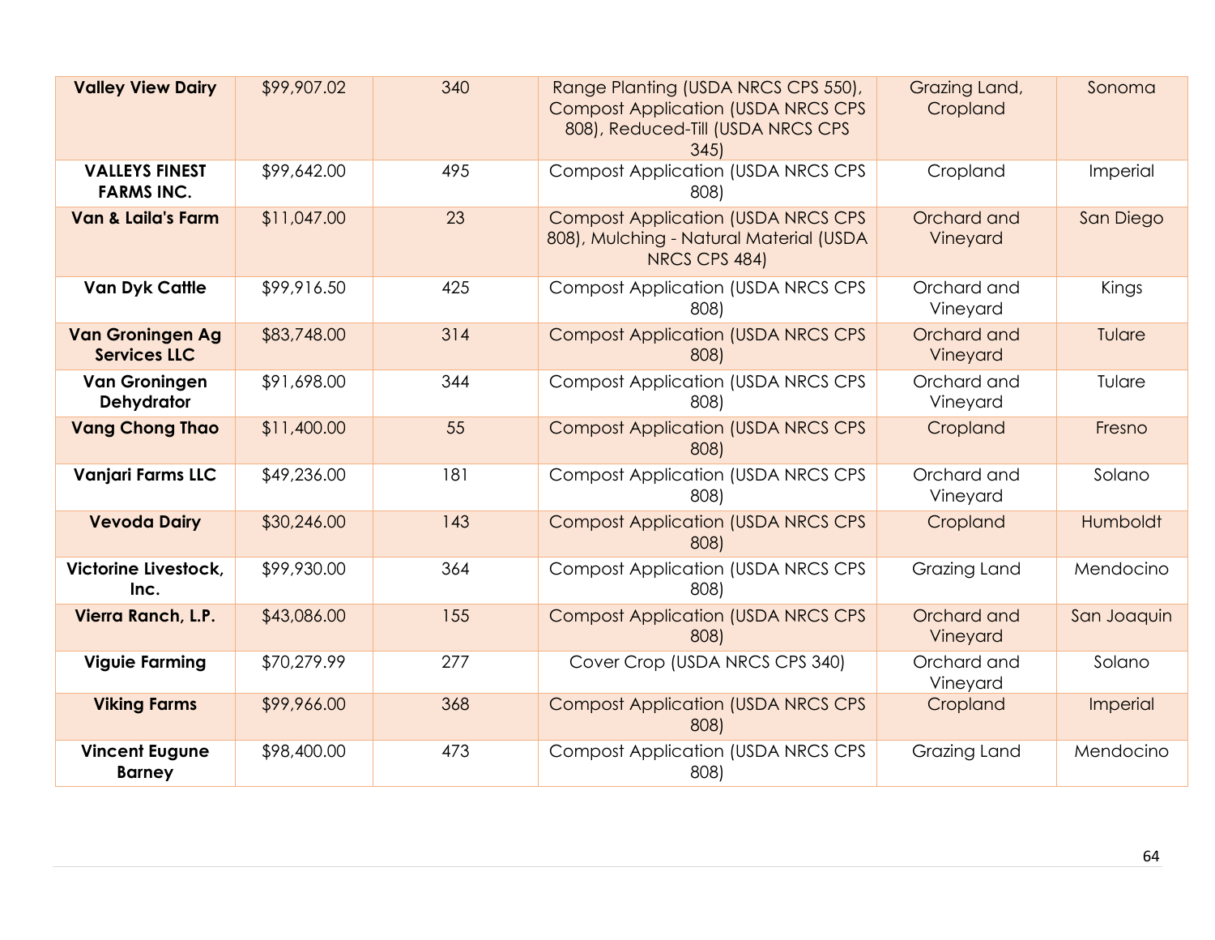| | | | | | |
|---|---|---|---|---|---|
| **Valley View Dairy** | $99,907.02 | 340 | Range Planting (USDA NRCS CPS 550), Compost Application (USDA NRCS CPS 808), Reduced-Till (USDA NRCS CPS 345) | Grazing Land, Cropland | Sonoma |
| **VALLEYS FINEST FARMS INC.** | $99,642.00 | 495 | Compost Application (USDA NRCS CPS 808) | Cropland | Imperial |
| **Van & Laila's Farm** | $11,047.00 | 23 | Compost Application (USDA NRCS CPS 808), Mulching - Natural Material (USDA NRCS CPS 484) | Orchard and Vineyard | San Diego |
| **Van Dyk Cattle** | $99,916.50 | 425 | Compost Application (USDA NRCS CPS 808) | Orchard and Vineyard | Kings |
| **Van Groningen Ag Services LLC** | $83,748.00 | 314 | Compost Application (USDA NRCS CPS 808) | Orchard and Vineyard | Tulare |
| **Van Groningen Dehydrator** | $91,698.00 | 344 | Compost Application (USDA NRCS CPS 808) | Orchard and Vineyard | Tulare |
| **Vang Chong Thao** | $11,400.00 | 55 | Compost Application (USDA NRCS CPS 808) | Cropland | Fresno |
| **Vanjari Farms LLC** | $49,236.00 | 181 | Compost Application (USDA NRCS CPS 808) | Orchard and Vineyard | Solano |
| **Vevoda Dairy** | $30,246.00 | 143 | Compost Application (USDA NRCS CPS 808) | Cropland | Humboldt |
| **Victorine Livestock, Inc.** | $99,930.00 | 364 | Compost Application (USDA NRCS CPS 808) | Grazing Land | Mendocino |
| **Vierra Ranch, L.P.** | $43,086.00 | 155 | Compost Application (USDA NRCS CPS 808) | Orchard and Vineyard | San Joaquin |
| **Viguie Farming** | $70,279.99 | 277 | Cover Crop (USDA NRCS CPS 340) | Orchard and Vineyard | Solano |
| **Viking Farms** | $99,966.00 | 368 | Compost Application (USDA NRCS CPS 808) | Cropland | Imperial |
| **Vincent Eugune Barney** | $98,400.00 | 473 | Compost Application (USDA NRCS CPS 808) | Grazing Land | Mendocino |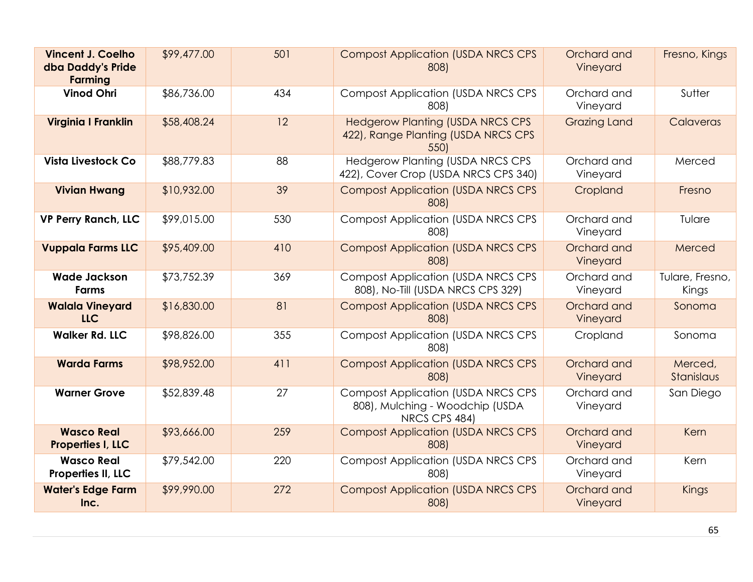| | | | | | |
|---|---|---|---|---|---|
| **Vincent J. Coelho dba Daddy's Pride Farming** | $99,477.00 | 501 | Compost Application (USDA NRCS CPS 808) | Orchard and Vineyard | Fresno, Kings |
| **Vinod Ohri** | $86,736.00 | 434 | Compost Application (USDA NRCS CPS 808) | Orchard and Vineyard | Sutter |
| **Virginia I Franklin** | $58,408.24 | 12 | Hedgerow Planting (USDA NRCS CPS 422), Range Planting (USDA NRCS CPS 550) | Grazing Land | Calaveras |
| **Vista Livestock Co** | $88,779.83 | 88 | Hedgerow Planting (USDA NRCS CPS 422), Cover Crop (USDA NRCS CPS 340) | Orchard and Vineyard | Merced |
| **Vivian Hwang** | $10,932.00 | 39 | Compost Application (USDA NRCS CPS 808) | Cropland | Fresno |
| **VP Perry Ranch, LLC** | $99,015.00 | 530 | Compost Application (USDA NRCS CPS 808) | Orchard and Vineyard | Tulare |
| **Vuppala Farms LLC** | $95,409.00 | 410 | Compost Application (USDA NRCS CPS 808) | Orchard and Vineyard | Merced |
| **Wade Jackson Farms** | $73,752.39 | 369 | Compost Application (USDA NRCS CPS 808), No-Till (USDA NRCS CPS 329) | Orchard and Vineyard | Tulare, Fresno, Kings |
| **Walala Vineyard LLC** | $16,830.00 | 81 | Compost Application (USDA NRCS CPS 808) | Orchard and Vineyard | Sonoma |
| **Walker Rd. LLC** | $98,826.00 | 355 | Compost Application (USDA NRCS CPS 808) | Cropland | Sonoma |
| **Warda Farms** | $98,952.00 | 411 | Compost Application (USDA NRCS CPS 808) | Orchard and Vineyard | Merced, Stanislaus |
| **Warner Grove** | $52,839.48 | 27 | Compost Application (USDA NRCS CPS 808), Mulching - Woodchip (USDA NRCS CPS 484) | Orchard and Vineyard | San Diego |
| **Wasco Real Properties I, LLC** | $93,666.00 | 259 | Compost Application (USDA NRCS CPS 808) | Orchard and Vineyard | Kern |
| **Wasco Real Properties II, LLC** | $79,542.00 | 220 | Compost Application (USDA NRCS CPS 808) | Orchard and Vineyard | Kern |
| **Water's Edge Farm Inc.** | $99,990.00 | 272 | Compost Application (USDA NRCS CPS 808) | Orchard and Vineyard | Kings |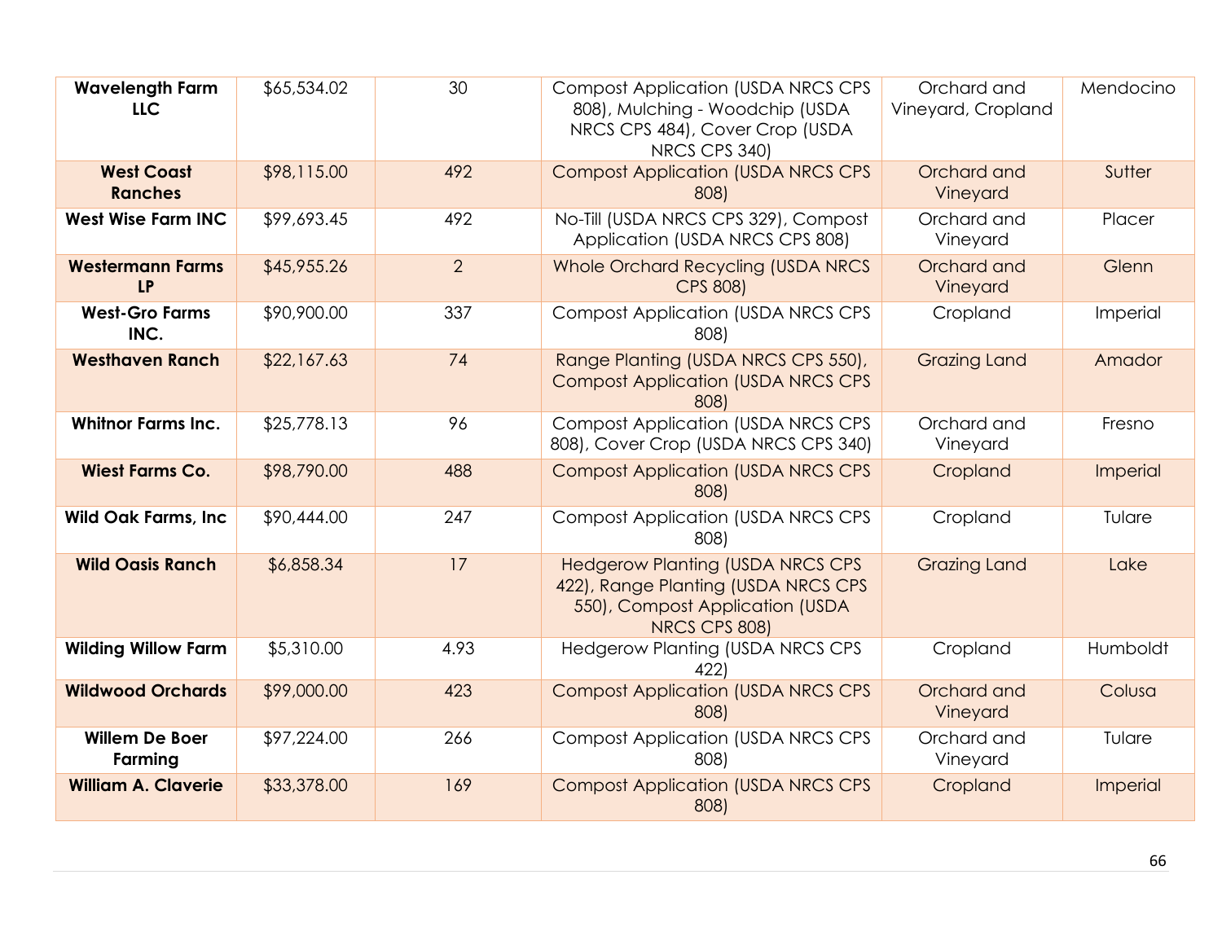| | | | | | |
|---|---|---|---|---|---|
| **Wavelength Farm LLC** | $65,534.02 | 30 | Compost Application (USDA NRCS CPS 808), Mulching - Woodchip (USDA NRCS CPS 484), Cover Crop (USDA NRCS CPS 340) | Orchard and Vineyard, Cropland | Mendocino |
| **West Coast Ranches** | $98,115.00 | 492 | Compost Application (USDA NRCS CPS 808) | Orchard and Vineyard | Sutter |
| **West Wise Farm INC** | $99,693.45 | 492 | No-Till (USDA NRCS CPS 329), Compost Application (USDA NRCS CPS 808) | Orchard and Vineyard | Placer |
| **Westermann Farms LP** | $45,955.26 | 2 | Whole Orchard Recycling (USDA NRCS CPS 808) | Orchard and Vineyard | Glenn |
| **West-Gro Farms INC.** | $90,900.00 | 337 | Compost Application (USDA NRCS CPS 808) | Cropland | Imperial |
| **Westhaven Ranch** | $22,167.63 | 74 | Range Planting (USDA NRCS CPS 550), Compost Application (USDA NRCS CPS 808) | Grazing Land | Amador |
| **Whitnor Farms Inc.** | $25,778.13 | 96 | Compost Application (USDA NRCS CPS 808), Cover Crop (USDA NRCS CPS 340) | Orchard and Vineyard | Fresno |
| **Wiest Farms Co.** | $98,790.00 | 488 | Compost Application (USDA NRCS CPS 808) | Cropland | Imperial |
| **Wild Oak Farms, Inc** | $90,444.00 | 247 | Compost Application (USDA NRCS CPS 808) | Cropland | Tulare |
| **Wild Oasis Ranch** | $6,858.34 | 17 | Hedgerow Planting (USDA NRCS CPS 422), Range Planting (USDA NRCS CPS 550), Compost Application (USDA NRCS CPS 808) | Grazing Land | Lake |
| **Wilding Willow Farm** | $5,310.00 | 4.93 | Hedgerow Planting (USDA NRCS CPS 422) | Cropland | Humboldt |
| **Wildwood Orchards** | $99,000.00 | 423 | Compost Application (USDA NRCS CPS 808) | Orchard and Vineyard | Colusa |
| **Willem De Boer Farming** | $97,224.00 | 266 | Compost Application (USDA NRCS CPS 808) | Orchard and Vineyard | Tulare |
| **William A. Claverie** | $33,378.00 | 169 | Compost Application (USDA NRCS CPS 808) | Cropland | Imperial |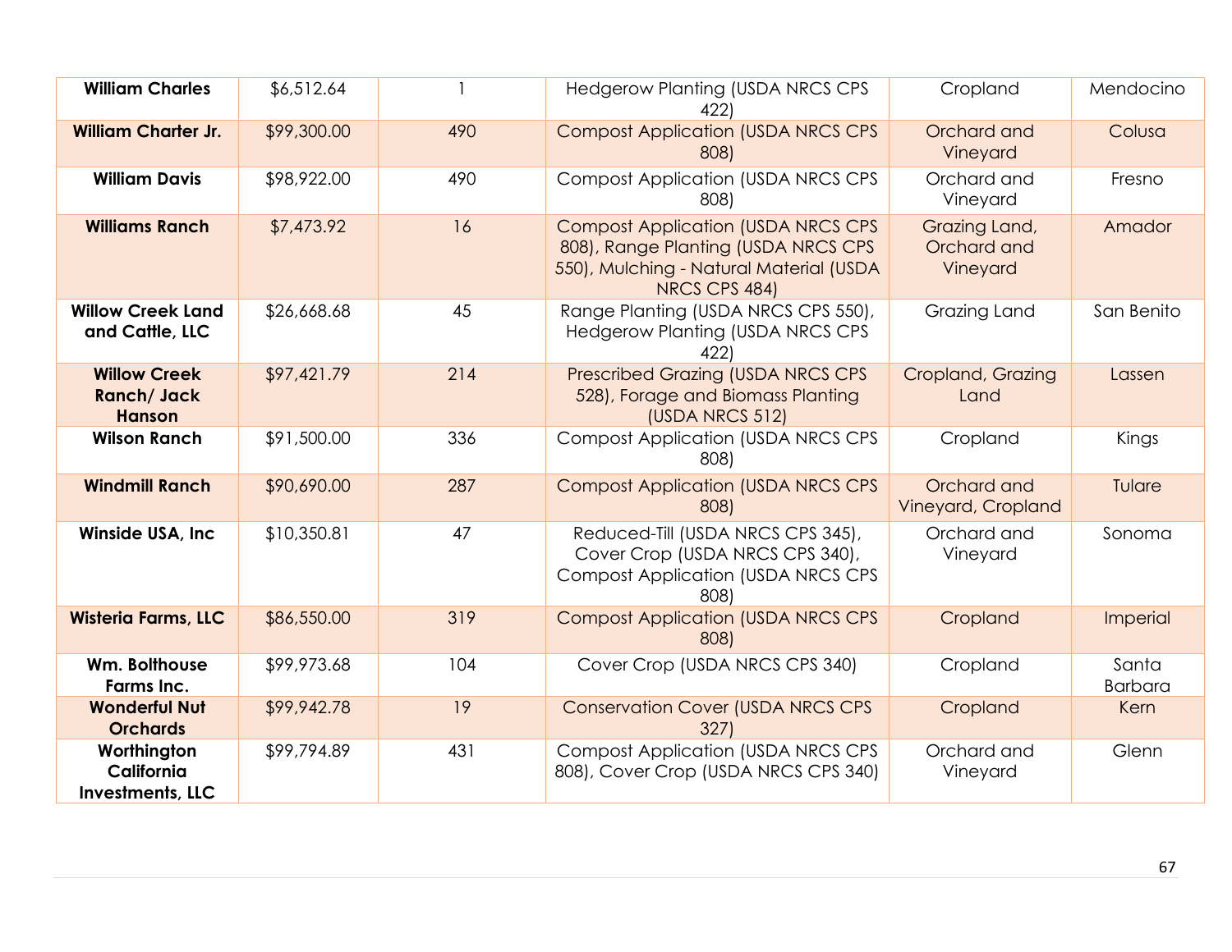| | | | | | |
|---|---|---|---|---|---|
| **William Charles** | $6,512.64 | 1 | Hedgerow Planting (USDA NRCS CPS 422) | Cropland | Mendocino |
| **William Charter Jr.** | $99,300.00 | 490 | Compost Application (USDA NRCS CPS 808) | Orchard and Vineyard | Colusa |
| **William Davis** | $98,922.00 | 490 | Compost Application (USDA NRCS CPS 808) | Orchard and Vineyard | Fresno |
| **Williams Ranch** | $7,473.92 | 16 | Compost Application (USDA NRCS CPS 808), Range Planting (USDA NRCS CPS 550), Mulching - Natural Material (USDA NRCS CPS 484) | Grazing Land, Orchard and Vineyard | Amador |
| **Willow Creek Land and Cattle, LLC** | $26,668.68 | 45 | Range Planting (USDA NRCS CPS 550), Hedgerow Planting (USDA NRCS CPS 422) | Grazing Land | San Benito |
| **Willow Creek Ranch/ Jack Hanson** | $97,421.79 | 214 | Prescribed Grazing (USDA NRCS CPS 528), Forage and Biomass Planting (USDA NRCS 512) | Cropland, Grazing Land | Lassen |
| **Wilson Ranch** | $91,500.00 | 336 | Compost Application (USDA NRCS CPS 808) | Cropland | Kings |
| **Windmill Ranch** | $90,690.00 | 287 | Compost Application (USDA NRCS CPS 808) | Orchard and Vineyard, Cropland | Tulare |
| **Winside USA, Inc** | $10,350.81 | 47 | Reduced-Till (USDA NRCS CPS 345), Cover Crop (USDA NRCS CPS 340), Compost Application (USDA NRCS CPS 808) | Orchard and Vineyard | Sonoma |
| **Wisteria Farms, LLC** | $86,550.00 | 319 | Compost Application (USDA NRCS CPS 808) | Cropland | Imperial |
| **Wm. Bolthouse Farms Inc.** | $99,973.68 | 104 | Cover Crop (USDA NRCS CPS 340) | Cropland | Santa Barbara |
| **Wonderful Nut Orchards** | $99,942.78 | 19 | Conservation Cover (USDA NRCS CPS 327) | Cropland | Kern |
| **Worthington California Investments, LLC** | $99,794.89 | 431 | Compost Application (USDA NRCS CPS 808), Cover Crop (USDA NRCS CPS 340) | Orchard and Vineyard | Glenn |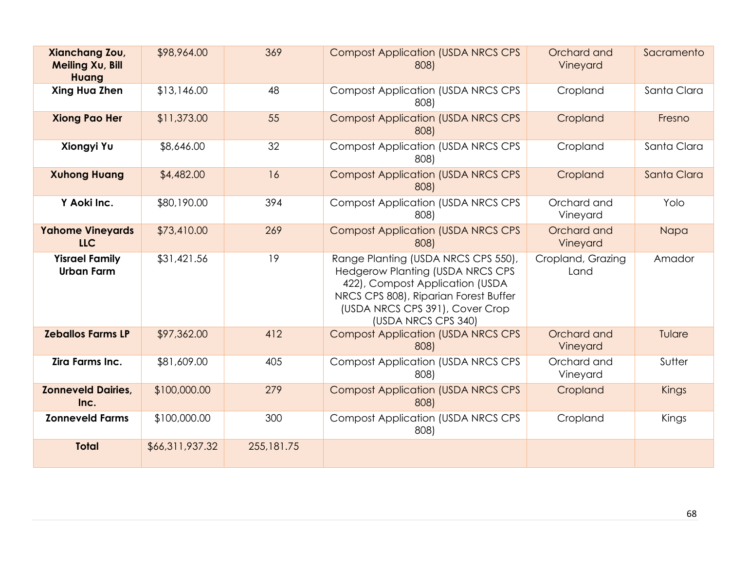| **Xianchang Zou, Meiling Xu, Bill Huang** | $98,964.00 | 369 | Compost Application (USDA NRCS CPS 808) | Orchard and Vineyard | Sacramento |
|---|---|---|---|---|---|
| **Xing Hua Zhen** | $13,146.00 | 48 | Compost Application (USDA NRCS CPS 808) | Cropland | Santa Clara |
| **Xiong Pao Her** | $11,373.00 | 55 | Compost Application (USDA NRCS CPS 808) | Cropland | Fresno |
| **Xiongyi Yu** | $8,646.00 | 32 | Compost Application (USDA NRCS CPS 808) | Cropland | Santa Clara |
| **Xuhong Huang** | $4,482.00 | 16 | Compost Application (USDA NRCS CPS 808) | Cropland | Santa Clara |
| **Y Aoki Inc.** | $80,190.00 | 394 | Compost Application (USDA NRCS CPS 808) | Orchard and Vineyard | Yolo |
| **Yahome Vineyards LLC** | $73,410.00 | 269 | Compost Application (USDA NRCS CPS 808) | Orchard and Vineyard | Napa |
| **Yisrael Family Urban Farm** | $31,421.56 | 19 | Range Planting (USDA NRCS CPS 550), Hedgerow Planting (USDA NRCS CPS 422), Compost Application (USDA NRCS CPS 808), Riparian Forest Buffer (USDA NRCS CPS 391), Cover Crop (USDA NRCS CPS 340) | Cropland, Grazing Land | Amador |
| **Zeballos Farms LP** | $97,362.00 | 412 | Compost Application (USDA NRCS CPS 808) | Orchard and Vineyard | Tulare |
| **Zira Farms Inc.** | $81,609.00 | 405 | Compost Application (USDA NRCS CPS 808) | Orchard and Vineyard | Sutter |
| **Zonneveld Dairies, Inc.** | $100,000.00 | 279 | Compost Application (USDA NRCS CPS 808) | Cropland | Kings |
| **Zonneveld Farms** | $100,000.00 | 300 | Compost Application (USDA NRCS CPS 808) | Cropland | Kings |
| **Total** | $66,311,937.32 | 255,181.75 | | | |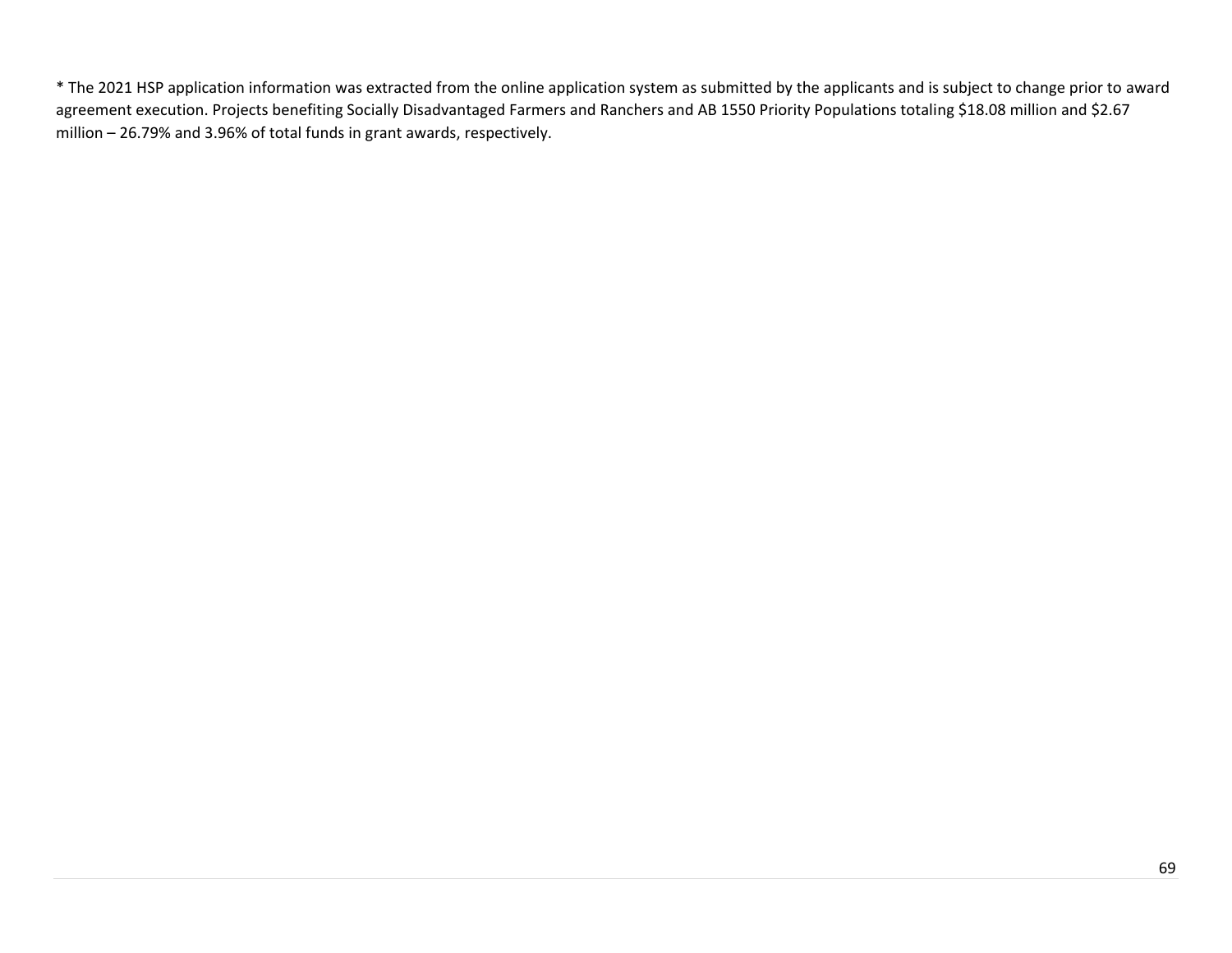* The 2021 HSP application information was extracted from the online application system as submitted by the applicants and is subject to change prior to award agreement execution. Projects benefiting Socially Disadvantaged Farmers and Ranchers and AB 1550 Priority Populations totaling $18.08 million and $2.67 million – 26.79% and 3.96% of total funds in grant awards, respectively.